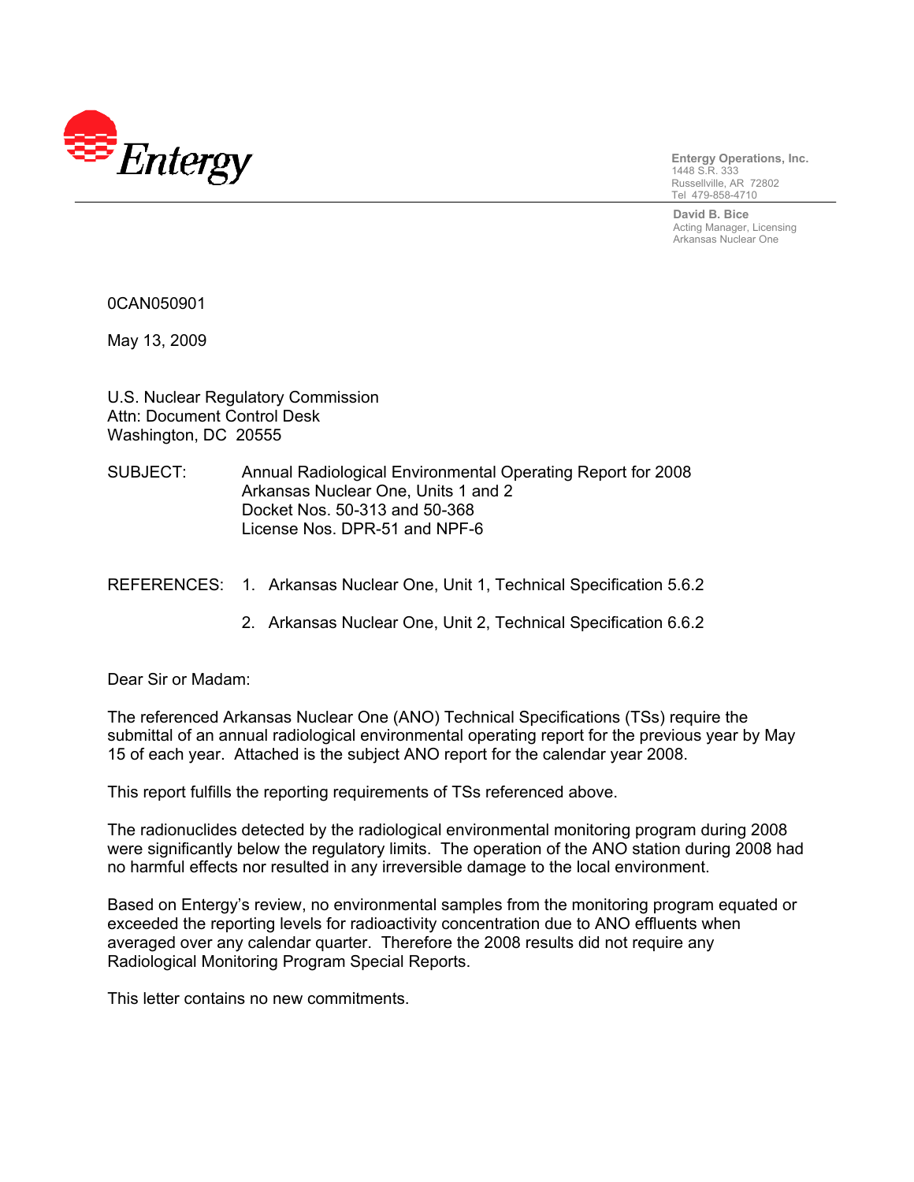Entergy

**Entergy Operations, Inc.**
1448 S.R. 333
Russellville, AR 72802
Tel 479-858-4710

**David B. Bice**
Acting Manager, Licensing
Arkansas Nuclear One

0CAN050901

May 13, 2009

U.S. Nuclear Regulatory Commission
Attn: Document Control Desk
Washington, DC 20555

SUBJECT: Annual Radiological Environmental Operating Report for 2008
Arkansas Nuclear One, Units 1 and 2
Docket Nos. 50-313 and 50-368
License Nos. DPR-51 and NPF-6

REFERENCES:
1. Arkansas Nuclear One, Unit 1, Technical Specification 5.6.2
2. Arkansas Nuclear One, Unit 2, Technical Specification 6.6.2

Dear Sir or Madam:

The referenced Arkansas Nuclear One (ANO) Technical Specifications (TSs) require the submittal of an annual radiological environmental operating report for the previous year by May 15 of each year. Attached is the subject ANO report for the calendar year 2008.

This report fulfills the reporting requirements of TSs referenced above.

The radionuclides detected by the radiological environmental monitoring program during 2008 were significantly below the regulatory limits. The operation of the ANO station during 2008 had no harmful effects nor resulted in any irreversible damage to the local environment.

Based on Entergy's review, no environmental samples from the monitoring program equated or exceeded the reporting levels for radioactivity concentration due to ANO effluents when averaged over any calendar quarter. Therefore the 2008 results did not require any Radiological Monitoring Program Special Reports.

This letter contains no new commitments.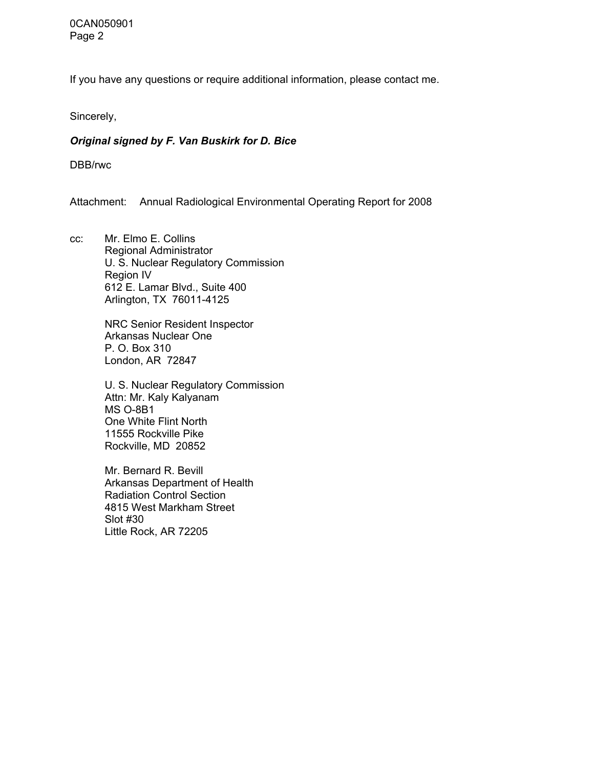If you have any questions or require additional information, please contact me.

Sincerely,

***Original signed by F. Van Buskirk for D. Bice***

DBB/rwc

Attachment: Annual Radiological Environmental Operating Report for 2008

cc: Mr. Elmo E. Collins
Regional Administrator
U. S. Nuclear Regulatory Commission
Region IV
612 E. Lamar Blvd., Suite 400
Arlington, TX 76011-4125

NRC Senior Resident Inspector
Arkansas Nuclear One
P. O. Box 310
London, AR 72847

U. S. Nuclear Regulatory Commission
Attn: Mr. Kaly Kalyanam
MS O-8B1
One White Flint North
11555 Rockville Pike
Rockville, MD 20852

Mr. Bernard R. Bevill
Arkansas Department of Health
Radiation Control Section
4815 West Markham Street
Slot #30
Little Rock, AR 72205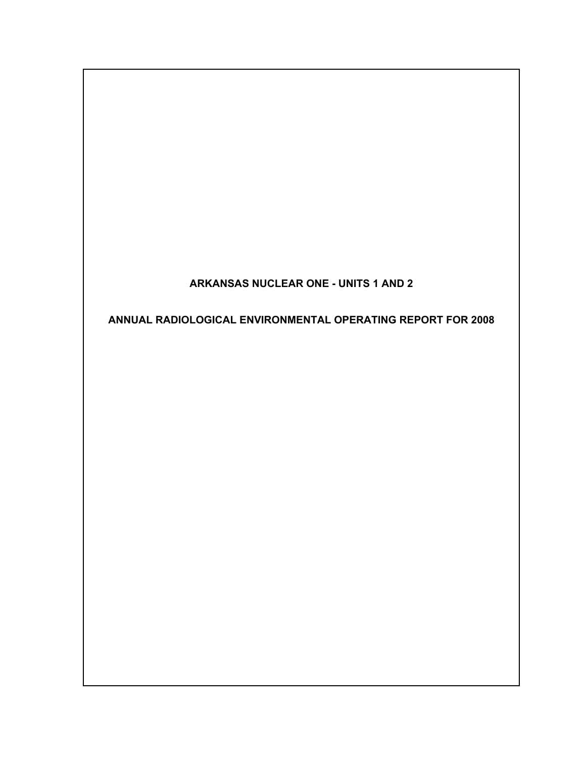# ARKANSAS NUCLEAR ONE - UNITS 1 AND 2

# ANNUAL RADIOLOGICAL ENVIRONMENTAL OPERATING REPORT FOR 2008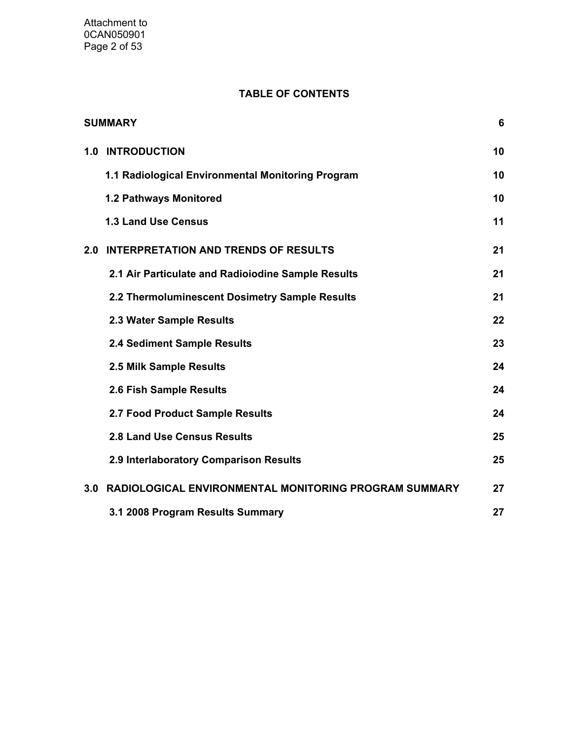## TABLE OF CONTENTS

| | |
|---|---|
| **SUMMARY** | **6** |
| **1.0 INTRODUCTION** | **10** |
| **1.1 Radiological Environmental Monitoring Program** | **10** |
| **1.2 Pathways Monitored** | **10** |
| **1.3 Land Use Census** | **11** |
| **2.0 INTERPRETATION AND TRENDS OF RESULTS** | **21** |
| **2.1 Air Particulate and Radioiodine Sample Results** | **21** |
| **2.2 Thermoluminescent Dosimetry Sample Results** | **21** |
| **2.3 Water Sample Results** | **22** |
| **2.4 Sediment Sample Results** | **23** |
| **2.5 Milk Sample Results** | **24** |
| **2.6 Fish Sample Results** | **24** |
| **2.7 Food Product Sample Results** | **24** |
| **2.8 Land Use Census Results** | **25** |
| **2.9 Interlaboratory Comparison Results** | **25** |
| **3.0 RADIOLOGICAL ENVIRONMENTAL MONITORING PROGRAM SUMMARY** | **27** |
| **3.1 2008 Program Results Summary** | **27** |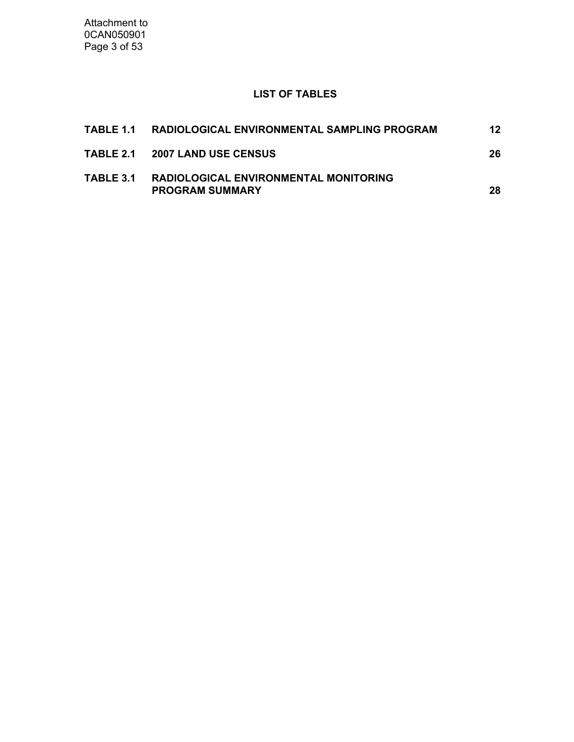## LIST OF TABLES

| | | |
|---|---|---|
| **TABLE 1.1** | **RADIOLOGICAL ENVIRONMENTAL SAMPLING PROGRAM** | **12** |
| **TABLE 2.1** | **2007 LAND USE CENSUS** | **26** |
| **TABLE 3.1** | **RADIOLOGICAL ENVIRONMENTAL MONITORING PROGRAM SUMMARY** | **28** |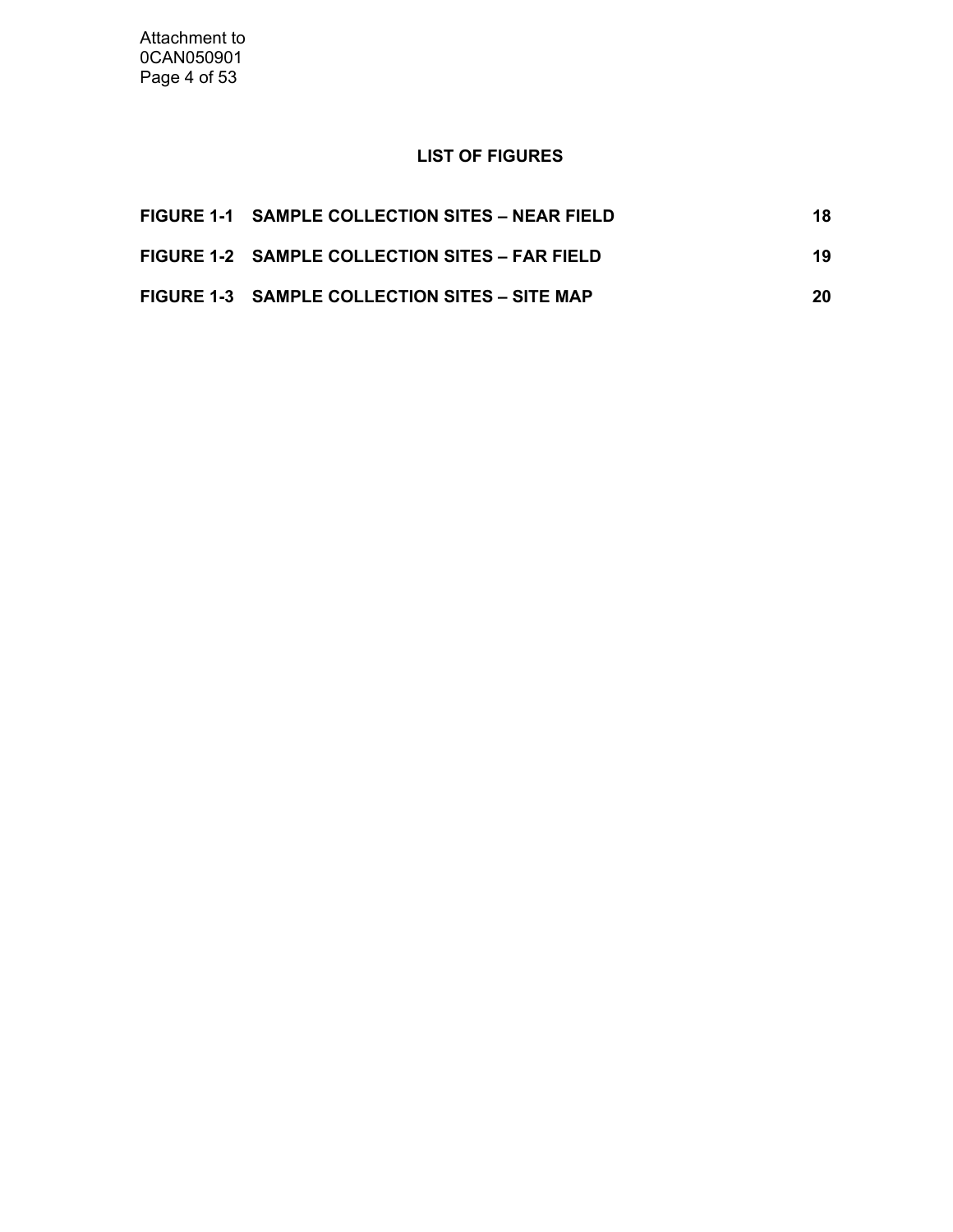## LIST OF FIGURES

| | | |
|---|---|---|
| **FIGURE 1-1** | **SAMPLE COLLECTION SITES – NEAR FIELD** | **18** |
| **FIGURE 1-2** | **SAMPLE COLLECTION SITES – FAR FIELD** | **19** |
| **FIGURE 1-3** | **SAMPLE COLLECTION SITES – SITE MAP** | **20** |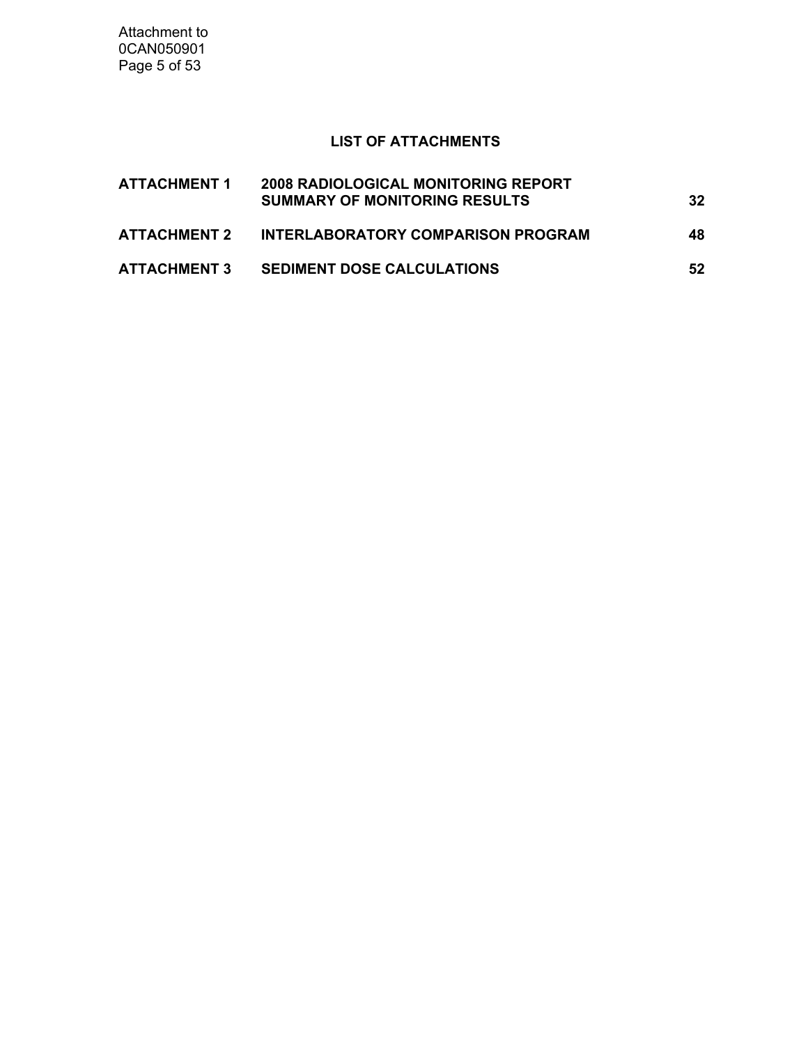## LIST OF ATTACHMENTS

| | | |
|---|---|---|
| **ATTACHMENT 1** | **2008 RADIOLOGICAL MONITORING REPORT SUMMARY OF MONITORING RESULTS** | **32** |
| **ATTACHMENT 2** | **INTERLABORATORY COMPARISON PROGRAM** | **48** |
| **ATTACHMENT 3** | **SEDIMENT DOSE CALCULATIONS** | **52** |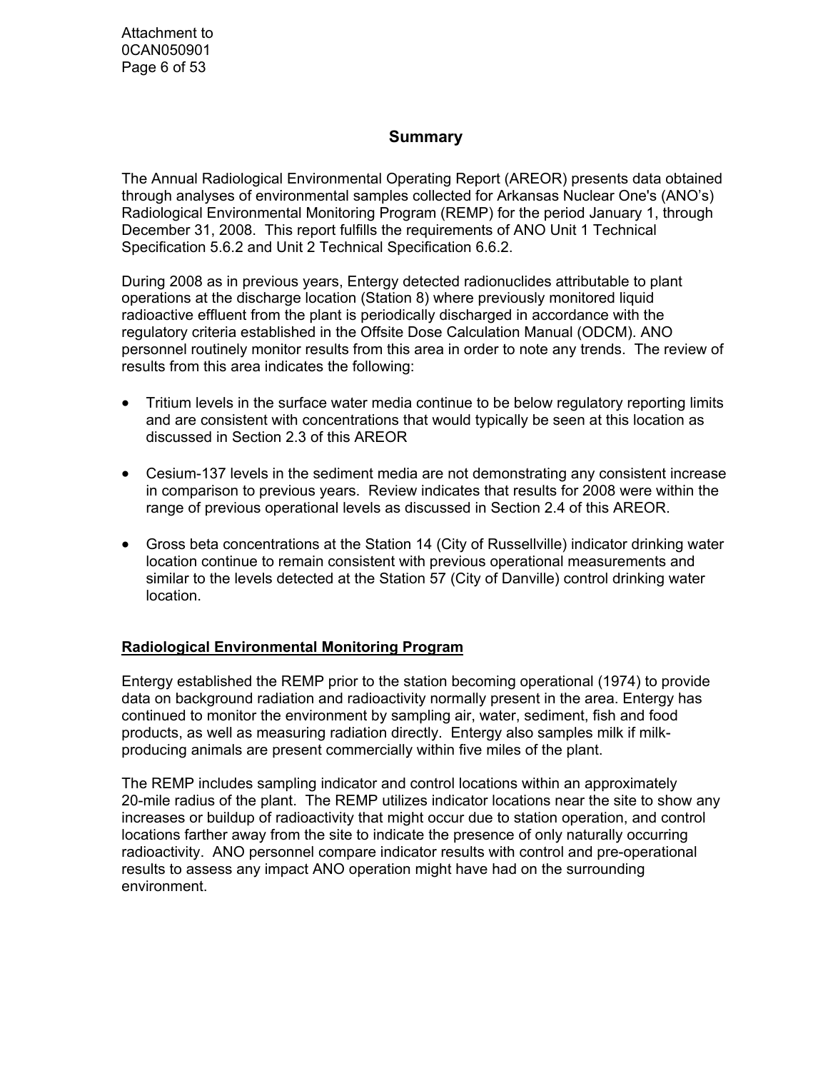## Summary

The Annual Radiological Environmental Operating Report (AREOR) presents data obtained through analyses of environmental samples collected for Arkansas Nuclear One's (ANO's) Radiological Environmental Monitoring Program (REMP) for the period January 1, through December 31, 2008. This report fulfills the requirements of ANO Unit 1 Technical Specification 5.6.2 and Unit 2 Technical Specification 6.6.2.

During 2008 as in previous years, Entergy detected radionuclides attributable to plant operations at the discharge location (Station 8) where previously monitored liquid radioactive effluent from the plant is periodically discharged in accordance with the regulatory criteria established in the Offsite Dose Calculation Manual (ODCM). ANO personnel routinely monitor results from this area in order to note any trends. The review of results from this area indicates the following:

- Tritium levels in the surface water media continue to be below regulatory reporting limits and are consistent with concentrations that would typically be seen at this location as discussed in Section 2.3 of this AREOR
- Cesium-137 levels in the sediment media are not demonstrating any consistent increase in comparison to previous years. Review indicates that results for 2008 were within the range of previous operational levels as discussed in Section 2.4 of this AREOR.
- Gross beta concentrations at the Station 14 (City of Russellville) indicator drinking water location continue to remain consistent with previous operational measurements and similar to the levels detected at the Station 57 (City of Danville) control drinking water location.

### Radiological Environmental Monitoring Program

Entergy established the REMP prior to the station becoming operational (1974) to provide data on background radiation and radioactivity normally present in the area. Entergy has continued to monitor the environment by sampling air, water, sediment, fish and food products, as well as measuring radiation directly. Entergy also samples milk if milk-producing animals are present commercially within five miles of the plant.

The REMP includes sampling indicator and control locations within an approximately 20-mile radius of the plant. The REMP utilizes indicator locations near the site to show any increases or buildup of radioactivity that might occur due to station operation, and control locations farther away from the site to indicate the presence of only naturally occurring radioactivity. ANO personnel compare indicator results with control and pre-operational results to assess any impact ANO operation might have had on the surrounding environment.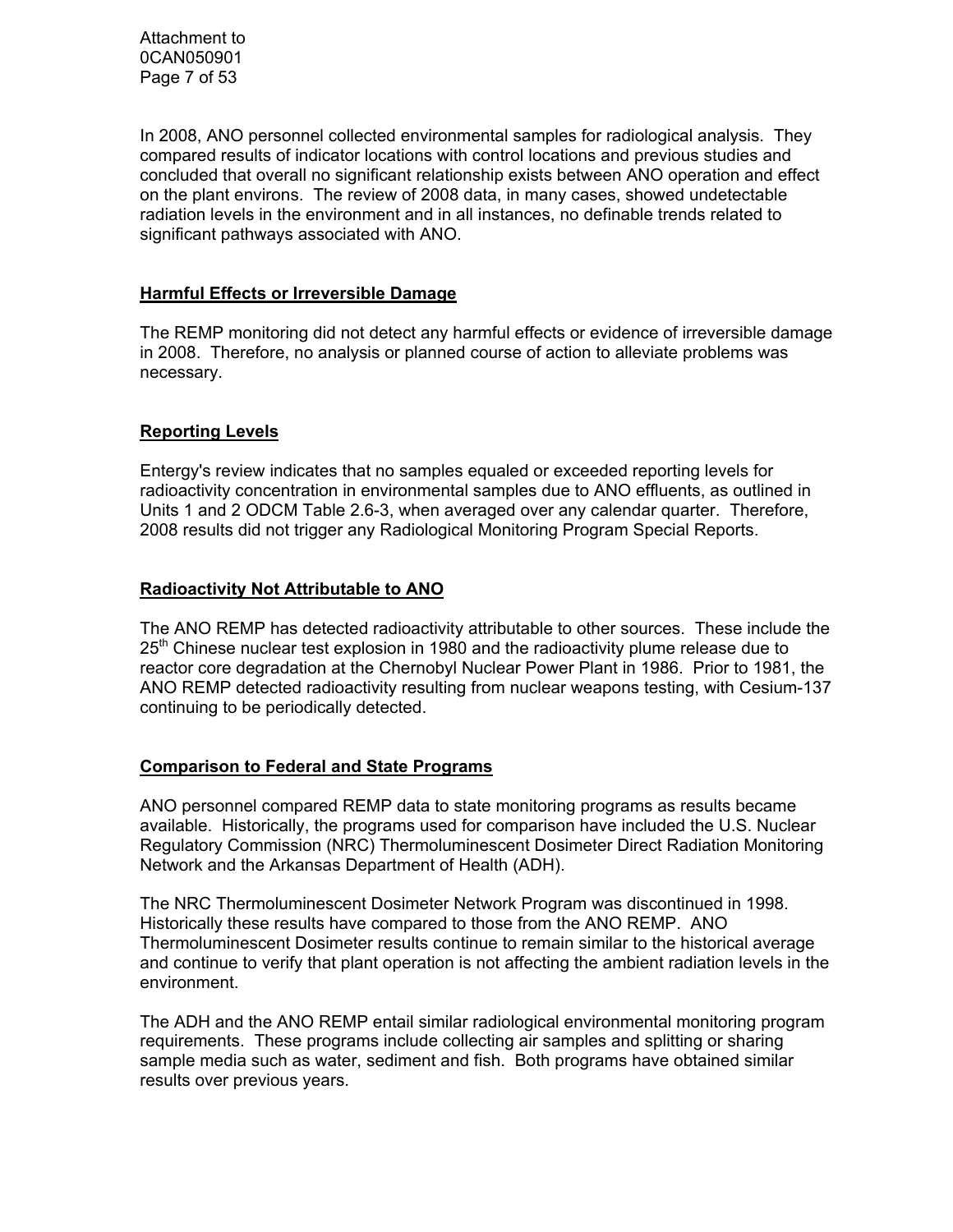In 2008, ANO personnel collected environmental samples for radiological analysis. They compared results of indicator locations with control locations and previous studies and concluded that overall no significant relationship exists between ANO operation and effect on the plant environs. The review of 2008 data, in many cases, showed undetectable radiation levels in the environment and in all instances, no definable trends related to significant pathways associated with ANO.

## Harmful Effects or Irreversible Damage

The REMP monitoring did not detect any harmful effects or evidence of irreversible damage in 2008. Therefore, no analysis or planned course of action to alleviate problems was necessary.

## Reporting Levels

Entergy's review indicates that no samples equaled or exceeded reporting levels for radioactivity concentration in environmental samples due to ANO effluents, as outlined in Units 1 and 2 ODCM Table 2.6-3, when averaged over any calendar quarter. Therefore, 2008 results did not trigger any Radiological Monitoring Program Special Reports.

## Radioactivity Not Attributable to ANO

The ANO REMP has detected radioactivity attributable to other sources. These include the 25th Chinese nuclear test explosion in 1980 and the radioactivity plume release due to reactor core degradation at the Chernobyl Nuclear Power Plant in 1986. Prior to 1981, the ANO REMP detected radioactivity resulting from nuclear weapons testing, with Cesium-137 continuing to be periodically detected.

## Comparison to Federal and State Programs

ANO personnel compared REMP data to state monitoring programs as results became available. Historically, the programs used for comparison have included the U.S. Nuclear Regulatory Commission (NRC) Thermoluminescent Dosimeter Direct Radiation Monitoring Network and the Arkansas Department of Health (ADH).

The NRC Thermoluminescent Dosimeter Network Program was discontinued in 1998. Historically these results have compared to those from the ANO REMP. ANO Thermoluminescent Dosimeter results continue to remain similar to the historical average and continue to verify that plant operation is not affecting the ambient radiation levels in the environment.

The ADH and the ANO REMP entail similar radiological environmental monitoring program requirements. These programs include collecting air samples and splitting or sharing sample media such as water, sediment and fish. Both programs have obtained similar results over previous years.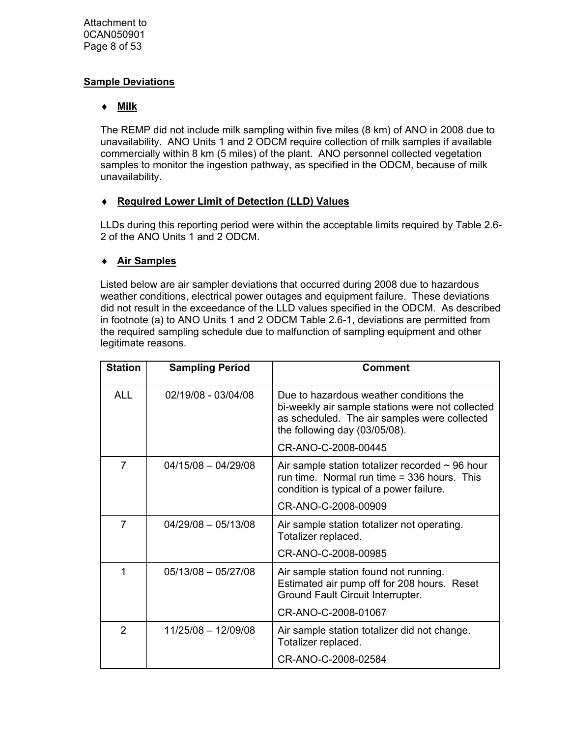## Sample Deviations

- **Milk**

The REMP did not include milk sampling within five miles (8 km) of ANO in 2008 due to unavailability. ANO Units 1 and 2 ODCM require collection of milk samples if available commercially within 8 km (5 miles) of the plant. ANO personnel collected vegetation samples to monitor the ingestion pathway, as specified in the ODCM, because of milk unavailability.

- **Required Lower Limit of Detection (LLD) Values**

LLDs during this reporting period were within the acceptable limits required by Table 2.6-2 of the ANO Units 1 and 2 ODCM.

- **Air Samples**

Listed below are air sampler deviations that occurred during 2008 due to hazardous weather conditions, electrical power outages and equipment failure. These deviations did not result in the exceedance of the LLD values specified in the ODCM. As described in footnote (a) to ANO Units 1 and 2 ODCM Table 2.6-1, deviations are permitted from the required sampling schedule due to malfunction of sampling equipment and other legitimate reasons.

| Station | Sampling Period | Comment |
|---|---|---|
| ALL | 02/19/08 - 03/04/08 | Due to hazardous weather conditions the bi-weekly air sample stations were not collected as scheduled. The air samples were collected the following day (03/05/08).<br>CR-ANO-C-2008-00445 |
| 7 | 04/15/08 – 04/29/08 | Air sample station totalizer recorded ~ 96 hour run time. Normal run time = 336 hours. This condition is typical of a power failure.<br>CR-ANO-C-2008-00909 |
| 7 | 04/29/08 – 05/13/08 | Air sample station totalizer not operating. Totalizer replaced.<br>CR-ANO-C-2008-00985 |
| 1 | 05/13/08 – 05/27/08 | Air sample station found not running. Estimated air pump off for 208 hours. Reset Ground Fault Circuit Interrupter.<br>CR-ANO-C-2008-01067 |
| 2 | 11/25/08 – 12/09/08 | Air sample station totalizer did not change. Totalizer replaced.<br>CR-ANO-C-2008-02584 |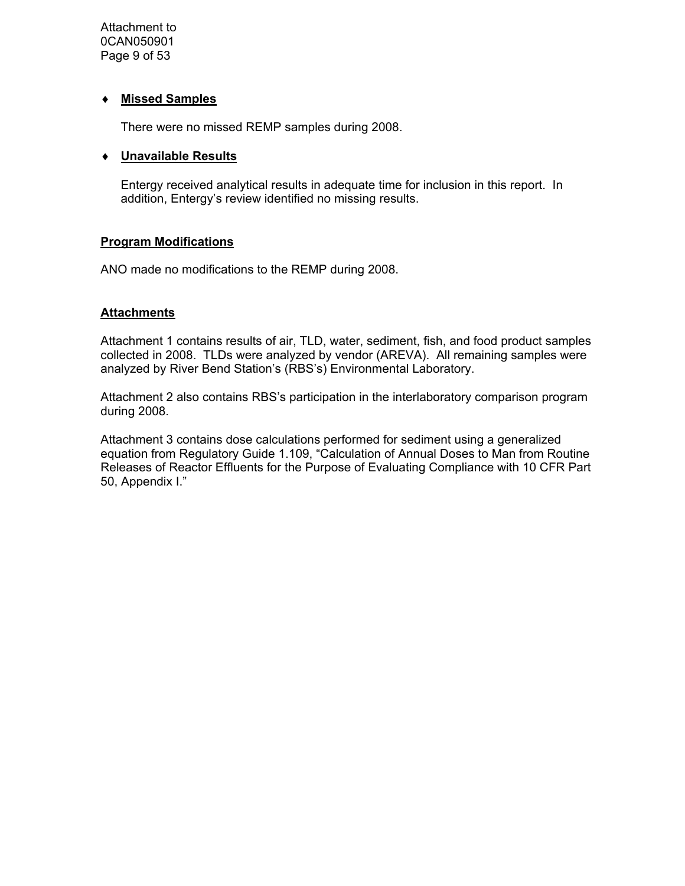- **Missed Samples**

  There were no missed REMP samples during 2008.

- **Unavailable Results**

  Entergy received analytical results in adequate time for inclusion in this report. In addition, Entergy's review identified no missing results.

## Program Modifications

ANO made no modifications to the REMP during 2008.

## Attachments

Attachment 1 contains results of air, TLD, water, sediment, fish, and food product samples collected in 2008. TLDs were analyzed by vendor (AREVA). All remaining samples were analyzed by River Bend Station's (RBS's) Environmental Laboratory.

Attachment 2 also contains RBS's participation in the interlaboratory comparison program during 2008.

Attachment 3 contains dose calculations performed for sediment using a generalized equation from Regulatory Guide 1.109, "Calculation of Annual Doses to Man from Routine Releases of Reactor Effluents for the Purpose of Evaluating Compliance with 10 CFR Part 50, Appendix I."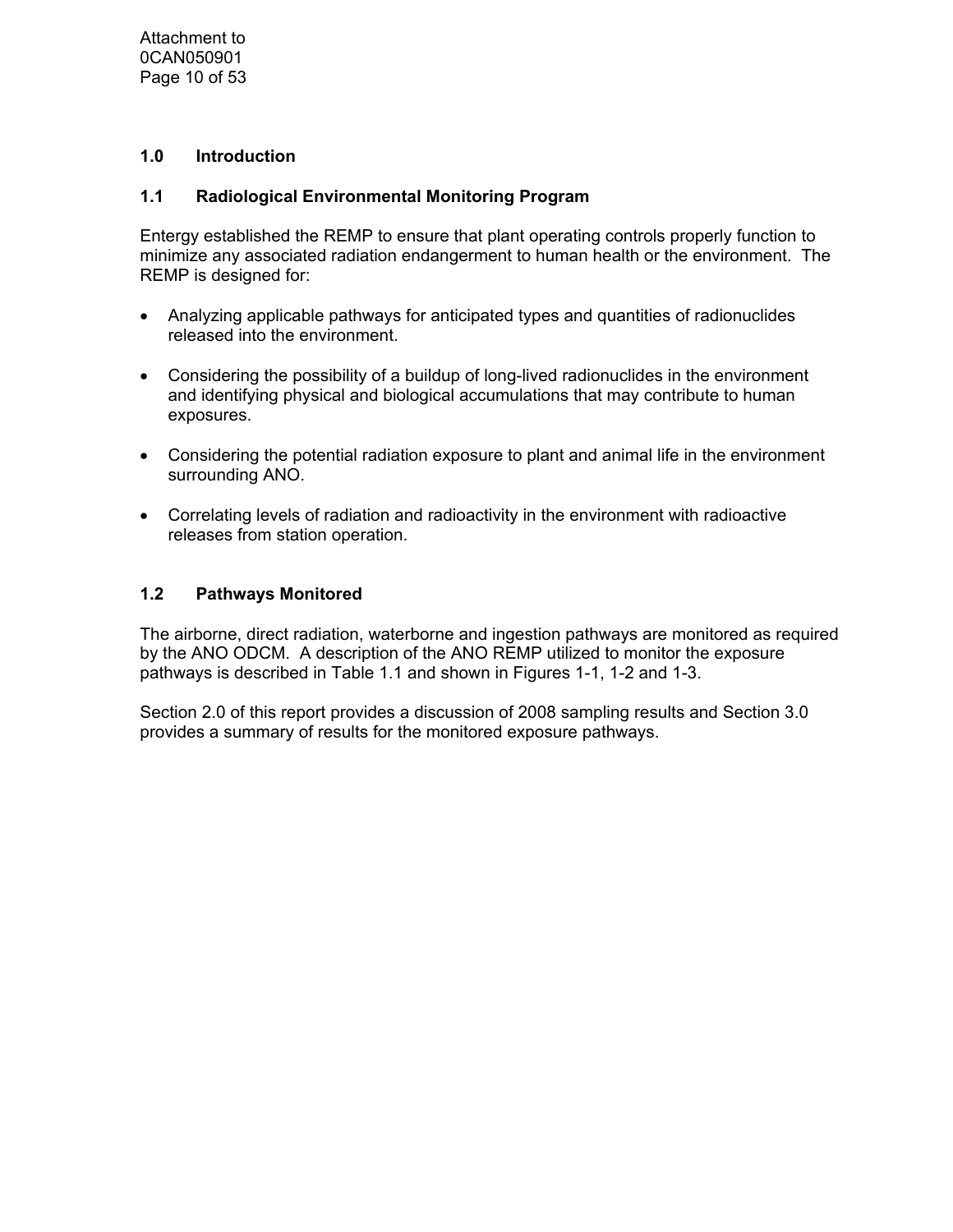## 1.0 Introduction

### 1.1 Radiological Environmental Monitoring Program

Entergy established the REMP to ensure that plant operating controls properly function to minimize any associated radiation endangerment to human health or the environment. The REMP is designed for:

- Analyzing applicable pathways for anticipated types and quantities of radionuclides released into the environment.
- Considering the possibility of a buildup of long-lived radionuclides in the environment and identifying physical and biological accumulations that may contribute to human exposures.
- Considering the potential radiation exposure to plant and animal life in the environment surrounding ANO.
- Correlating levels of radiation and radioactivity in the environment with radioactive releases from station operation.

### 1.2 Pathways Monitored

The airborne, direct radiation, waterborne and ingestion pathways are monitored as required by the ANO ODCM. A description of the ANO REMP utilized to monitor the exposure pathways is described in Table 1.1 and shown in Figures 1-1, 1-2 and 1-3.

Section 2.0 of this report provides a discussion of 2008 sampling results and Section 3.0 provides a summary of results for the monitored exposure pathways.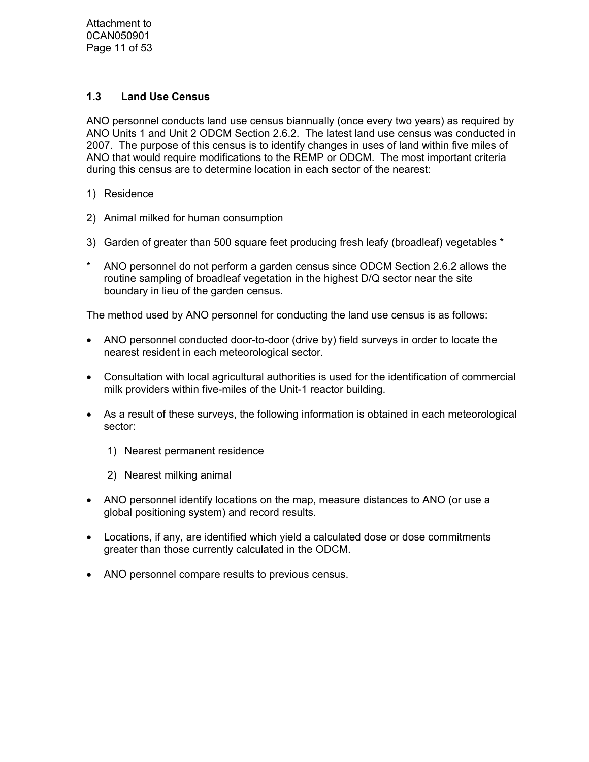### 1.3 Land Use Census

ANO personnel conducts land use census biannually (once every two years) as required by ANO Units 1 and Unit 2 ODCM Section 2.6.2. The latest land use census was conducted in 2007. The purpose of this census is to identify changes in uses of land within five miles of ANO that would require modifications to the REMP or ODCM. The most important criteria during this census are to determine location in each sector of the nearest:

1) Residence

2) Animal milked for human consumption

3) Garden of greater than 500 square feet producing fresh leafy (broadleaf) vegetables *

\* ANO personnel do not perform a garden census since ODCM Section 2.6.2 allows the routine sampling of broadleaf vegetation in the highest D/Q sector near the site boundary in lieu of the garden census.

The method used by ANO personnel for conducting the land use census is as follows:

- ANO personnel conducted door-to-door (drive by) field surveys in order to locate the nearest resident in each meteorological sector.
- Consultation with local agricultural authorities is used for the identification of commercial milk providers within five-miles of the Unit-1 reactor building.
- As a result of these surveys, the following information is obtained in each meteorological sector:
  1) Nearest permanent residence
  2) Nearest milking animal
- ANO personnel identify locations on the map, measure distances to ANO (or use a global positioning system) and record results.
- Locations, if any, are identified which yield a calculated dose or dose commitments greater than those currently calculated in the ODCM.
- ANO personnel compare results to previous census.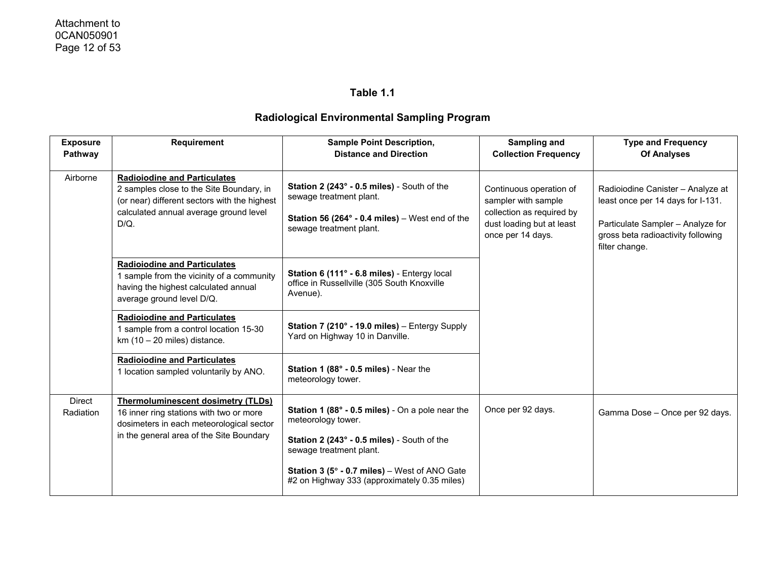## Table 1.1

## Radiological Environmental Sampling Program

| Exposure Pathway | Requirement | Sample Point Description, Distance and Direction | Sampling and Collection Frequency | Type and Frequency Of Analyses |
|---|---|---|---|---|
| Airborne | **Radioiodine and Particulates**<br>2 samples close to the Site Boundary, in (or near) different sectors with the highest calculated annual average ground level D/Q. | **Station 2 (243° - 0.5 miles)** - South of the sewage treatment plant.<br><br>**Station 56 (264° - 0.4 miles)** – West end of the sewage treatment plant. | Continuous operation of sampler with sample collection as required by dust loading but at least once per 14 days. | Radioiodine Canister – Analyze at least once per 14 days for I-131.<br><br>Particulate Sampler – Analyze for gross beta radioactivity following filter change. |
| | **Radioiodine and Particulates**<br>1 sample from the vicinity of a community having the highest calculated annual average ground level D/Q. | **Station 6 (111° - 6.8 miles)** - Entergy local office in Russellville (305 South Knoxville Avenue). | | |
| | **Radioiodine and Particulates**<br>1 sample from a control location 15-30 km (10 – 20 miles) distance. | **Station 7 (210° - 19.0 miles)** – Entergy Supply Yard on Highway 10 in Danville. | | |
| | **Radioiodine and Particulates**<br>1 location sampled voluntarily by ANO. | **Station 1 (88° - 0.5 miles)** - Near the meteorology tower. | | |
| Direct Radiation | **Thermoluminescent dosimetry (TLDs)**<br>16 inner ring stations with two or more dosimeters in each meteorological sector in the general area of the Site Boundary | **Station 1 (88° - 0.5 miles)** - On a pole near the meteorology tower.<br><br>**Station 2 (243° - 0.5 miles)** - South of the sewage treatment plant.<br><br>**Station 3 (5° - 0.7 miles)** – West of ANO Gate #2 on Highway 333 (approximately 0.35 miles) | Once per 92 days. | Gamma Dose – Once per 92 days. |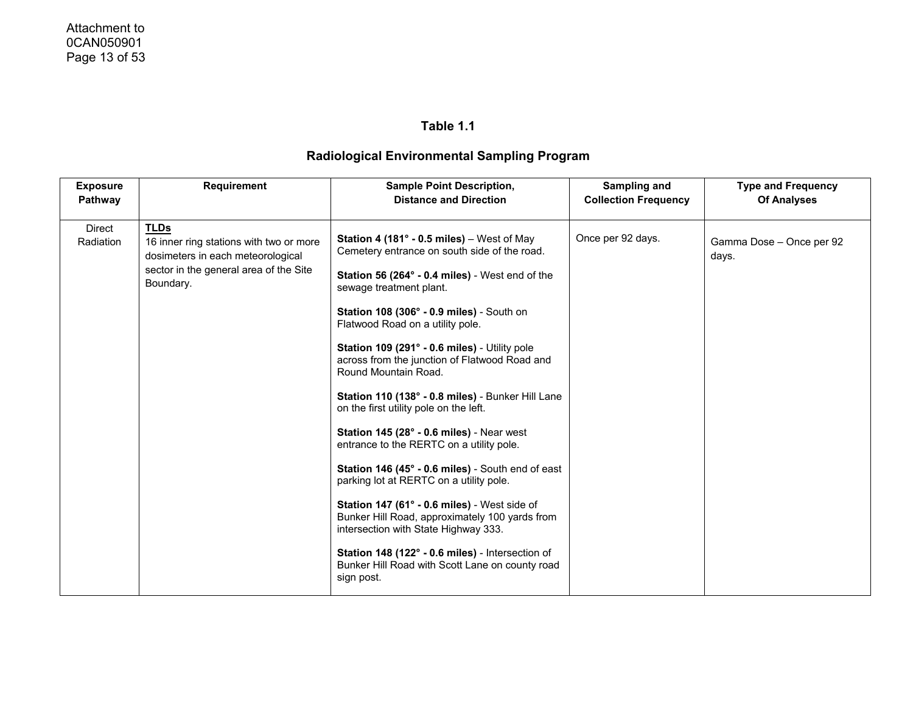## Table 1.1

### Radiological Environmental Sampling Program

| Exposure Pathway | Requirement | Sample Point Description, Distance and Direction | Sampling and Collection Frequency | Type and Frequency Of Analyses |
|---|---|---|---|---|
| Direct Radiation | **TLDs**<br>16 inner ring stations with two or more dosimeters in each meteorological sector in the general area of the Site Boundary. | **Station 4 (181° - 0.5 miles)** – West of May Cemetery entrance on south side of the road.<br><br>**Station 56 (264° - 0.4 miles)** - West end of the sewage treatment plant.<br><br>**Station 108 (306° - 0.9 miles)** - South on Flatwood Road on a utility pole.<br><br>**Station 109 (291° - 0.6 miles)** - Utility pole across from the junction of Flatwood Road and Round Mountain Road.<br><br>**Station 110 (138° - 0.8 miles)** - Bunker Hill Lane on the first utility pole on the left.<br><br>**Station 145 (28° - 0.6 miles)** - Near west entrance to the RERTC on a utility pole.<br><br>**Station 146 (45° - 0.6 miles)** - South end of east parking lot at RERTC on a utility pole.<br><br>**Station 147 (61° - 0.6 miles)** - West side of Bunker Hill Road, approximately 100 yards from intersection with State Highway 333.<br><br>**Station 148 (122° - 0.6 miles)** - Intersection of Bunker Hill Road with Scott Lane on county road sign post. | Once per 92 days. | Gamma Dose – Once per 92 days. |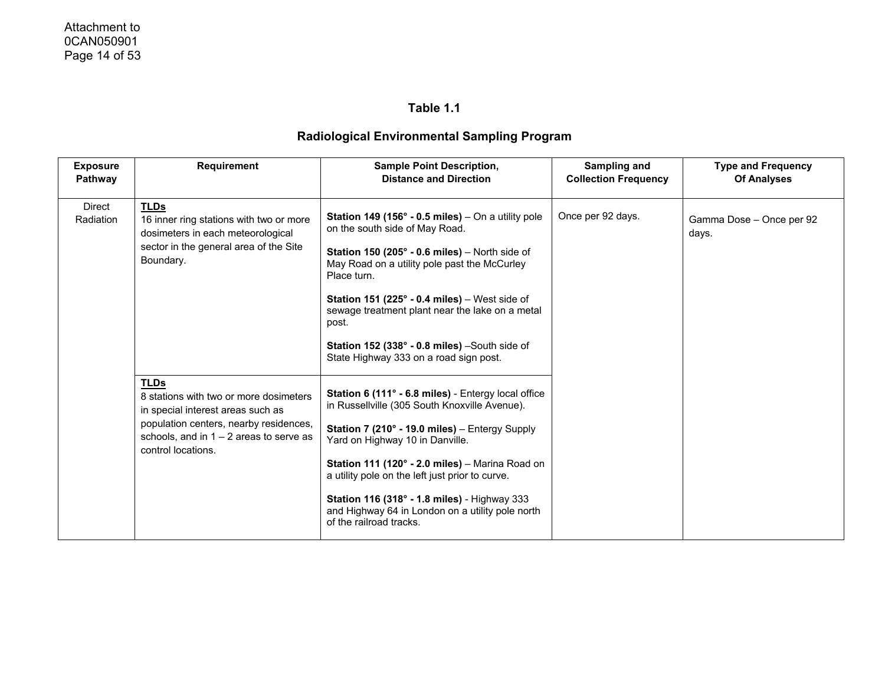Attachment to
0CAN050901

## Table 1.1

## Radiological Environmental Sampling Program

| Exposure Pathway | Requirement | Sample Point Description, Distance and Direction | Sampling and Collection Frequency | Type and Frequency Of Analyses |
|---|---|---|---|---|
| Direct Radiation | **TLDs**<br>16 inner ring stations with two or more dosimeters in each meteorological sector in the general area of the Site Boundary. | **Station 149 (156° - 0.5 miles)** – On a utility pole on the south side of May Road.<br><br>**Station 150 (205° - 0.6 miles)** – North side of May Road on a utility pole past the McCurley Place turn.<br><br>**Station 151 (225° - 0.4 miles)** – West side of sewage treatment plant near the lake on a metal post.<br><br>**Station 152 (338° - 0.8 miles)** –South side of State Highway 333 on a road sign post. | Once per 92 days. | Gamma Dose – Once per 92 days. |
| | **TLDs**<br>8 stations with two or more dosimeters in special interest areas such as population centers, nearby residences, schools, and in 1 – 2 areas to serve as control locations. | **Station 6 (111° - 6.8 miles)** - Entergy local office in Russellville (305 South Knoxville Avenue).<br><br>**Station 7 (210° - 19.0 miles)** – Entergy Supply Yard on Highway 10 in Danville.<br><br>**Station 111 (120° - 2.0 miles)** – Marina Road on a utility pole on the left just prior to curve.<br><br>**Station 116 (318° - 1.8 miles)** - Highway 333 and Highway 64 in London on a utility pole north of the railroad tracks. | | |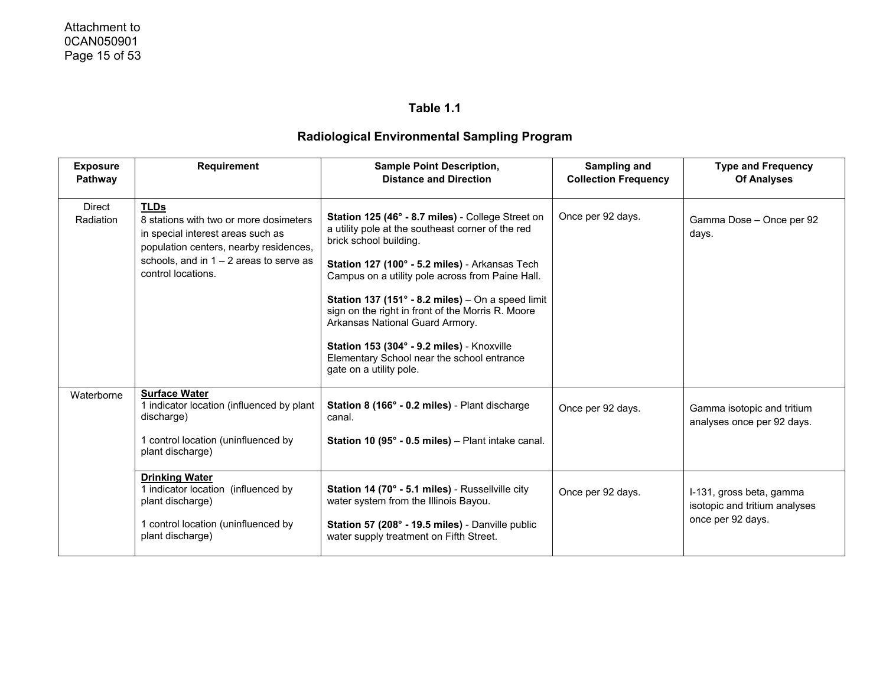## Table 1.1

## Radiological Environmental Sampling Program

| Exposure Pathway | Requirement | Sample Point Description, Distance and Direction | Sampling and Collection Frequency | Type and Frequency Of Analyses |
|---|---|---|---|---|
| Direct Radiation | **TLDs**<br>8 stations with two or more dosimeters in special interest areas such as population centers, nearby residences, schools, and in 1 – 2 areas to serve as control locations. | **Station 125 (46° - 8.7 miles)** - College Street on a utility pole at the southeast corner of the red brick school building.<br><br>**Station 127 (100° - 5.2 miles)** - Arkansas Tech Campus on a utility pole across from Paine Hall.<br><br>**Station 137 (151° - 8.2 miles)** – On a speed limit sign on the right in front of the Morris R. Moore Arkansas National Guard Armory.<br><br>**Station 153 (304° - 9.2 miles)** - Knoxville Elementary School near the school entrance gate on a utility pole. | Once per 92 days. | Gamma Dose – Once per 92 days. |
| Waterborne | **Surface Water**<br>1 indicator location (influenced by plant discharge)<br><br>1 control location (uninfluenced by plant discharge) | **Station 8 (166° - 0.2 miles)** - Plant discharge canal.<br><br>**Station 10 (95° - 0.5 miles)** – Plant intake canal. | Once per 92 days. | Gamma isotopic and tritium analyses once per 92 days. |
| | **Drinking Water**<br>1 indicator location (influenced by plant discharge)<br><br>1 control location (uninfluenced by plant discharge) | **Station 14 (70° - 5.1 miles)** - Russellville city water system from the Illinois Bayou.<br><br>**Station 57 (208° - 19.5 miles)** - Danville public water supply treatment on Fifth Street. | Once per 92 days. | I-131, gross beta, gamma isotopic and tritium analyses once per 92 days. |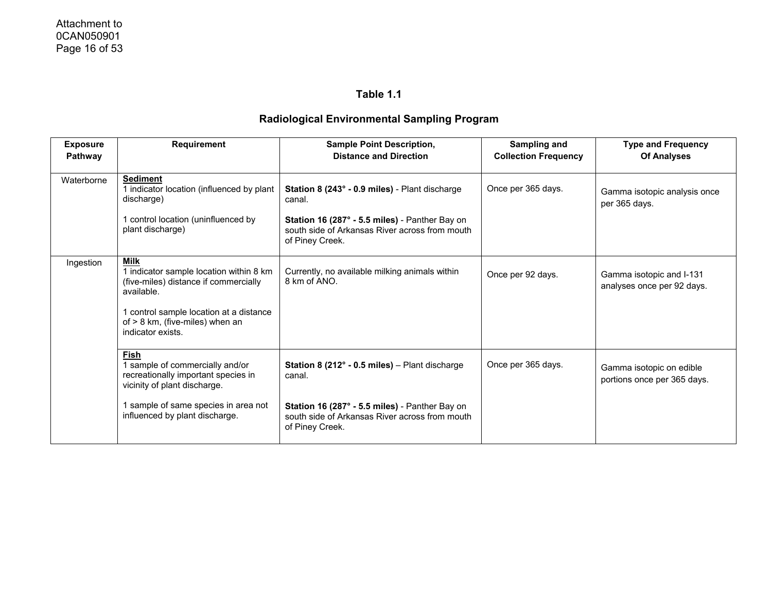## Table 1.1

## Radiological Environmental Sampling Program

| Exposure Pathway | Requirement | Sample Point Description, Distance and Direction | Sampling and Collection Frequency | Type and Frequency Of Analyses |
|---|---|---|---|---|
| Waterborne | **Sediment**<br>1 indicator location (influenced by plant discharge)<br><br>1 control location (uninfluenced by plant discharge) | **Station 8 (243° - 0.9 miles)** - Plant discharge canal.<br><br>**Station 16 (287° - 5.5 miles)** - Panther Bay on south side of Arkansas River across from mouth of Piney Creek. | Once per 365 days. | Gamma isotopic analysis once per 365 days. |
| Ingestion | **Milk**<br>1 indicator sample location within 8 km (five-miles) distance if commercially available.<br><br>1 control sample location at a distance of > 8 km, (five-miles) when an indicator exists. | Currently, no available milking animals within 8 km of ANO. | Once per 92 days. | Gamma isotopic and I-131 analyses once per 92 days. |
| | **Fish**<br>1 sample of commercially and/or recreationally important species in vicinity of plant discharge.<br><br>1 sample of same species in area not influenced by plant discharge. | **Station 8 (212° - 0.5 miles)** – Plant discharge canal.<br><br>**Station 16 (287° - 5.5 miles)** - Panther Bay on south side of Arkansas River across from mouth of Piney Creek. | Once per 365 days. | Gamma isotopic on edible portions once per 365 days. |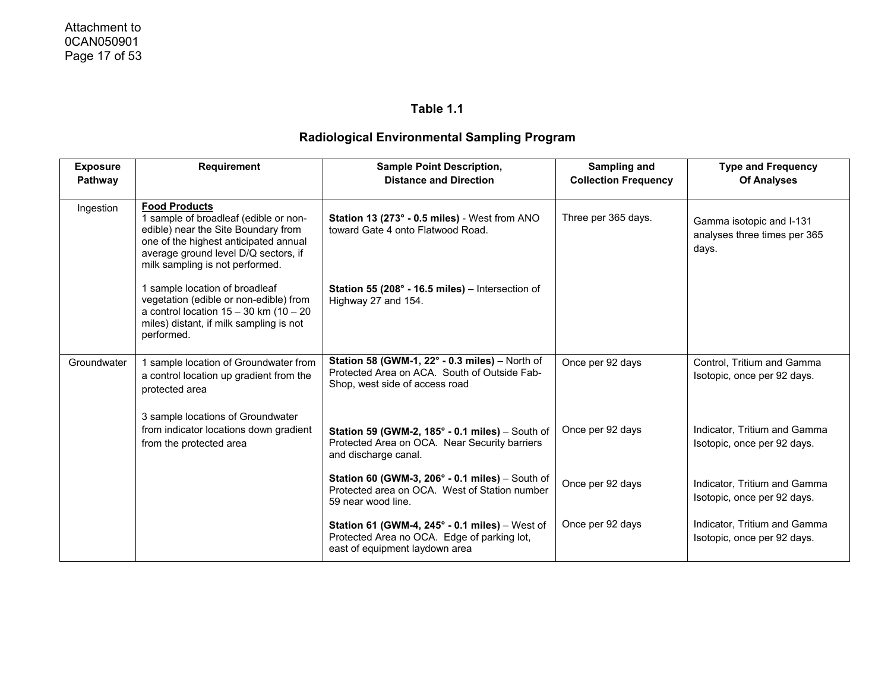## Table 1.1

## Radiological Environmental Sampling Program

| Exposure Pathway | Requirement | Sample Point Description, Distance and Direction | Sampling and Collection Frequency | Type and Frequency Of Analyses |
|---|---|---|---|---|
| Ingestion | **Food Products**<br>1 sample of broadleaf (edible or non-edible) near the Site Boundary from one of the highest anticipated annual average ground level D/Q sectors, if milk sampling is not performed.<br><br>1 sample location of broadleaf vegetation (edible or non-edible) from a control location 15 – 30 km (10 – 20 miles) distant, if milk sampling is not performed. | **Station 13 (273° - 0.5 miles)** - West from ANO toward Gate 4 onto Flatwood Road.<br><br>**Station 55 (208° - 16.5 miles)** – Intersection of Highway 27 and 154. | Three per 365 days. | Gamma isotopic and I-131 analyses three times per 365 days. |
| Groundwater | 1 sample location of Groundwater from a control location up gradient from the protected area | **Station 58 (GWM-1, 22° - 0.3 miles)** – North of Protected Area on ACA. South of Outside Fab-Shop, west side of access road | Once per 92 days | Control, Tritium and Gamma Isotopic, once per 92 days. |
| | 3 sample locations of Groundwater from indicator locations down gradient from the protected area | **Station 59 (GWM-2, 185° - 0.1 miles)** – South of Protected Area on OCA. Near Security barriers and discharge canal. | Once per 92 days | Indicator, Tritium and Gamma Isotopic, once per 92 days. |
| | | **Station 60 (GWM-3, 206° - 0.1 miles)** – South of Protected area on OCA. West of Station number 59 near wood line. | Once per 92 days | Indicator, Tritium and Gamma Isotopic, once per 92 days. |
| | | **Station 61 (GWM-4, 245° - 0.1 miles)** – West of Protected Area no OCA. Edge of parking lot, east of equipment laydown area | Once per 92 days | Indicator, Tritium and Gamma Isotopic, once per 92 days. |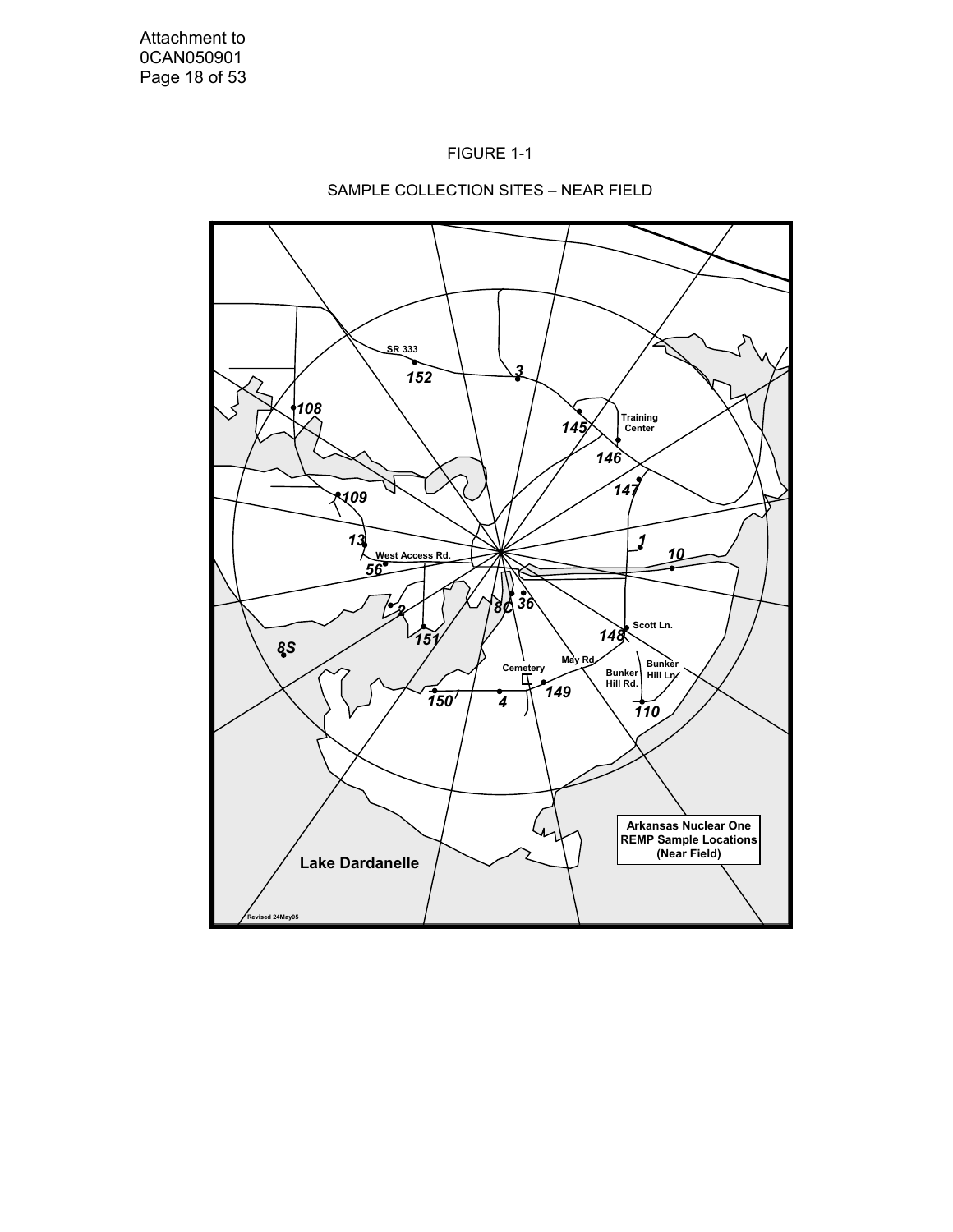FIGURE 1-1

SAMPLE COLLECTION SITES – NEAR FIELD

SR 333

152

3

108

145

Training Center

146

147

109

13

1

10

West Access Rd.

56

2

8C

36

151

148

Scott Ln.

8S

May Rd.

Cemetery

Bunker Hill Ln.

Bunker Hill Rd.

150

4

149

110

Arkansas Nuclear One
REMP Sample Locations
(Near Field)

Lake Dardanelle

Revised 24May05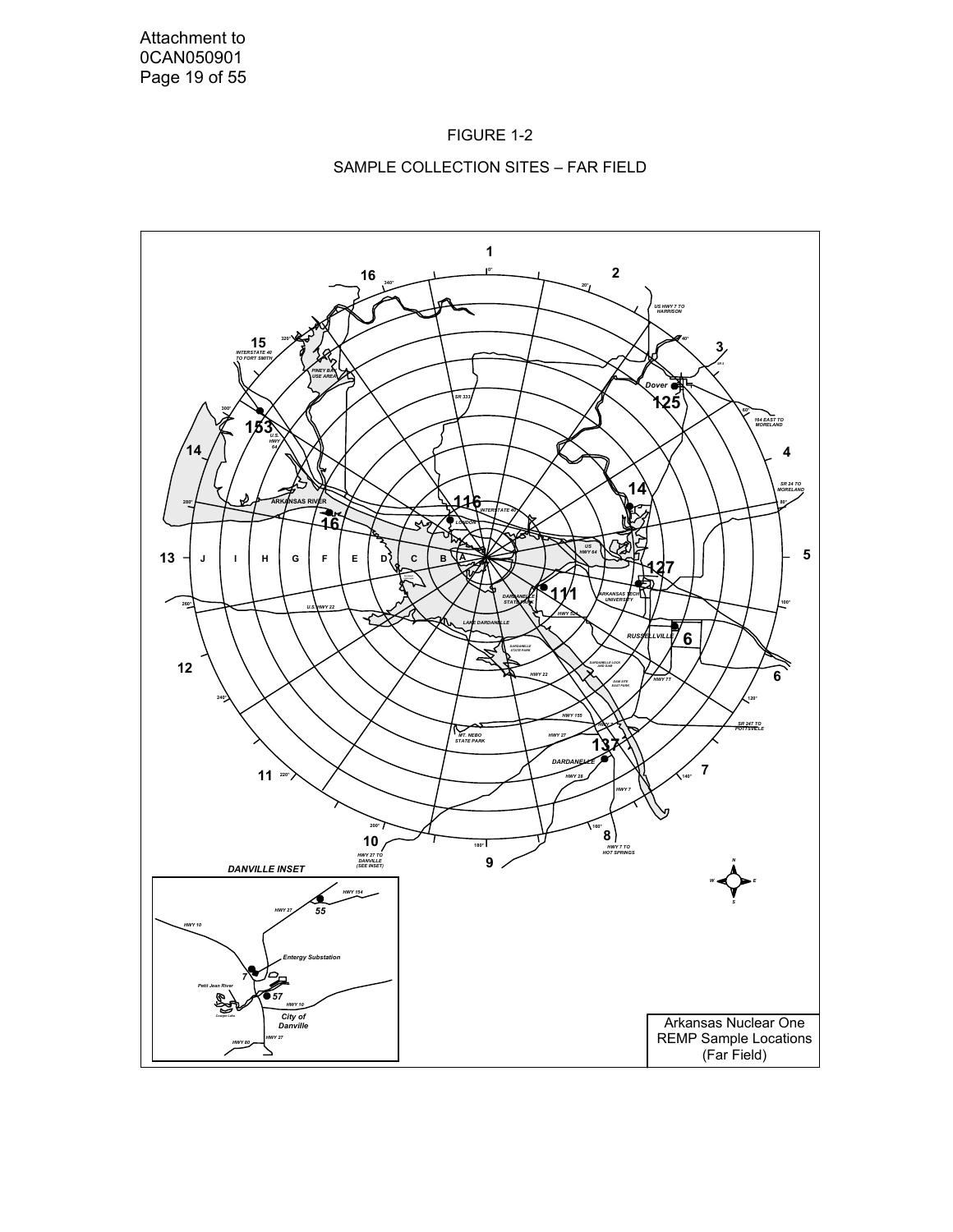FIGURE 1-2

SAMPLE COLLECTION SITES – FAR FIELD

1
2
3
4
5
6
7
8
9
10
11
12
13
14
15
16

0°
20°
40°
60°
80°
100°
120°
140°
160°
180°
200°
220°
240°
260°
280°
300°
320°
340°

A B C D E F G H I J

US HWY 7 TO HARRISON

Dover

125

164 EAST TO MORELAND

SR 24 TO MORELAND

14

127

ARKANSAS TECH UNIVERSITY

RUSSELLVILLE

6

HWY 7T

SR 247 TO POTTSVILLE

137

DARDANELLE

HWY 28

HWY 7

HWY 7 TO HOT SPRINGS

HWY 27 TO DANVILLE (SEE INSET)

MT. NEBO STATE PARK

HWY 27

HWY 155

HWY 22

DARDANELLE LOCK AND DAM

DAM SITE EAST PARK

DARDANELLE STATE PARK

LAKE DARDANELLE

DARDANELLE STATE PARK

111

HWY 326

US HWY 64

INTERSTATE 40

116

LONDON

U.S. HWY 22

ARKANSAS RIVER

16

153

U.S. HWY 64

INTERSTATE 40 TO FORT SMITH

PINEY BAY USE AREA

SR 333

DANVILLE INSET

HWY 154

HWY 27

55

HWY 10

Entergy Substation

7

Petit Jean River

57

HWY 10

City of Danville

HWY 27

HWY 80

N
W E
S

Arkansas Nuclear One
REMP Sample Locations
(Far Field)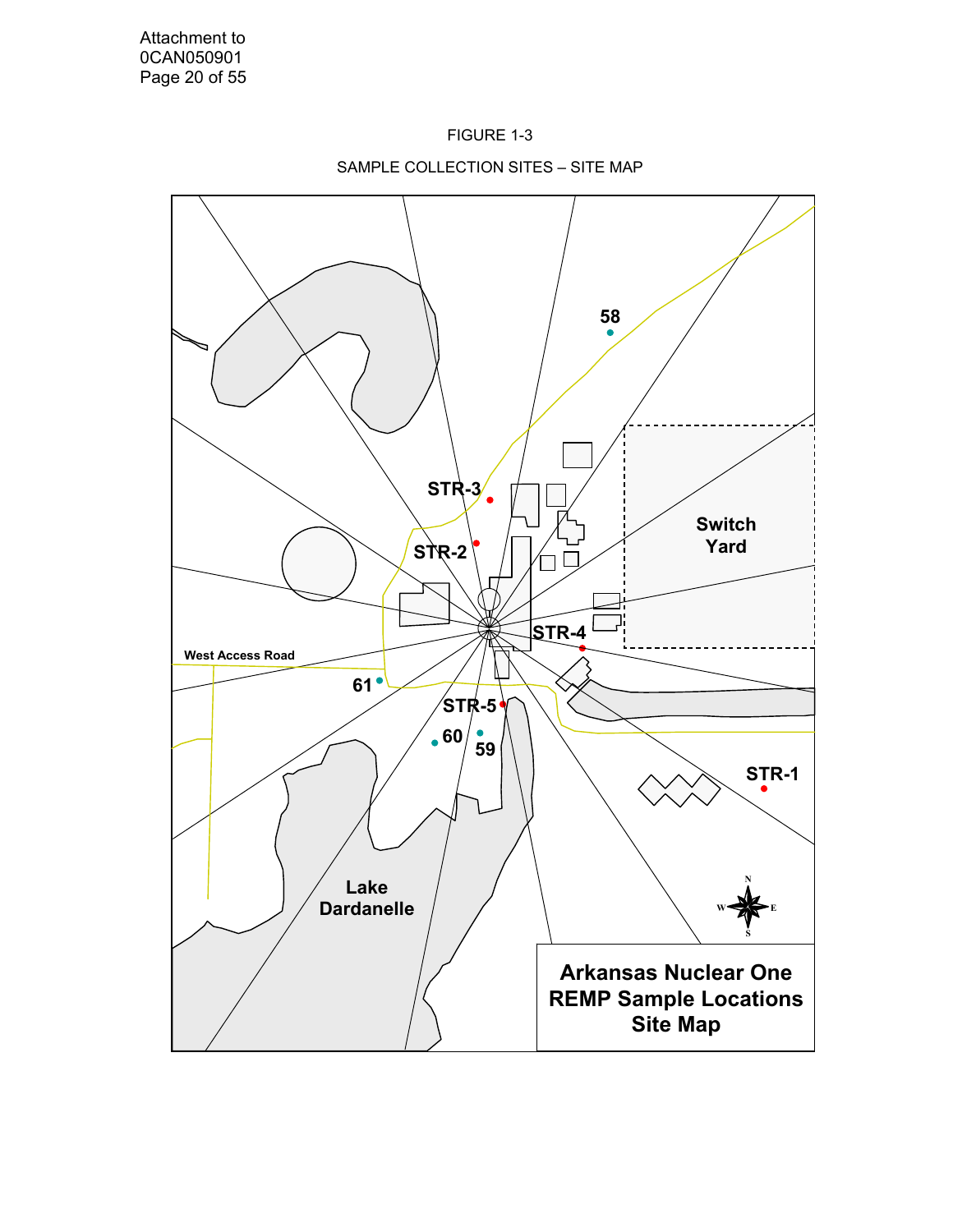FIGURE 1-3

SAMPLE COLLECTION SITES – SITE MAP

58

STR-3

STR-2

Switch Yard

STR-4

West Access Road

61

STR-5

60

59

STR-1

Lake Dardanelle

N

W

E

S

Arkansas Nuclear One REMP Sample Locations Site Map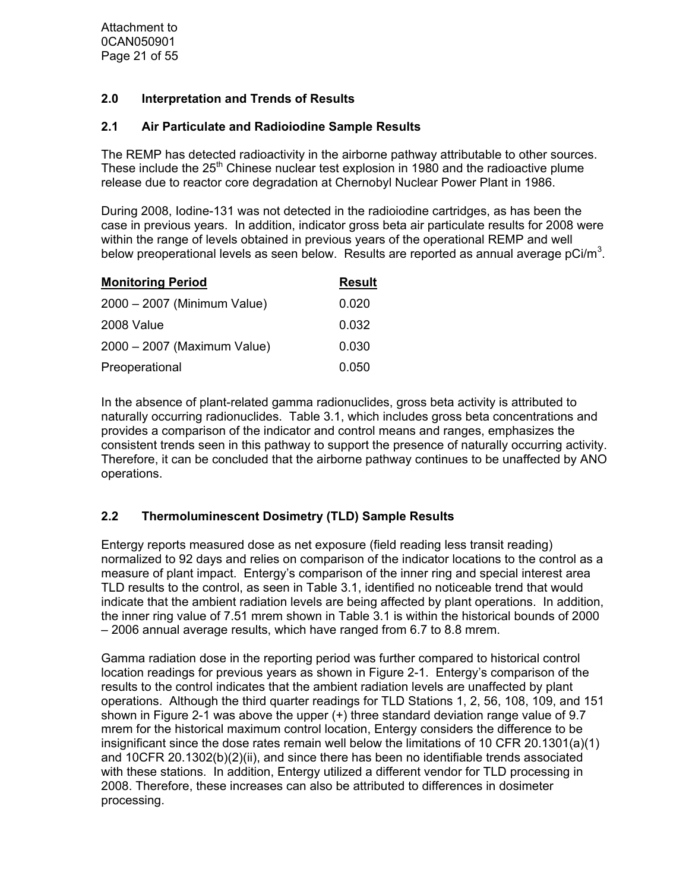## 2.0 Interpretation and Trends of Results

### 2.1 Air Particulate and Radioiodine Sample Results

The REMP has detected radioactivity in the airborne pathway attributable to other sources. These include the 25th Chinese nuclear test explosion in 1980 and the radioactive plume release due to reactor core degradation at Chernobyl Nuclear Power Plant in 1986.

During 2008, Iodine-131 was not detected in the radioiodine cartridges, as has been the case in previous years. In addition, indicator gross beta air particulate results for 2008 were within the range of levels obtained in previous years of the operational REMP and well below preoperational levels as seen below. Results are reported as annual average pCi/m$^3$.

| **Monitoring Period** | **Result** |
|---|---|
| 2000 – 2007 (Minimum Value) | 0.020 |
| 2008 Value | 0.032 |
| 2000 – 2007 (Maximum Value) | 0.030 |
| Preoperational | 0.050 |

In the absence of plant-related gamma radionuclides, gross beta activity is attributed to naturally occurring radionuclides. Table 3.1, which includes gross beta concentrations and provides a comparison of the indicator and control means and ranges, emphasizes the consistent trends seen in this pathway to support the presence of naturally occurring activity. Therefore, it can be concluded that the airborne pathway continues to be unaffected by ANO operations.

### 2.2 Thermoluminescent Dosimetry (TLD) Sample Results

Entergy reports measured dose as net exposure (field reading less transit reading) normalized to 92 days and relies on comparison of the indicator locations to the control as a measure of plant impact. Entergy's comparison of the inner ring and special interest area TLD results to the control, as seen in Table 3.1, identified no noticeable trend that would indicate that the ambient radiation levels are being affected by plant operations. In addition, the inner ring value of 7.51 mrem shown in Table 3.1 is within the historical bounds of 2000 – 2006 annual average results, which have ranged from 6.7 to 8.8 mrem.

Gamma radiation dose in the reporting period was further compared to historical control location readings for previous years as shown in Figure 2-1. Entergy's comparison of the results to the control indicates that the ambient radiation levels are unaffected by plant operations. Although the third quarter readings for TLD Stations 1, 2, 56, 108, 109, and 151 shown in Figure 2-1 was above the upper (+) three standard deviation range value of 9.7 mrem for the historical maximum control location, Entergy considers the difference to be insignificant since the dose rates remain well below the limitations of 10 CFR 20.1301(a)(1) and 10CFR 20.1302(b)(2)(ii), and since there has been no identifiable trends associated with these stations. In addition, Entergy utilized a different vendor for TLD processing in 2008. Therefore, these increases can also be attributed to differences in dosimeter processing.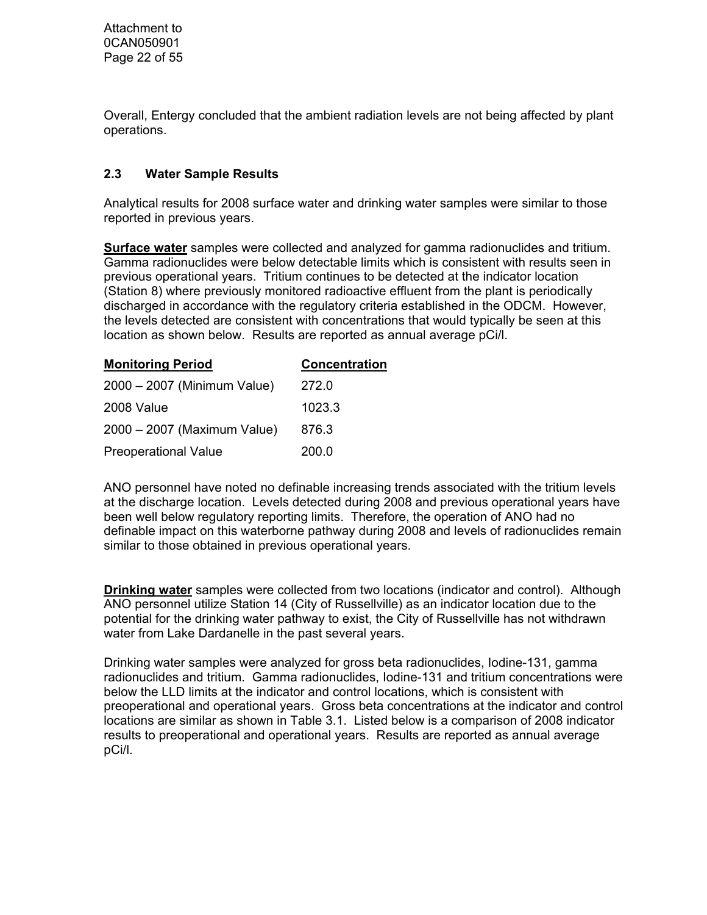Overall, Entergy concluded that the ambient radiation levels are not being affected by plant operations.

### 2.3 Water Sample Results

Analytical results for 2008 surface water and drinking water samples were similar to those reported in previous years.

**Surface water** samples were collected and analyzed for gamma radionuclides and tritium. Gamma radionuclides were below detectable limits which is consistent with results seen in previous operational years. Tritium continues to be detected at the indicator location (Station 8) where previously monitored radioactive effluent from the plant is periodically discharged in accordance with the regulatory criteria established in the ODCM. However, the levels detected are consistent with concentrations that would typically be seen at this location as shown below. Results are reported as annual average pCi/l.

| Monitoring Period | Concentration |
|---|---|
| 2000 – 2007 (Minimum Value) | 272.0 |
| 2008 Value | 1023.3 |
| 2000 – 2007 (Maximum Value) | 876.3 |
| Preoperational Value | 200.0 |

ANO personnel have noted no definable increasing trends associated with the tritium levels at the discharge location. Levels detected during 2008 and previous operational years have been well below regulatory reporting limits. Therefore, the operation of ANO had no definable impact on this waterborne pathway during 2008 and levels of radionuclides remain similar to those obtained in previous operational years.

**Drinking water** samples were collected from two locations (indicator and control). Although ANO personnel utilize Station 14 (City of Russellville) as an indicator location due to the potential for the drinking water pathway to exist, the City of Russellville has not withdrawn water from Lake Dardanelle in the past several years.

Drinking water samples were analyzed for gross beta radionuclides, Iodine-131, gamma radionuclides and tritium. Gamma radionuclides, Iodine-131 and tritium concentrations were below the LLD limits at the indicator and control locations, which is consistent with preoperational and operational years. Gross beta concentrations at the indicator and control locations are similar as shown in Table 3.1. Listed below is a comparison of 2008 indicator results to preoperational and operational years. Results are reported as annual average pCi/l.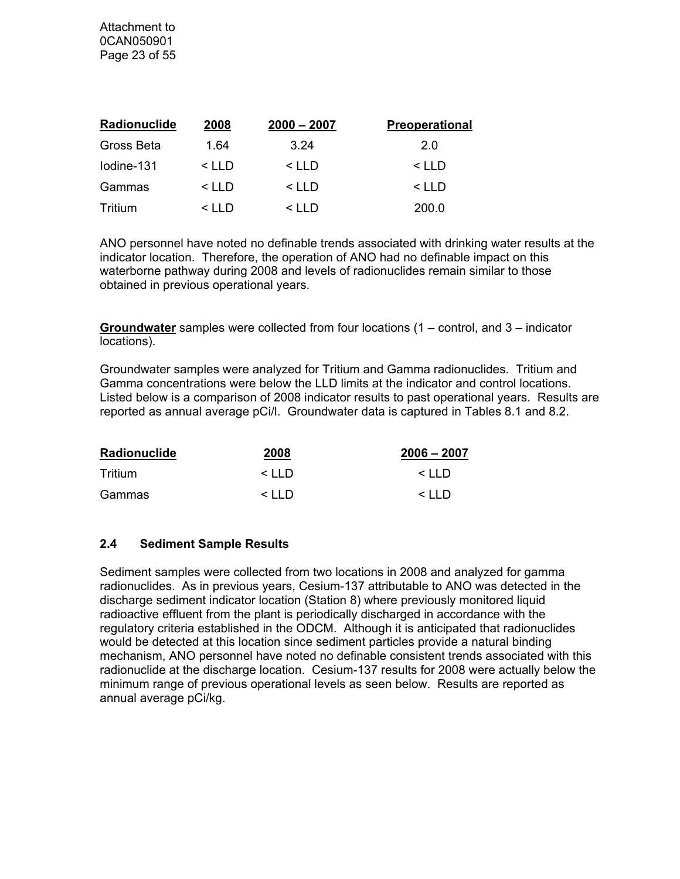| Radionuclide | 2008 | 2000 – 2007 | Preoperational |
|---|---|---|---|
| Gross Beta | 1.64 | 3.24 | 2.0 |
| Iodine-131 | < LLD | < LLD | < LLD |
| Gammas | < LLD | < LLD | < LLD |
| Tritium | < LLD | < LLD | 200.0 |

ANO personnel have noted no definable trends associated with drinking water results at the indicator location. Therefore, the operation of ANO had no definable impact on this waterborne pathway during 2008 and levels of radionuclides remain similar to those obtained in previous operational years.

**Groundwater** samples were collected from four locations (1 – control, and 3 – indicator locations).

Groundwater samples were analyzed for Tritium and Gamma radionuclides. Tritium and Gamma concentrations were below the LLD limits at the indicator and control locations. Listed below is a comparison of 2008 indicator results to past operational years. Results are reported as annual average pCi/l. Groundwater data is captured in Tables 8.1 and 8.2.

| Radionuclide | 2008 | 2006 – 2007 |
|---|---|---|
| Tritium | < LLD | < LLD |
| Gammas | < LLD | < LLD |

### 2.4 Sediment Sample Results

Sediment samples were collected from two locations in 2008 and analyzed for gamma radionuclides. As in previous years, Cesium-137 attributable to ANO was detected in the discharge sediment indicator location (Station 8) where previously monitored liquid radioactive effluent from the plant is periodically discharged in accordance with the regulatory criteria established in the ODCM. Although it is anticipated that radionuclides would be detected at this location since sediment particles provide a natural binding mechanism, ANO personnel have noted no definable consistent trends associated with this radionuclide at the discharge location. Cesium-137 results for 2008 were actually below the minimum range of previous operational levels as seen below. Results are reported as annual average pCi/kg.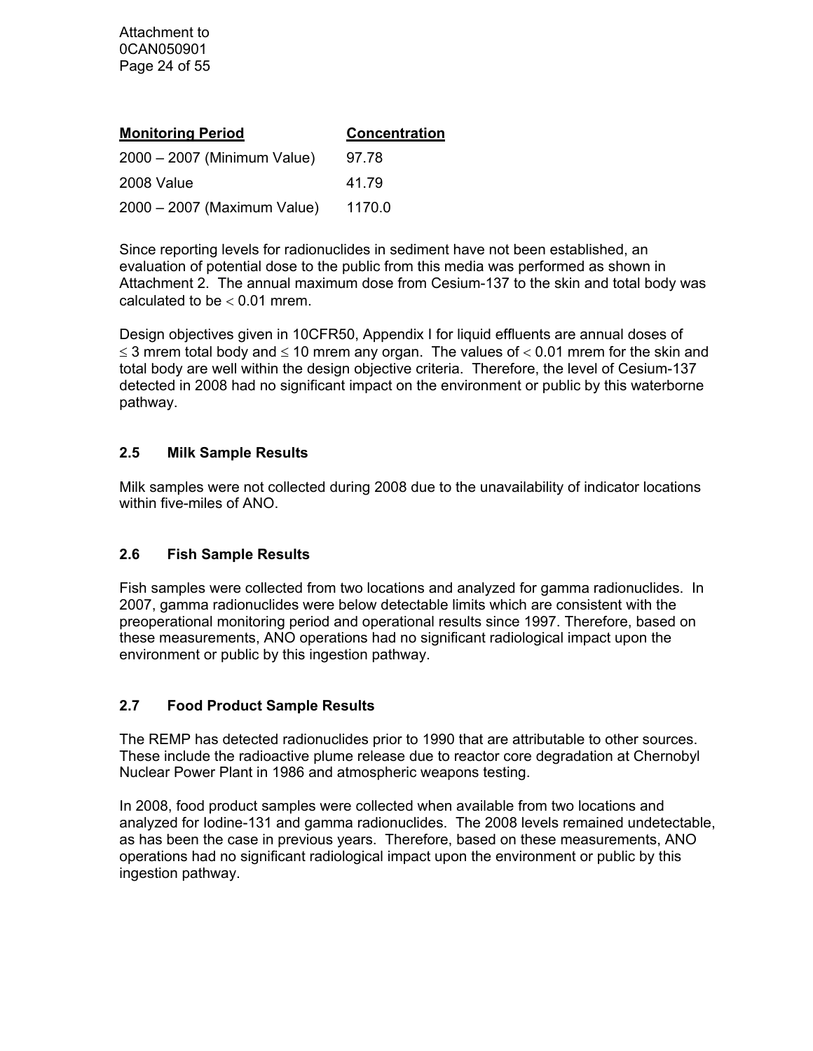| Monitoring Period | Concentration |
|---|---|
| 2000 – 2007 (Minimum Value) | 97.78 |
| 2008 Value | 41.79 |
| 2000 – 2007 (Maximum Value) | 1170.0 |

Since reporting levels for radionuclides in sediment have not been established, an evaluation of potential dose to the public from this media was performed as shown in Attachment 2. The annual maximum dose from Cesium-137 to the skin and total body was calculated to be $<$ 0.01 mrem.

Design objectives given in 10CFR50, Appendix I for liquid effluents are annual doses of $\leq$ 3 mrem total body and $\leq$ 10 mrem any organ. The values of $<$ 0.01 mrem for the skin and total body are well within the design objective criteria. Therefore, the level of Cesium-137 detected in 2008 had no significant impact on the environment or public by this waterborne pathway.

## 2.5 Milk Sample Results

Milk samples were not collected during 2008 due to the unavailability of indicator locations within five-miles of ANO.

## 2.6 Fish Sample Results

Fish samples were collected from two locations and analyzed for gamma radionuclides. In 2007, gamma radionuclides were below detectable limits which are consistent with the preoperational monitoring period and operational results since 1997. Therefore, based on these measurements, ANO operations had no significant radiological impact upon the environment or public by this ingestion pathway.

## 2.7 Food Product Sample Results

The REMP has detected radionuclides prior to 1990 that are attributable to other sources. These include the radioactive plume release due to reactor core degradation at Chernobyl Nuclear Power Plant in 1986 and atmospheric weapons testing.

In 2008, food product samples were collected when available from two locations and analyzed for Iodine-131 and gamma radionuclides. The 2008 levels remained undetectable, as has been the case in previous years. Therefore, based on these measurements, ANO operations had no significant radiological impact upon the environment or public by this ingestion pathway.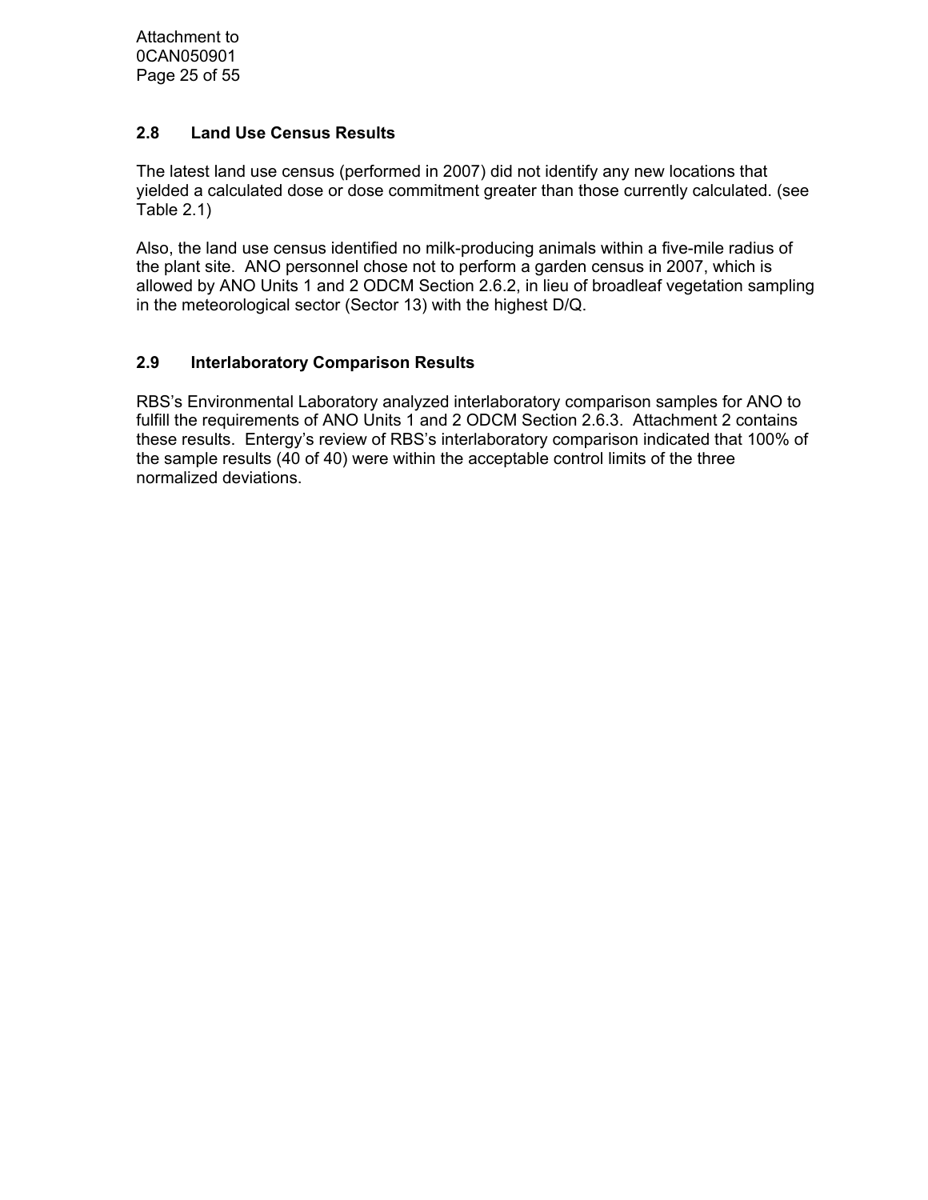## 2.8 Land Use Census Results

The latest land use census (performed in 2007) did not identify any new locations that yielded a calculated dose or dose commitment greater than those currently calculated. (see Table 2.1)

Also, the land use census identified no milk-producing animals within a five-mile radius of the plant site. ANO personnel chose not to perform a garden census in 2007, which is allowed by ANO Units 1 and 2 ODCM Section 2.6.2, in lieu of broadleaf vegetation sampling in the meteorological sector (Sector 13) with the highest D/Q.

## 2.9 Interlaboratory Comparison Results

RBS's Environmental Laboratory analyzed interlaboratory comparison samples for ANO to fulfill the requirements of ANO Units 1 and 2 ODCM Section 2.6.3. Attachment 2 contains these results. Entergy's review of RBS's interlaboratory comparison indicated that 100% of the sample results (40 of 40) were within the acceptable control limits of the three normalized deviations.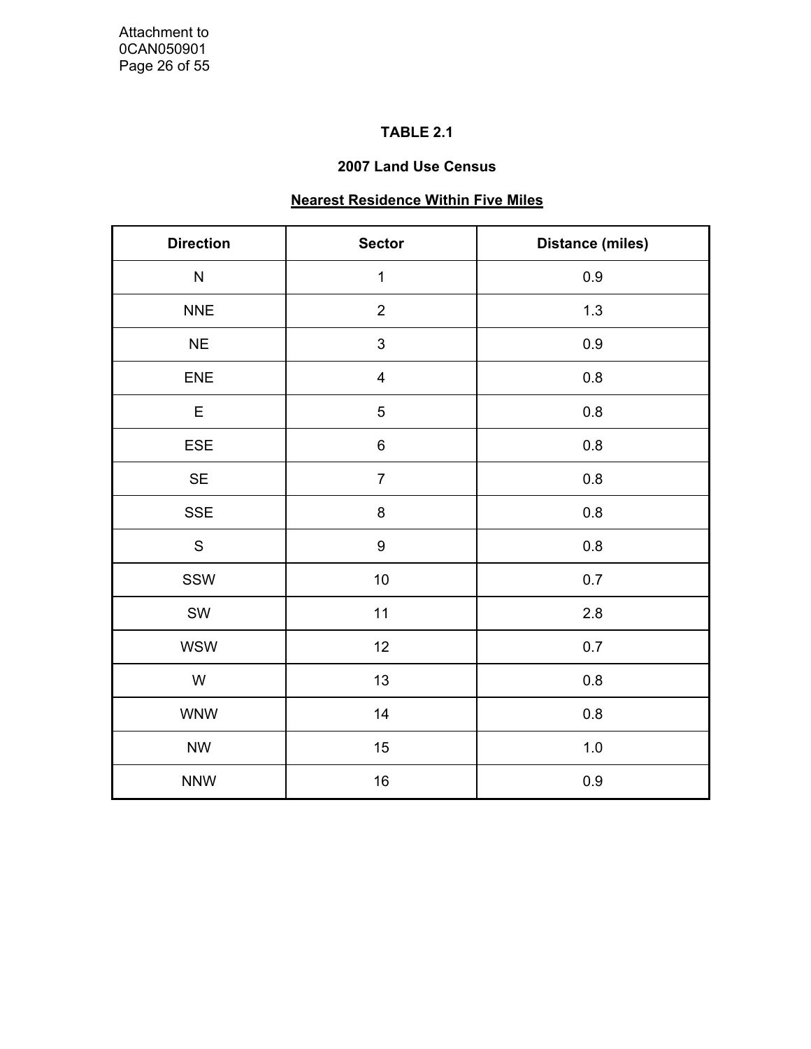**TABLE 2.1**

**2007 Land Use Census**

**Nearest Residence Within Five Miles**

| Direction | Sector | Distance (miles) |
|---|---|---|
| N | 1 | 0.9 |
| NNE | 2 | 1.3 |
| NE | 3 | 0.9 |
| ENE | 4 | 0.8 |
| E | 5 | 0.8 |
| ESE | 6 | 0.8 |
| SE | 7 | 0.8 |
| SSE | 8 | 0.8 |
| S | 9 | 0.8 |
| SSW | 10 | 0.7 |
| SW | 11 | 2.8 |
| WSW | 12 | 0.7 |
| W | 13 | 0.8 |
| WNW | 14 | 0.8 |
| NW | 15 | 1.0 |
| NNW | 16 | 0.9 |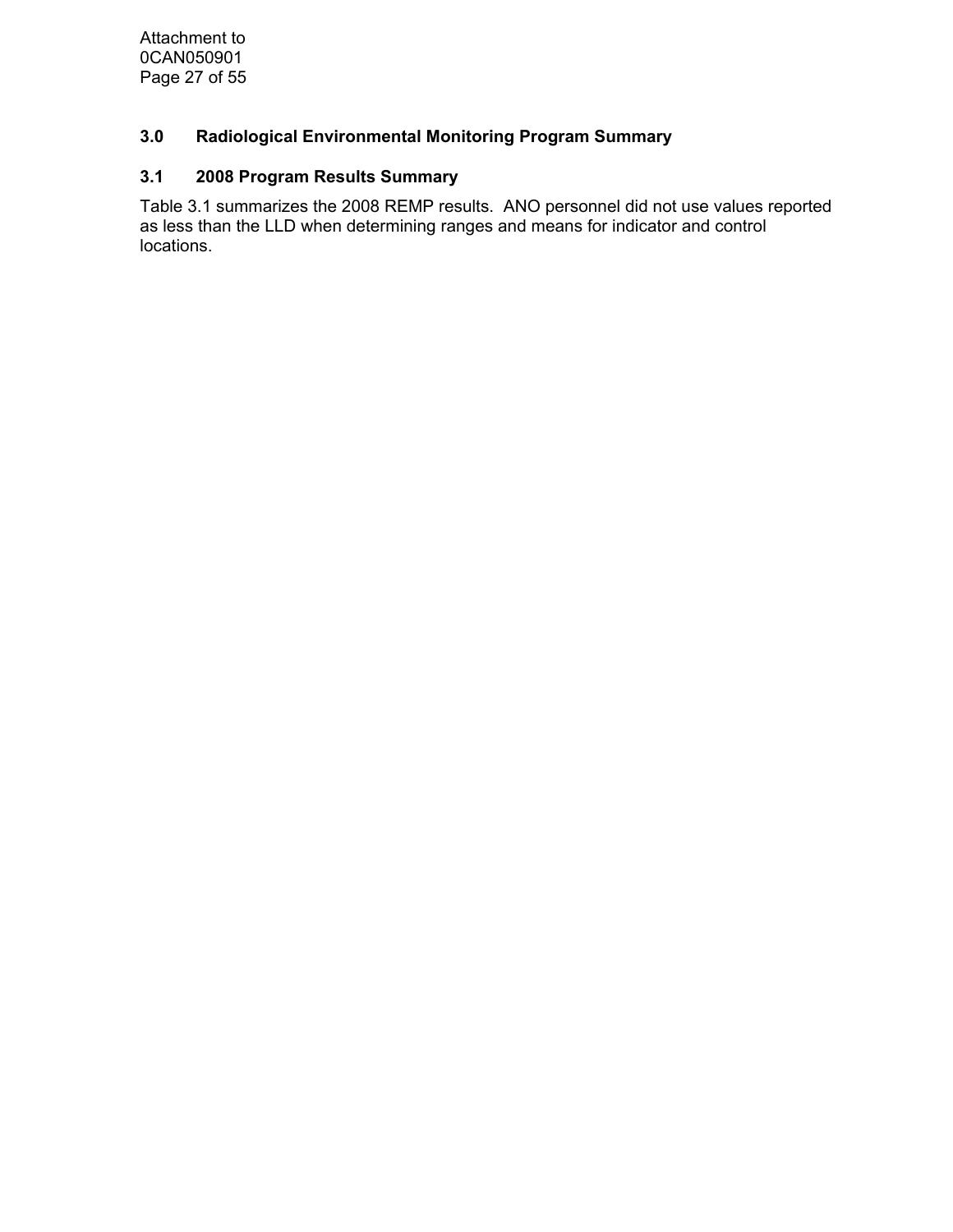## 3.0 Radiological Environmental Monitoring Program Summary

### 3.1 2008 Program Results Summary

Table 3.1 summarizes the 2008 REMP results. ANO personnel did not use values reported as less than the LLD when determining ranges and means for indicator and control locations.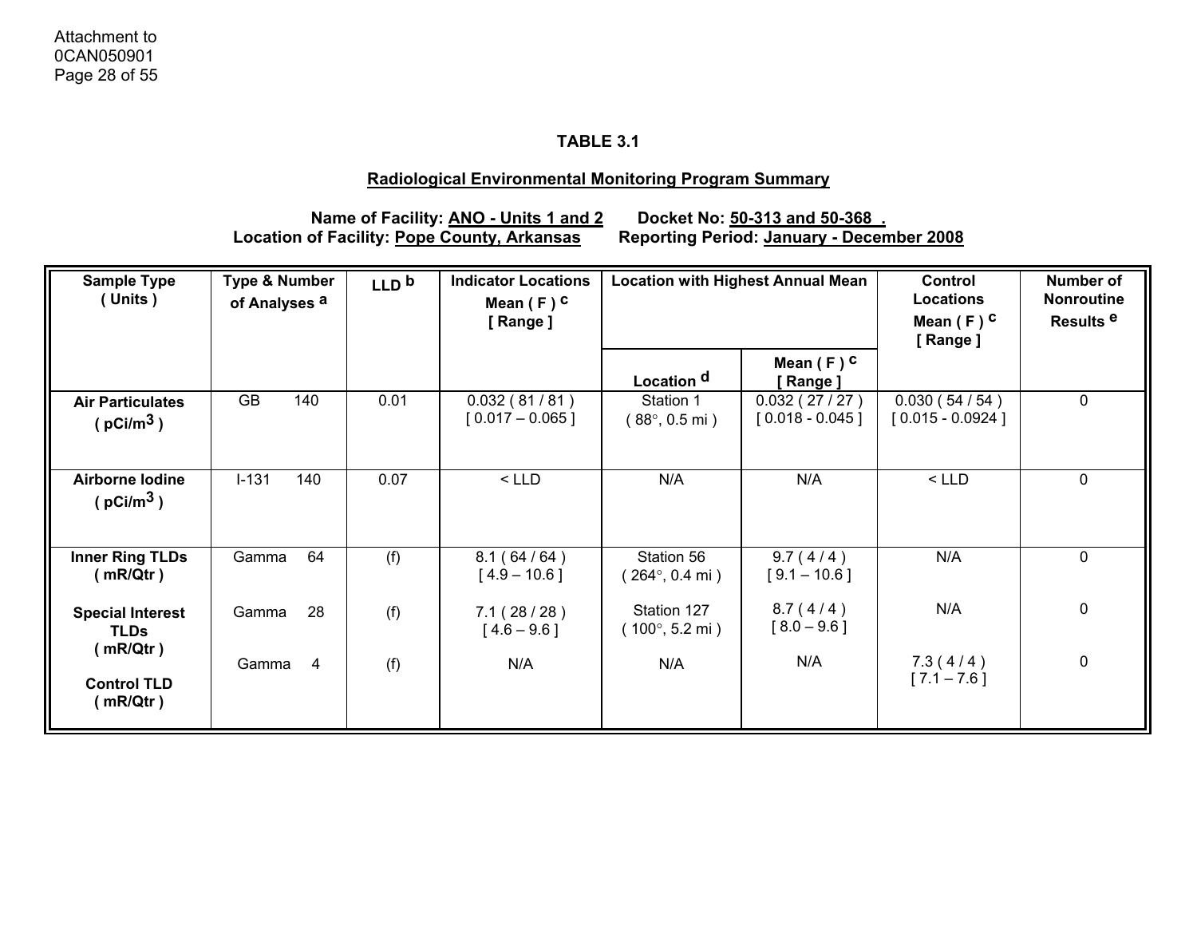Attachment to
0CAN050901

## TABLE 3.1

### Radiological Environmental Monitoring Program Summary

**Name of Facility:** ANO - Units 1 and 2 **Docket No:** 50-313 and 50-368 .
**Location of Facility:** Pope County, Arkansas **Reporting Period:** January - December 2008

| Sample Type ( Units ) | Type & Number of Analyses [a] | LLD [b] | Indicator Locations Mean ( F ) [c] [ Range ] | Location with Highest Annual Mean | | Control Locations Mean ( F ) [c] [ Range ] | Number of Nonroutine Results [e] |
|---|---|---|---|---|---|---|---|
| | | | | Location [d] | Mean ( F ) [c] [ Range ] | | |
| **Air Particulates ( pCi/m$^3$ )** | GB 140 | 0.01 | 0.032 ( 81 / 81 ) [ 0.017 – 0.065 ] | Station 1 ( 88°, 0.5 mi ) | 0.032 ( 27 / 27 ) [ 0.018 - 0.045 ] | 0.030 ( 54 / 54 ) [ 0.015 - 0.0924 ] | 0 |
| **Airborne Iodine ( pCi/m$^3$ )** | I-131 140 | 0.07 | < LLD | N/A | N/A | < LLD | 0 |
| **Inner Ring TLDs ( mR/Qtr )** | Gamma 64 | (f) | 8.1 ( 64 / 64 ) [ 4.9 – 10.6 ] | Station 56 ( 264°, 0.4 mi ) | 9.7 ( 4 / 4 ) [ 9.1 – 10.6 ] | N/A | 0 |
| **Special Interest TLDs ( mR/Qtr )** | Gamma 28 | (f) | 7.1 ( 28 / 28 ) [ 4.6 – 9.6 ] | Station 127 ( 100°, 5.2 mi ) | 8.7 ( 4 / 4 ) [ 8.0 – 9.6 ] | N/A | 0 |
| **Control TLD ( mR/Qtr )** | Gamma 4 | (f) | N/A | N/A | N/A | 7.3 ( 4 / 4 ) [ 7.1 – 7.6 ] | 0 |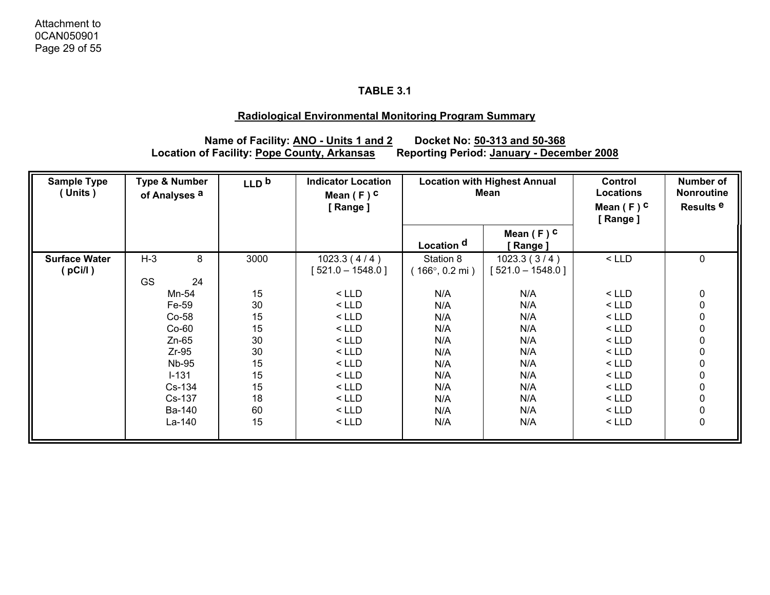**TABLE 3.1**

**Radiological Environmental Monitoring Program Summary**

**Name of Facility: ANO - Units 1 and 2 Docket No: 50-313 and 50-368**
**Location of Facility: Pope County, Arkansas Reporting Period: January - December 2008**

| Sample Type ( Units ) | Type & Number of Analyses [a] | | LLD [b] | Indicator Location Mean ( F ) [c] [ Range ] | Location with Highest Annual Mean | | Control Locations Mean ( F ) [c] [ Range ] | Number of Nonroutine Results [e] |
|---|---|---|---|---|---|---|---|---|
| | | | | | Location [d] | Mean ( F ) [c] [ Range ] | | |
| **Surface Water ( pCi/l )** | H-3 | 8 | 3000 | 1023.3 ( 4 / 4 ) [ 521.0 – 1548.0 ] | Station 8 ( 166°, 0.2 mi ) | 1023.3 ( 3 / 4 ) [ 521.0 – 1548.0 ] | < LLD | 0 |
| | GS | 24 | | | | | | |
| | Mn-54 | | 15 | < LLD | N/A | N/A | < LLD | 0 |
| | Fe-59 | | 30 | < LLD | N/A | N/A | < LLD | 0 |
| | Co-58 | | 15 | < LLD | N/A | N/A | < LLD | 0 |
| | Co-60 | | 15 | < LLD | N/A | N/A | < LLD | 0 |
| | Zn-65 | | 30 | < LLD | N/A | N/A | < LLD | 0 |
| | Zr-95 | | 30 | < LLD | N/A | N/A | < LLD | 0 |
| | Nb-95 | | 15 | < LLD | N/A | N/A | < LLD | 0 |
| | I-131 | | 15 | < LLD | N/A | N/A | < LLD | 0 |
| | Cs-134 | | 15 | < LLD | N/A | N/A | < LLD | 0 |
| | Cs-137 | | 18 | < LLD | N/A | N/A | < LLD | 0 |
| | Ba-140 | | 60 | < LLD | N/A | N/A | < LLD | 0 |
| | La-140 | | 15 | < LLD | N/A | N/A | < LLD | 0 |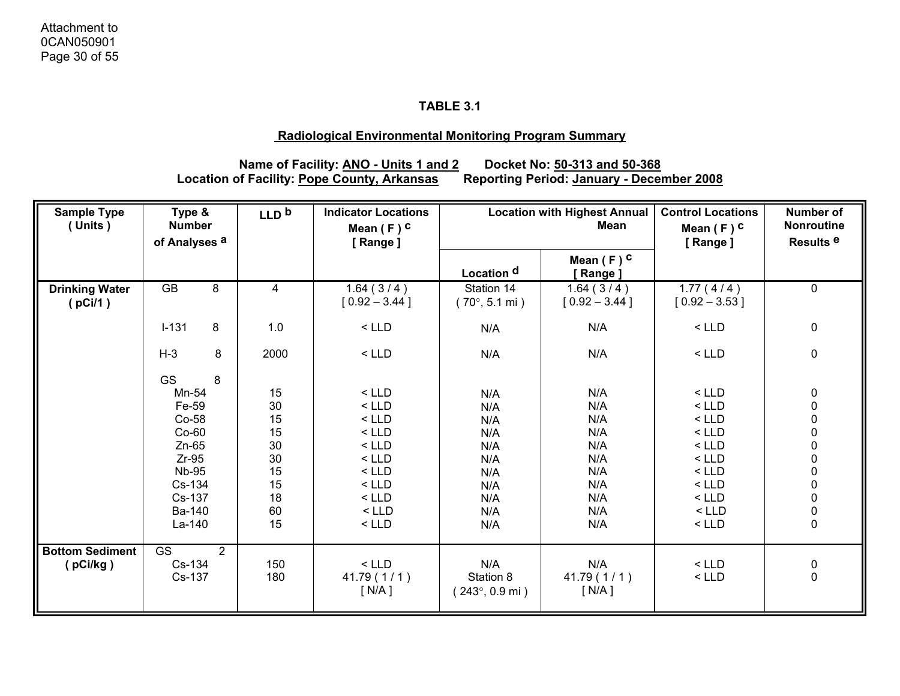**TABLE 3.1**

**Radiological Environmental Monitoring Program Summary**

**Name of Facility: ANO - Units 1 and 2 Docket No: 50-313 and 50-368**
**Location of Facility: Pope County, Arkansas Reporting Period: January - December 2008**

| Sample Type ( Units ) | Type & Number of Analyses [a] | LLD [b] | Indicator Locations Mean ( F ) [c] [ Range ] | Location with Highest Annual Mean | | Control Locations Mean ( F ) [c] [ Range ] | Number of Nonroutine Results [e] |
|---|---|---|---|---|---|---|---|
| | | | | Location [d] | Mean ( F ) [c] [ Range ] | | |
| Drinking Water ( pCi/1 ) | GB 8 | 4 | 1.64 ( 3 / 4 ) [ 0.92 – 3.44 ] | Station 14 ( 70°, 5.1 mi ) | 1.64 ( 3 / 4 ) [ 0.92 – 3.44 ] | 1.77 ( 4 / 4 ) [ 0.92 – 3.53 ] | 0 |
| | I-131 8 | 1.0 | < LLD | N/A | N/A | < LLD | 0 |
| | H-3 8 | 2000 | < LLD | N/A | N/A | < LLD | 0 |
| | GS 8 | | | | | | |
| | Mn-54 | 15 | < LLD | N/A | N/A | < LLD | 0 |
| | Fe-59 | 30 | < LLD | N/A | N/A | < LLD | 0 |
| | Co-58 | 15 | < LLD | N/A | N/A | < LLD | 0 |
| | Co-60 | 15 | < LLD | N/A | N/A | < LLD | 0 |
| | Zn-65 | 30 | < LLD | N/A | N/A | < LLD | 0 |
| | Zr-95 | 30 | < LLD | N/A | N/A | < LLD | 0 |
| | Nb-95 | 15 | < LLD | N/A | N/A | < LLD | 0 |
| | Cs-134 | 15 | < LLD | N/A | N/A | < LLD | 0 |
| | Cs-137 | 18 | < LLD | N/A | N/A | < LLD | 0 |
| | Ba-140 | 60 | < LLD | N/A | N/A | < LLD | 0 |
| | La-140 | 15 | < LLD | N/A | N/A | < LLD | 0 |
| Bottom Sediment ( pCi/kg ) | GS 2 | | | | | | |
| | Cs-134 | 150 | < LLD | N/A | N/A | < LLD | 0 |
| | Cs-137 | 180 | 41.79 ( 1 / 1 ) [ N/A ] | Station 8 ( 243°, 0.9 mi ) | 41.79 ( 1 / 1 ) [ N/A ] | < LLD | 0 |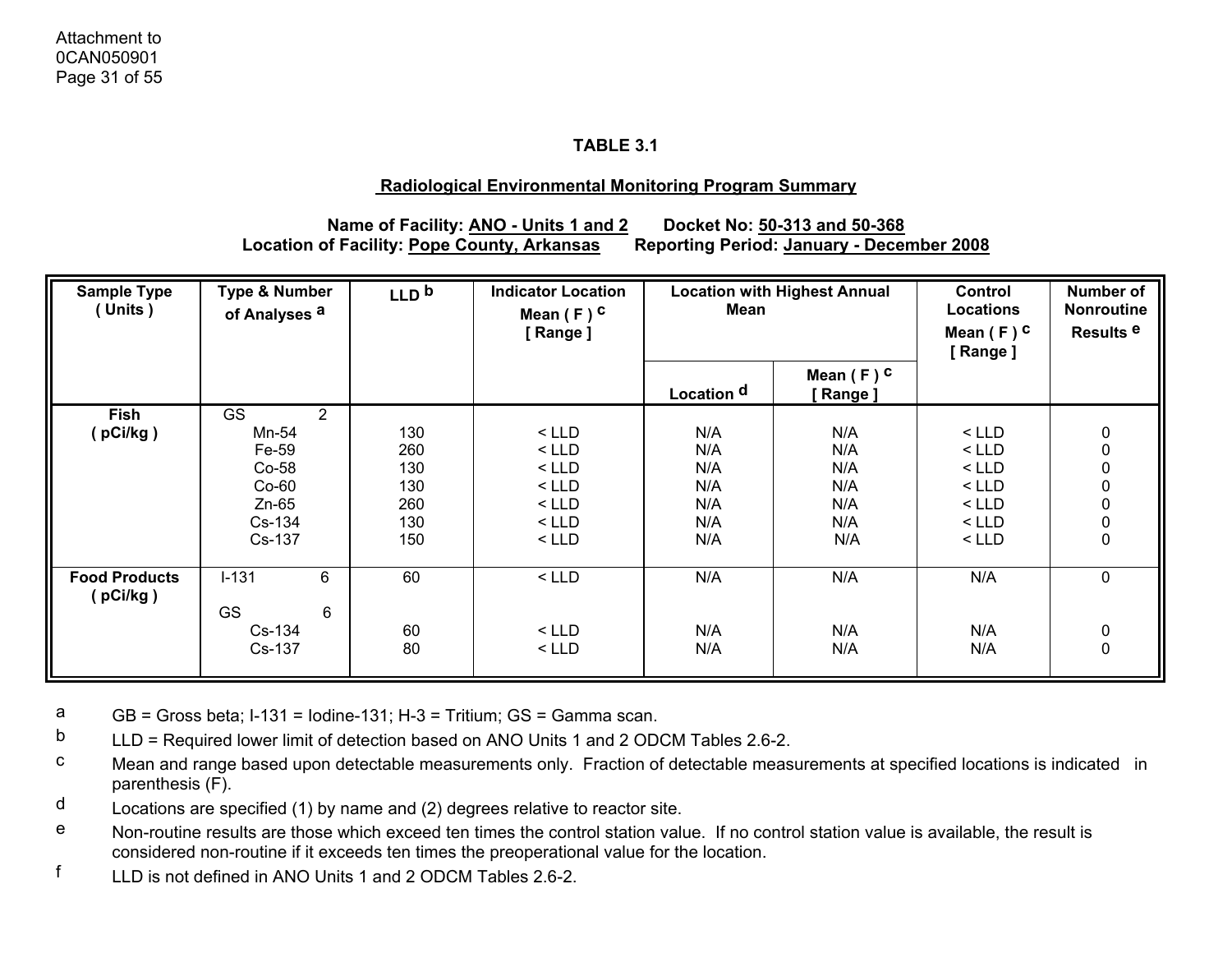Attachment to
0CAN050901

## TABLE 3.1

## Radiological Environmental Monitoring Program Summary

**Name of Facility: ANO - Units 1 and 2 Docket No: 50-313 and 50-368**
**Location of Facility: Pope County, Arkansas Reporting Period: January - December 2008**

| Sample Type ( Units ) | Type & Number of Analyses [a] | LLD [b] | Indicator Location Mean ( F ) [c] [ Range ] | Location with Highest Annual Mean | | Control Locations Mean ( F ) [c] [ Range ] | Number of Nonroutine Results [e] |
|---|---|---|---|---|---|---|---|
| | | | | Location [d] | Mean ( F ) [c] [ Range ] | | |
| **Fish ( pCi/kg )** | GS 2 | | | | | | |
| | Mn-54 | 130 | < LLD | N/A | N/A | < LLD | 0 |
| | Fe-59 | 260 | < LLD | N/A | N/A | < LLD | 0 |
| | Co-58 | 130 | < LLD | N/A | N/A | < LLD | 0 |
| | Co-60 | 130 | < LLD | N/A | N/A | < LLD | 0 |
| | Zn-65 | 260 | < LLD | N/A | N/A | < LLD | 0 |
| | Cs-134 | 130 | < LLD | N/A | N/A | < LLD | 0 |
| | Cs-137 | 150 | < LLD | N/A | N/A | < LLD | 0 |
| **Food Products ( pCi/kg )** | I-131 6 | 60 | < LLD | N/A | N/A | N/A | 0 |
| | GS 6 | | | | | | |
| | Cs-134 | 60 | < LLD | N/A | N/A | N/A | 0 |
| | Cs-137 | 80 | < LLD | N/A | N/A | N/A | 0 |

a GB = Gross beta; I-131 = Iodine-131; H-3 = Tritium; GS = Gamma scan.

b LLD = Required lower limit of detection based on ANO Units 1 and 2 ODCM Tables 2.6-2.

c Mean and range based upon detectable measurements only. Fraction of detectable measurements at specified locations is indicated in parenthesis (F).

d Locations are specified (1) by name and (2) degrees relative to reactor site.

e Non-routine results are those which exceed ten times the control station value. If no control station value is available, the result is considered non-routine if it exceeds ten times the preoperational value for the location.

f LLD is not defined in ANO Units 1 and 2 ODCM Tables 2.6-2.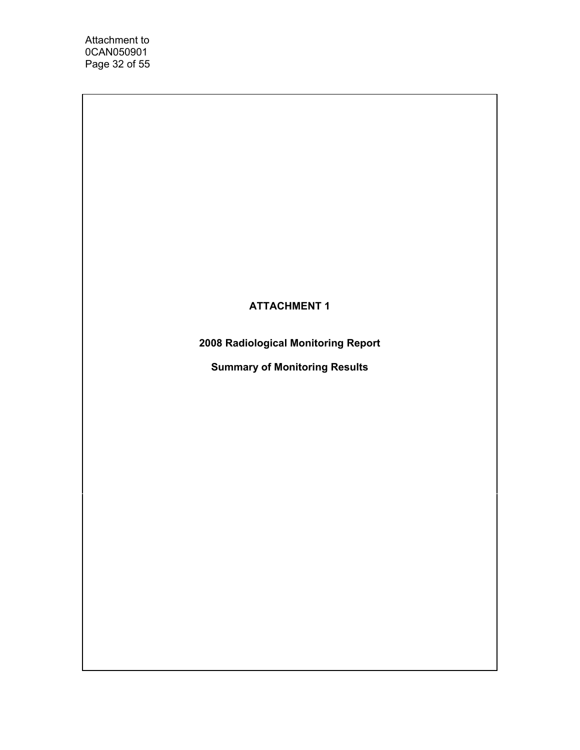# ATTACHMENT 1

## 2008 Radiological Monitoring Report

## Summary of Monitoring Results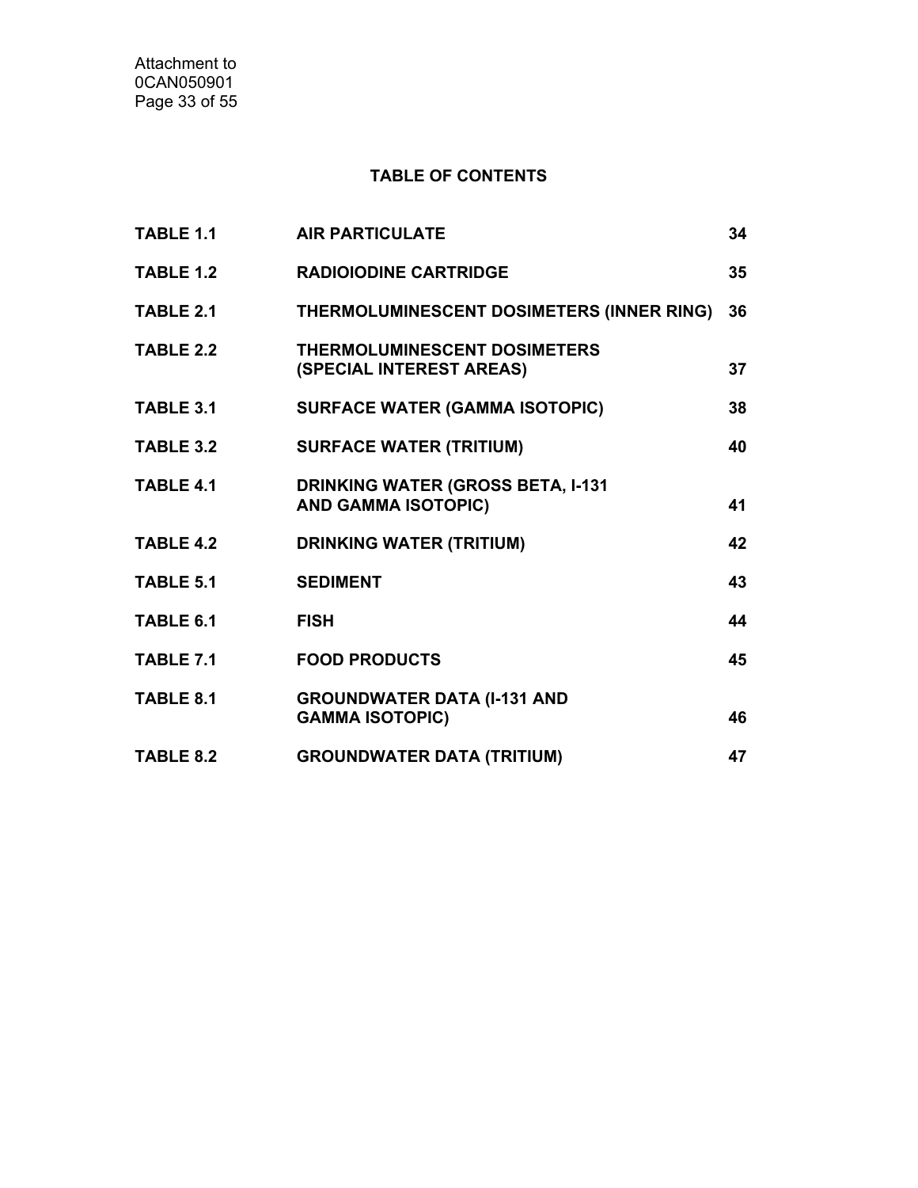## TABLE OF CONTENTS

| | | |
|---|---|---|
| **TABLE 1.1** | **AIR PARTICULATE** | **34** |
| **TABLE 1.2** | **RADIOIODINE CARTRIDGE** | **35** |
| **TABLE 2.1** | **THERMOLUMINESCENT DOSIMETERS (INNER RING)** | **36** |
| **TABLE 2.2** | **THERMOLUMINESCENT DOSIMETERS (SPECIAL INTEREST AREAS)** | **37** |
| **TABLE 3.1** | **SURFACE WATER (GAMMA ISOTOPIC)** | **38** |
| **TABLE 3.2** | **SURFACE WATER (TRITIUM)** | **40** |
| **TABLE 4.1** | **DRINKING WATER (GROSS BETA, I-131 AND GAMMA ISOTOPIC)** | **41** |
| **TABLE 4.2** | **DRINKING WATER (TRITIUM)** | **42** |
| **TABLE 5.1** | **SEDIMENT** | **43** |
| **TABLE 6.1** | **FISH** | **44** |
| **TABLE 7.1** | **FOOD PRODUCTS** | **45** |
| **TABLE 8.1** | **GROUNDWATER DATA (I-131 AND GAMMA ISOTOPIC)** | **46** |
| **TABLE 8.2** | **GROUNDWATER DATA (TRITIUM)** | **47** |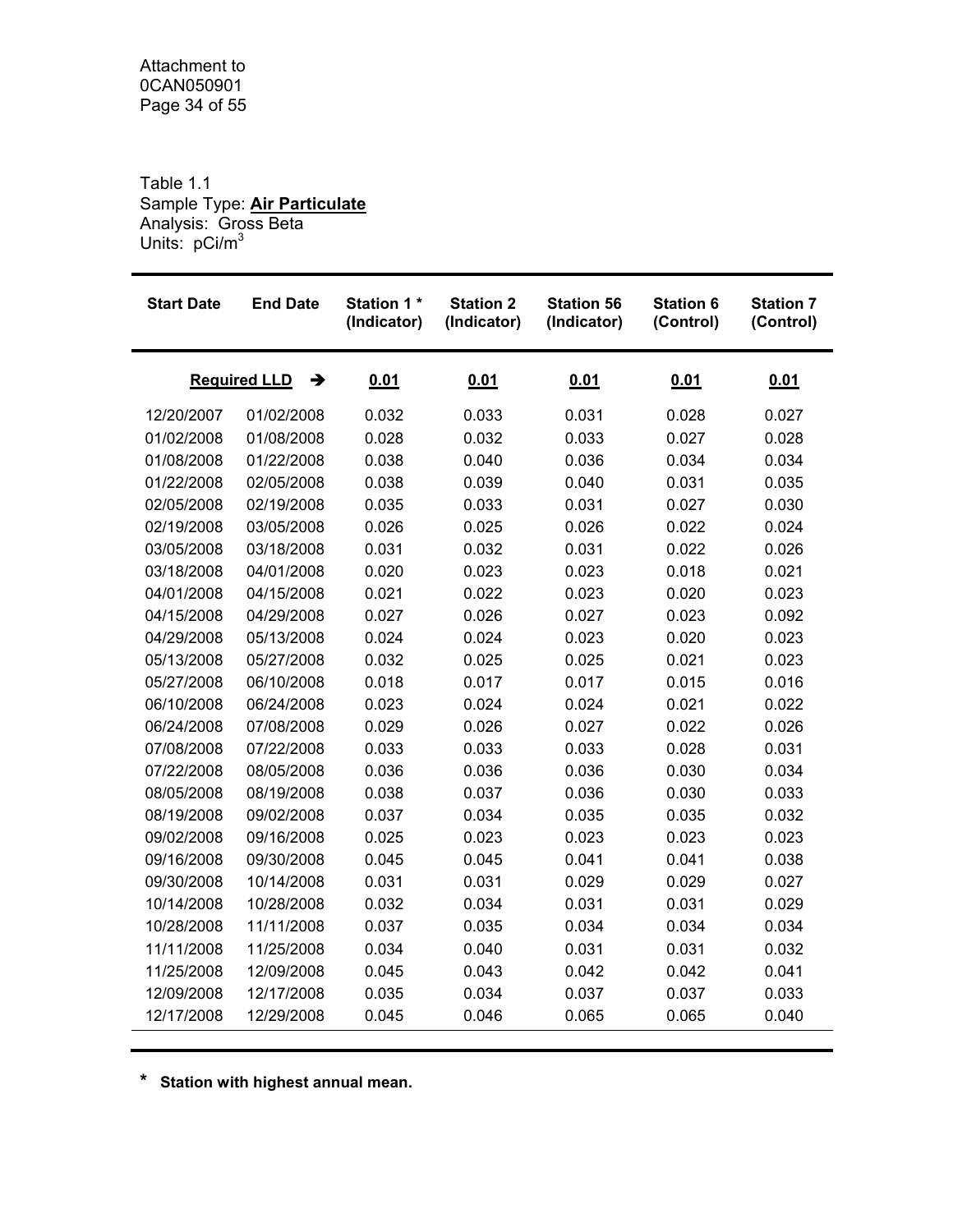Attachment to
0CAN050901

Table 1.1
Sample Type: **Air Particulate**
Analysis: Gross Beta
Units: $pCi/m^3$

| Start Date | End Date | Station 1 * (Indicator) | Station 2 (Indicator) | Station 56 (Indicator) | Station 6 (Control) | Station 7 (Control) |
|---|---|---|---|---|---|---|
| **Required LLD** ➔ | | **0.01** | **0.01** | **0.01** | **0.01** | **0.01** |
| 12/20/2007 | 01/02/2008 | 0.032 | 0.033 | 0.031 | 0.028 | 0.027 |
| 01/02/2008 | 01/08/2008 | 0.028 | 0.032 | 0.033 | 0.027 | 0.028 |
| 01/08/2008 | 01/22/2008 | 0.038 | 0.040 | 0.036 | 0.034 | 0.034 |
| 01/22/2008 | 02/05/2008 | 0.038 | 0.039 | 0.040 | 0.031 | 0.035 |
| 02/05/2008 | 02/19/2008 | 0.035 | 0.033 | 0.031 | 0.027 | 0.030 |
| 02/19/2008 | 03/05/2008 | 0.026 | 0.025 | 0.026 | 0.022 | 0.024 |
| 03/05/2008 | 03/18/2008 | 0.031 | 0.032 | 0.031 | 0.022 | 0.026 |
| 03/18/2008 | 04/01/2008 | 0.020 | 0.023 | 0.023 | 0.018 | 0.021 |
| 04/01/2008 | 04/15/2008 | 0.021 | 0.022 | 0.023 | 0.020 | 0.023 |
| 04/15/2008 | 04/29/2008 | 0.027 | 0.026 | 0.027 | 0.023 | 0.092 |
| 04/29/2008 | 05/13/2008 | 0.024 | 0.024 | 0.023 | 0.020 | 0.023 |
| 05/13/2008 | 05/27/2008 | 0.032 | 0.025 | 0.025 | 0.021 | 0.023 |
| 05/27/2008 | 06/10/2008 | 0.018 | 0.017 | 0.017 | 0.015 | 0.016 |
| 06/10/2008 | 06/24/2008 | 0.023 | 0.024 | 0.024 | 0.021 | 0.022 |
| 06/24/2008 | 07/08/2008 | 0.029 | 0.026 | 0.027 | 0.022 | 0.026 |
| 07/08/2008 | 07/22/2008 | 0.033 | 0.033 | 0.033 | 0.028 | 0.031 |
| 07/22/2008 | 08/05/2008 | 0.036 | 0.036 | 0.036 | 0.030 | 0.034 |
| 08/05/2008 | 08/19/2008 | 0.038 | 0.037 | 0.036 | 0.030 | 0.033 |
| 08/19/2008 | 09/02/2008 | 0.037 | 0.034 | 0.035 | 0.035 | 0.032 |
| 09/02/2008 | 09/16/2008 | 0.025 | 0.023 | 0.023 | 0.023 | 0.023 |
| 09/16/2008 | 09/30/2008 | 0.045 | 0.045 | 0.041 | 0.041 | 0.038 |
| 09/30/2008 | 10/14/2008 | 0.031 | 0.031 | 0.029 | 0.029 | 0.027 |
| 10/14/2008 | 10/28/2008 | 0.032 | 0.034 | 0.031 | 0.031 | 0.029 |
| 10/28/2008 | 11/11/2008 | 0.037 | 0.035 | 0.034 | 0.034 | 0.034 |
| 11/11/2008 | 11/25/2008 | 0.034 | 0.040 | 0.031 | 0.031 | 0.032 |
| 11/25/2008 | 12/09/2008 | 0.045 | 0.043 | 0.042 | 0.042 | 0.041 |
| 12/09/2008 | 12/17/2008 | 0.035 | 0.034 | 0.037 | 0.037 | 0.033 |
| 12/17/2008 | 12/29/2008 | 0.045 | 0.046 | 0.065 | 0.065 | 0.040 |

\* **Station with highest annual mean.**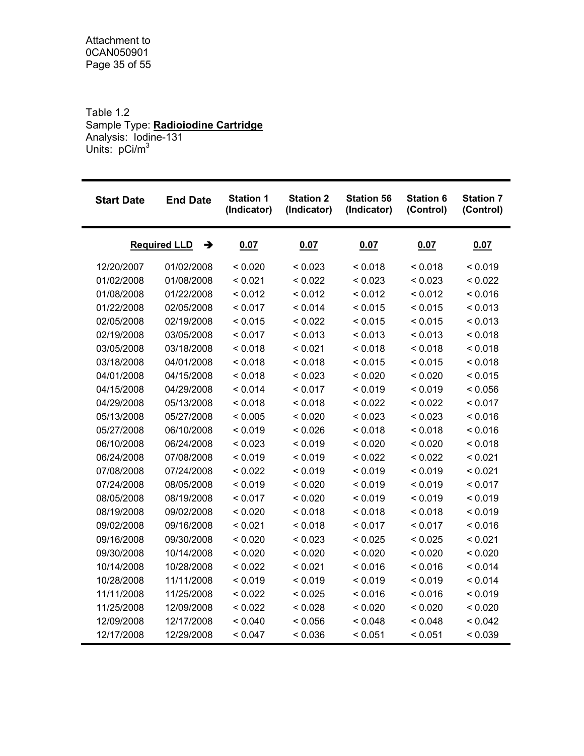Table 1.2
Sample Type: **Radioiodine Cartridge**
Analysis: Iodine-131
Units: $pCi/m^3$

| Start Date | End Date | Station 1 (Indicator) | Station 2 (Indicator) | Station 56 (Indicator) | Station 6 (Control) | Station 7 (Control) |
|---|---|---|---|---|---|---|
| | **Required LLD** ➔ | **0.07** | **0.07** | **0.07** | **0.07** | **0.07** |
| 12/20/2007 | 01/02/2008 | < 0.020 | < 0.023 | < 0.018 | < 0.018 | < 0.019 |
| 01/02/2008 | 01/08/2008 | < 0.021 | < 0.022 | < 0.023 | < 0.023 | < 0.022 |
| 01/08/2008 | 01/22/2008 | < 0.012 | < 0.012 | < 0.012 | < 0.012 | < 0.016 |
| 01/22/2008 | 02/05/2008 | < 0.017 | < 0.014 | < 0.015 | < 0.015 | < 0.013 |
| 02/05/2008 | 02/19/2008 | < 0.015 | < 0.022 | < 0.015 | < 0.015 | < 0.013 |
| 02/19/2008 | 03/05/2008 | < 0.017 | < 0.013 | < 0.013 | < 0.013 | < 0.018 |
| 03/05/2008 | 03/18/2008 | < 0.018 | < 0.021 | < 0.018 | < 0.018 | < 0.018 |
| 03/18/2008 | 04/01/2008 | < 0.018 | < 0.018 | < 0.015 | < 0.015 | < 0.018 |
| 04/01/2008 | 04/15/2008 | < 0.018 | < 0.023 | < 0.020 | < 0.020 | < 0.015 |
| 04/15/2008 | 04/29/2008 | < 0.014 | < 0.017 | < 0.019 | < 0.019 | < 0.056 |
| 04/29/2008 | 05/13/2008 | < 0.018 | < 0.018 | < 0.022 | < 0.022 | < 0.017 |
| 05/13/2008 | 05/27/2008 | < 0.005 | < 0.020 | < 0.023 | < 0.023 | < 0.016 |
| 05/27/2008 | 06/10/2008 | < 0.019 | < 0.026 | < 0.018 | < 0.018 | < 0.016 |
| 06/10/2008 | 06/24/2008 | < 0.023 | < 0.019 | < 0.020 | < 0.020 | < 0.018 |
| 06/24/2008 | 07/08/2008 | < 0.019 | < 0.019 | < 0.022 | < 0.022 | < 0.021 |
| 07/08/2008 | 07/24/2008 | < 0.022 | < 0.019 | < 0.019 | < 0.019 | < 0.021 |
| 07/24/2008 | 08/05/2008 | < 0.019 | < 0.020 | < 0.019 | < 0.019 | < 0.017 |
| 08/05/2008 | 08/19/2008 | < 0.017 | < 0.020 | < 0.019 | < 0.019 | < 0.019 |
| 08/19/2008 | 09/02/2008 | < 0.020 | < 0.018 | < 0.018 | < 0.018 | < 0.019 |
| 09/02/2008 | 09/16/2008 | < 0.021 | < 0.018 | < 0.017 | < 0.017 | < 0.016 |
| 09/16/2008 | 09/30/2008 | < 0.020 | < 0.023 | < 0.025 | < 0.025 | < 0.021 |
| 09/30/2008 | 10/14/2008 | < 0.020 | < 0.020 | < 0.020 | < 0.020 | < 0.020 |
| 10/14/2008 | 10/28/2008 | < 0.022 | < 0.021 | < 0.016 | < 0.016 | < 0.014 |
| 10/28/2008 | 11/11/2008 | < 0.019 | < 0.019 | < 0.019 | < 0.019 | < 0.014 |
| 11/11/2008 | 11/25/2008 | < 0.022 | < 0.025 | < 0.016 | < 0.016 | < 0.019 |
| 11/25/2008 | 12/09/2008 | < 0.022 | < 0.028 | < 0.020 | < 0.020 | < 0.020 |
| 12/09/2008 | 12/17/2008 | < 0.040 | < 0.056 | < 0.048 | < 0.048 | < 0.042 |
| 12/17/2008 | 12/29/2008 | < 0.047 | < 0.036 | < 0.051 | < 0.051 | < 0.039 |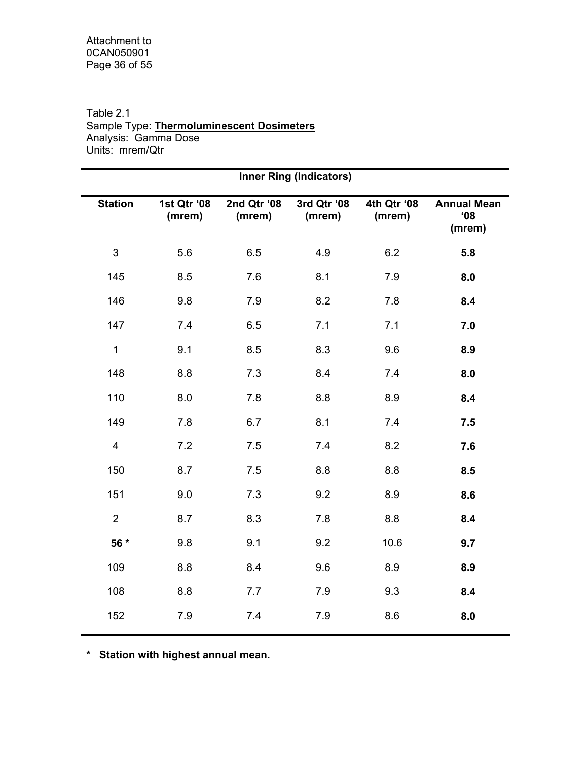Table 2.1
Sample Type: **Thermoluminescent Dosimeters**
Analysis: Gamma Dose
Units: mrem/Qtr

| Inner Ring (Indicators) | | | | | |
|---|---|---|---|---|---|
| **Station** | **1st Qtr '08 (mrem)** | **2nd Qtr '08 (mrem)** | **3rd Qtr '08 (mrem)** | **4th Qtr '08 (mrem)** | **Annual Mean '08 (mrem)** |
| 3 | 5.6 | 6.5 | 4.9 | 6.2 | **5.8** |
| 145 | 8.5 | 7.6 | 8.1 | 7.9 | **8.0** |
| 146 | 9.8 | 7.9 | 8.2 | 7.8 | **8.4** |
| 147 | 7.4 | 6.5 | 7.1 | 7.1 | **7.0** |
| 1 | 9.1 | 8.5 | 8.3 | 9.6 | **8.9** |
| 148 | 8.8 | 7.3 | 8.4 | 7.4 | **8.0** |
| 110 | 8.0 | 7.8 | 8.8 | 8.9 | **8.4** |
| 149 | 7.8 | 6.7 | 8.1 | 7.4 | **7.5** |
| 4 | 7.2 | 7.5 | 7.4 | 8.2 | **7.6** |
| 150 | 8.7 | 7.5 | 8.8 | 8.8 | **8.5** |
| 151 | 9.0 | 7.3 | 9.2 | 8.9 | **8.6** |
| 2 | 8.7 | 8.3 | 7.8 | 8.8 | **8.4** |
| **56 *** | 9.8 | 9.1 | 9.2 | 10.6 | **9.7** |
| 109 | 8.8 | 8.4 | 9.6 | 8.9 | **8.9** |
| 108 | 8.8 | 7.7 | 7.9 | 9.3 | **8.4** |
| 152 | 7.9 | 7.4 | 7.9 | 8.6 | **8.0** |

**\* Station with highest annual mean.**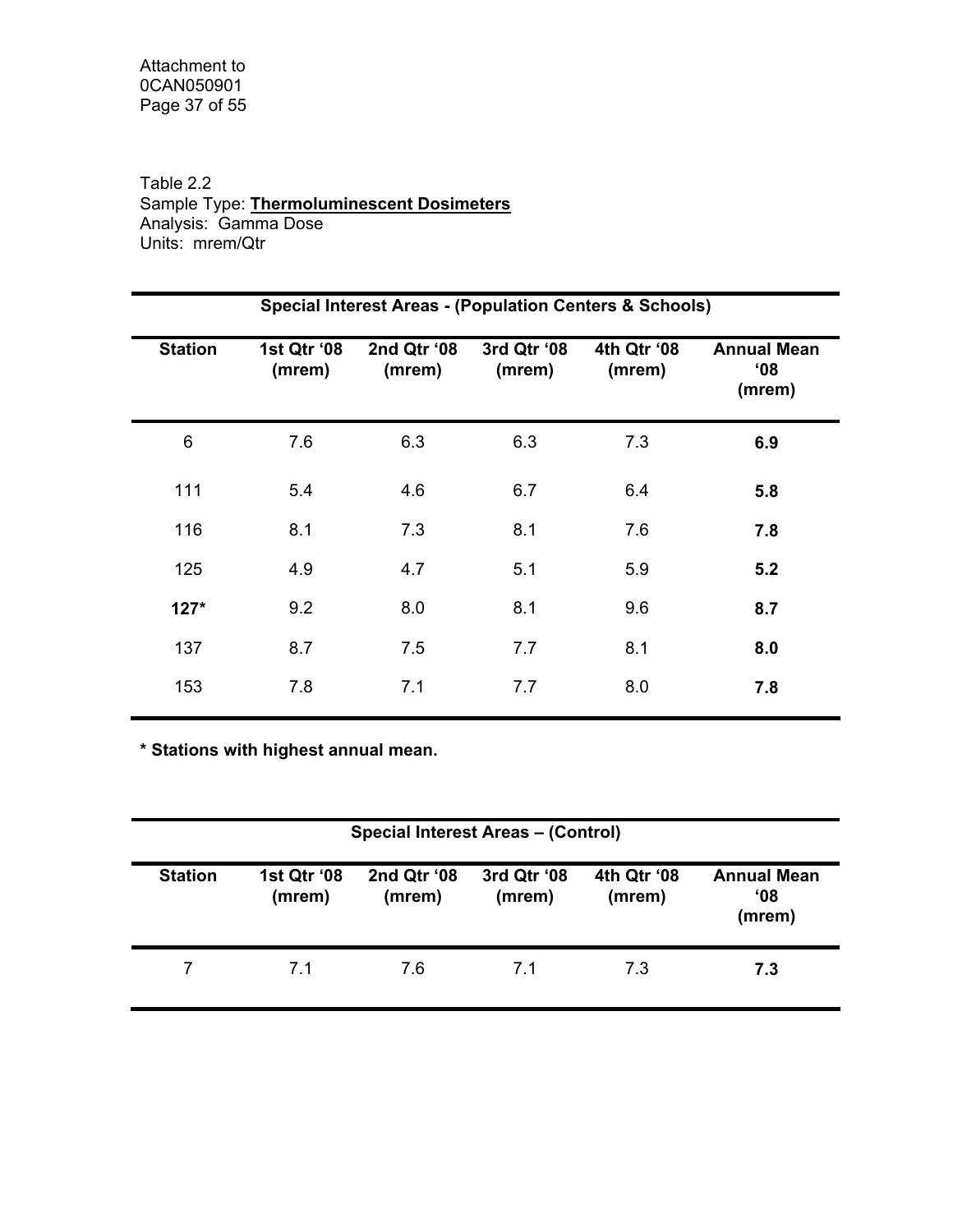Table 2.2
Sample Type: **Thermoluminescent Dosimeters**
Analysis: Gamma Dose
Units: mrem/Qtr

| Special Interest Areas - (Population Centers & Schools) | | | | | |
|---|---|---|---|---|---|
| **Station** | **1st Qtr '08 (mrem)** | **2nd Qtr '08 (mrem)** | **3rd Qtr '08 (mrem)** | **4th Qtr '08 (mrem)** | **Annual Mean '08 (mrem)** |
| 6 | 7.6 | 6.3 | 6.3 | 7.3 | **6.9** |
| 111 | 5.4 | 4.6 | 6.7 | 6.4 | **5.8** |
| 116 | 8.1 | 7.3 | 8.1 | 7.6 | **7.8** |
| 125 | 4.9 | 4.7 | 5.1 | 5.9 | **5.2** |
| **127*** | 9.2 | 8.0 | 8.1 | 9.6 | **8.7** |
| 137 | 8.7 | 7.5 | 7.7 | 8.1 | **8.0** |
| 153 | 7.8 | 7.1 | 7.7 | 8.0 | **7.8** |

**\* Stations with highest annual mean.**

| Special Interest Areas – (Control) | | | | | |
|---|---|---|---|---|---|
| **Station** | **1st Qtr '08 (mrem)** | **2nd Qtr '08 (mrem)** | **3rd Qtr '08 (mrem)** | **4th Qtr '08 (mrem)** | **Annual Mean '08 (mrem)** |
| 7 | 7.1 | 7.6 | 7.1 | 7.3 | **7.3** |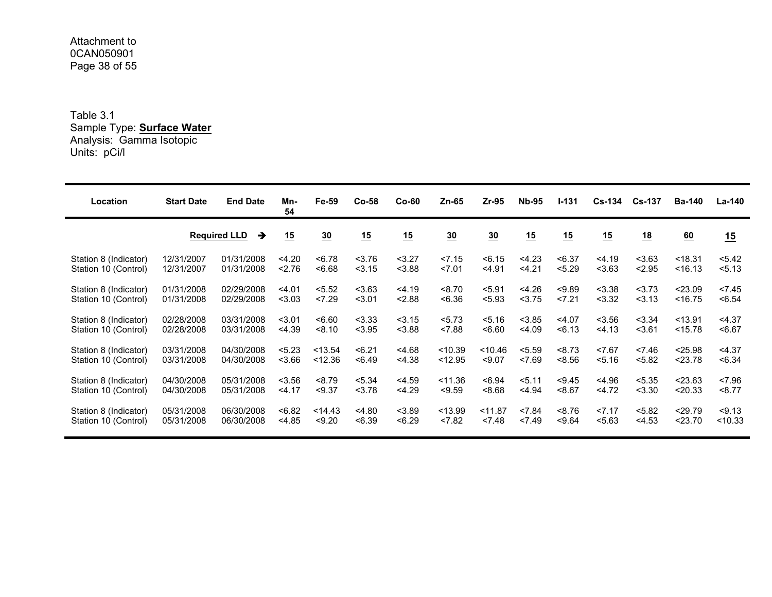Attachment to
0CAN050901

Table 3.1
Sample Type: **Surface Water**
Analysis: Gamma Isotopic
Units: pCi/l

| Location | Start Date | End Date | Mn-54 | Fe-59 | Co-58 | Co-60 | Zn-65 | Zr-95 | Nb-95 | I-131 | Cs-134 | Cs-137 | Ba-140 | La-140 |
|---|---|---|---|---|---|---|---|---|---|---|---|---|---|---|
| | | **Required LLD** → | **15** | **30** | **15** | **15** | **30** | **30** | **15** | **15** | **15** | **18** | **60** | **15** |
| Station 8 (Indicator) | 12/31/2007 | 01/31/2008 | <4.20 | <6.78 | <3.76 | <3.27 | <7.15 | <6.15 | <4.23 | <6.37 | <4.19 | <3.63 | <18.31 | <5.42 |
| Station 10 (Control) | 12/31/2007 | 01/31/2008 | <2.76 | <6.68 | <3.15 | <3.88 | <7.01 | <4.91 | <4.21 | <5.29 | <3.63 | <2.95 | <16.13 | <5.13 |
| Station 8 (Indicator) | 01/31/2008 | 02/29/2008 | <4.01 | <5.52 | <3.63 | <4.19 | <8.70 | <5.91 | <4.26 | <9.89 | <3.38 | <3.73 | <23.09 | <7.45 |
| Station 10 (Control) | 01/31/2008 | 02/29/2008 | <3.03 | <7.29 | <3.01 | <2.88 | <6.36 | <5.93 | <3.75 | <7.21 | <3.32 | <3.13 | <16.75 | <6.54 |
| Station 8 (Indicator) | 02/28/2008 | 03/31/2008 | <3.01 | <6.60 | <3.33 | <3.15 | <5.73 | <5.16 | <3.85 | <4.07 | <3.56 | <3.34 | <13.91 | <4.37 |
| Station 10 (Control) | 02/28/2008 | 03/31/2008 | <4.39 | <8.10 | <3.95 | <3.88 | <7.88 | <6.60 | <4.09 | <6.13 | <4.13 | <3.61 | <15.78 | <6.67 |
| Station 8 (Indicator) | 03/31/2008 | 04/30/2008 | <5.23 | <13.54 | <6.21 | <4.68 | <10.39 | <10.46 | <5.59 | <8.73 | <7.67 | <7.46 | <25.98 | <4.37 |
| Station 10 (Control) | 03/31/2008 | 04/30/2008 | <3.66 | <12.36 | <6.49 | <4.38 | <12.95 | <9.07 | <7.69 | <8.56 | <5.16 | <5.82 | <23.78 | <6.34 |
| Station 8 (Indicator) | 04/30/2008 | 05/31/2008 | <3.56 | <8.79 | <5.34 | <4.59 | <11.36 | <6.94 | <5.11 | <9.45 | <4.96 | <5.35 | <23.63 | <7.96 |
| Station 10 (Control) | 04/30/2008 | 05/31/2008 | <4.17 | <9.37 | <3.78 | <4.29 | <9.59 | <8.68 | <4.94 | <8.67 | <4.72 | <3.30 | <20.33 | <8.77 |
| Station 8 (Indicator) | 05/31/2008 | 06/30/2008 | <6.82 | <14.43 | <4.80 | <3.89 | <13.99 | <11.87 | <7.84 | <8.76 | <7.17 | <5.82 | <29.79 | <9.13 |
| Station 10 (Control) | 05/31/2008 | 06/30/2008 | <4.85 | <9.20 | <6.39 | <6.29 | <7.82 | <7.48 | <7.49 | <9.64 | <5.63 | <4.53 | <23.70 | <10.33 |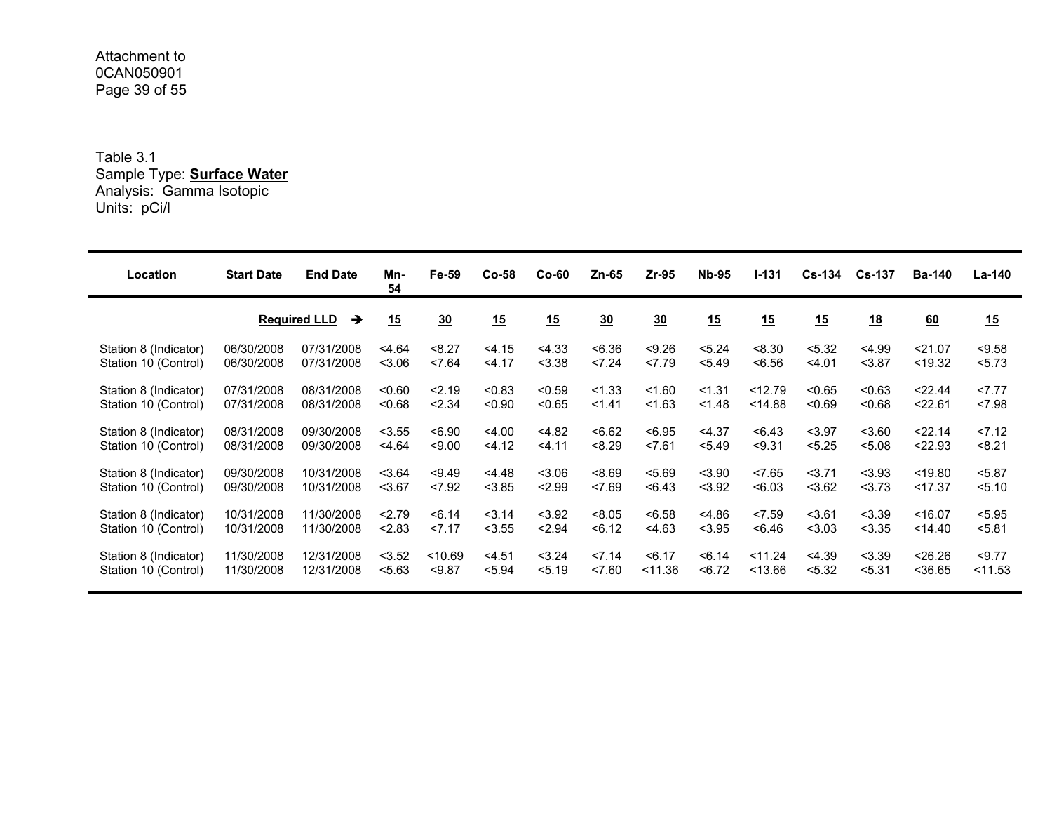Attachment to
0CAN050901
Page 39 of 55

Table 3.1
Sample Type: **Surface Water**
Analysis: Gamma Isotopic
Units: pCi/l

| Location | Start Date | End Date | Mn-54 | Fe-59 | Co-58 | Co-60 | Zn-65 | Zr-95 | Nb-95 | I-131 | Cs-134 | Cs-137 | Ba-140 | La-140 |
|---|---|---|---|---|---|---|---|---|---|---|---|---|---|---|
| | | **Required LLD** ➔ | **15** | **30** | **15** | **15** | **30** | **30** | **15** | **15** | **15** | **18** | **60** | **15** |
| Station 8 (Indicator) | 06/30/2008 | 07/31/2008 | <4.64 | <8.27 | <4.15 | <4.33 | <6.36 | <9.26 | <5.24 | <8.30 | <5.32 | <4.99 | <21.07 | <9.58 |
| Station 10 (Control) | 06/30/2008 | 07/31/2008 | <3.06 | <7.64 | <4.17 | <3.38 | <7.24 | <7.79 | <5.49 | <6.56 | <4.01 | <3.87 | <19.32 | <5.73 |
| Station 8 (Indicator) | 07/31/2008 | 08/31/2008 | <0.60 | <2.19 | <0.83 | <0.59 | <1.33 | <1.60 | <1.31 | <12.79 | <0.65 | <0.63 | <22.44 | <7.77 |
| Station 10 (Control) | 07/31/2008 | 08/31/2008 | <0.68 | <2.34 | <0.90 | <0.65 | <1.41 | <1.63 | <1.48 | <14.88 | <0.69 | <0.68 | <22.61 | <7.98 |
| Station 8 (Indicator) | 08/31/2008 | 09/30/2008 | <3.55 | <6.90 | <4.00 | <4.82 | <6.62 | <6.95 | <4.37 | <6.43 | <3.97 | <3.60 | <22.14 | <7.12 |
| Station 10 (Control) | 08/31/2008 | 09/30/2008 | <4.64 | <9.00 | <4.12 | <4.11 | <8.29 | <7.61 | <5.49 | <9.31 | <5.25 | <5.08 | <22.93 | <8.21 |
| Station 8 (Indicator) | 09/30/2008 | 10/31/2008 | <3.64 | <9.49 | <4.48 | <3.06 | <8.69 | <5.69 | <3.90 | <7.65 | <3.71 | <3.93 | <19.80 | <5.87 |
| Station 10 (Control) | 09/30/2008 | 10/31/2008 | <3.67 | <7.92 | <3.85 | <2.99 | <7.69 | <6.43 | <3.92 | <6.03 | <3.62 | <3.73 | <17.37 | <5.10 |
| Station 8 (Indicator) | 10/31/2008 | 11/30/2008 | <2.79 | <6.14 | <3.14 | <3.92 | <8.05 | <6.58 | <4.86 | <7.59 | <3.61 | <3.39 | <16.07 | <5.95 |
| Station 10 (Control) | 10/31/2008 | 11/30/2008 | <2.83 | <7.17 | <3.55 | <2.94 | <6.12 | <4.63 | <3.95 | <6.46 | <3.03 | <3.35 | <14.40 | <5.81 |
| Station 8 (Indicator) | 11/30/2008 | 12/31/2008 | <3.52 | <10.69 | <4.51 | <3.24 | <7.14 | <6.17 | <6.14 | <11.24 | <4.39 | <3.39 | <26.26 | <9.77 |
| Station 10 (Control) | 11/30/2008 | 12/31/2008 | <5.63 | <9.87 | <5.94 | <5.19 | <7.60 | <11.36 | <6.72 | <13.66 | <5.32 | <5.31 | <36.65 | <11.53 |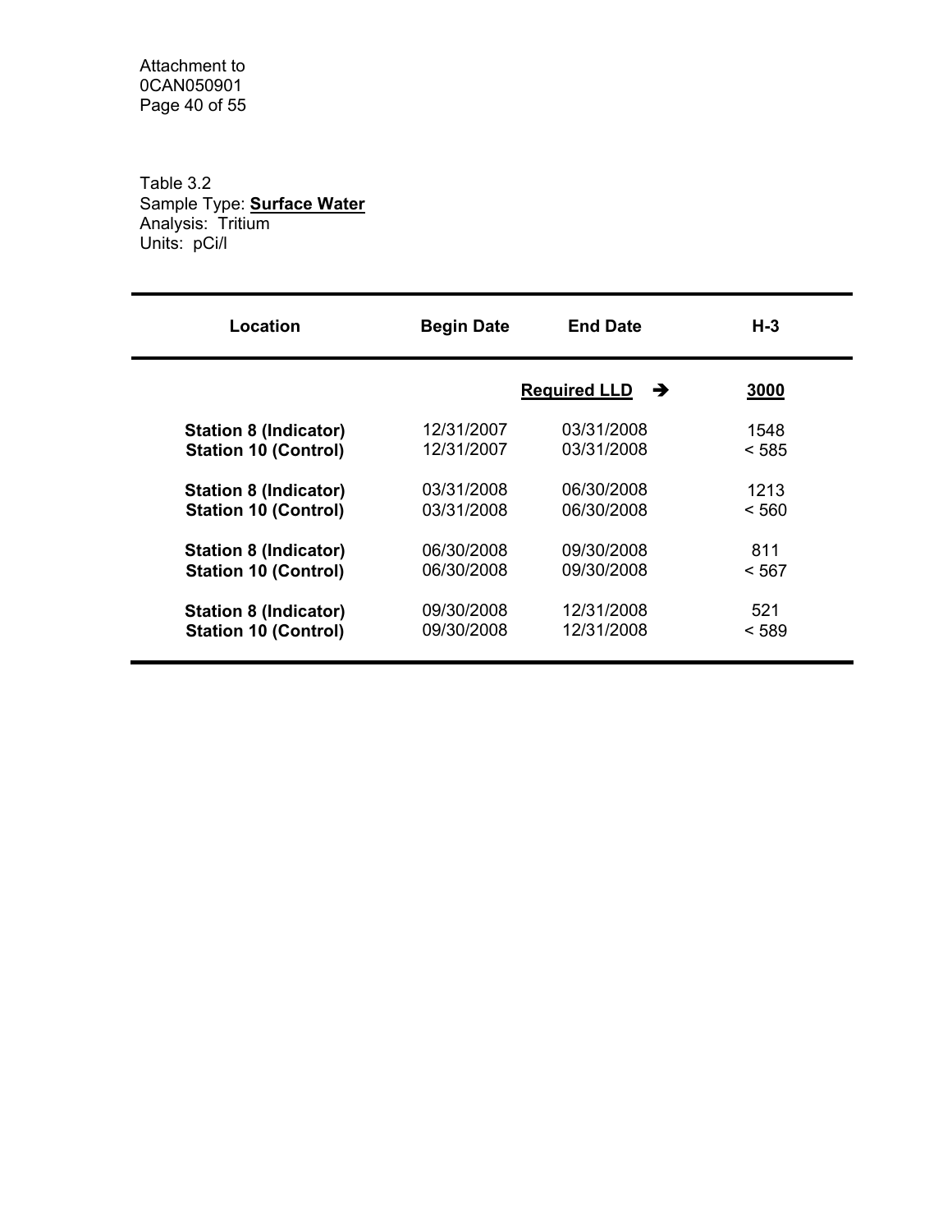Table 3.2
Sample Type: **Surface Water**
Analysis: Tritium
Units: pCi/l

| Location | Begin Date | End Date | H-3 |
|---|---|---|---|
| | | **Required LLD** ➔ | **3000** |
| **Station 8 (Indicator)** | 12/31/2007 | 03/31/2008 | 1548 |
| **Station 10 (Control)** | 12/31/2007 | 03/31/2008 | < 585 |
| **Station 8 (Indicator)** | 03/31/2008 | 06/30/2008 | 1213 |
| **Station 10 (Control)** | 03/31/2008 | 06/30/2008 | < 560 |
| **Station 8 (Indicator)** | 06/30/2008 | 09/30/2008 | 811 |
| **Station 10 (Control)** | 06/30/2008 | 09/30/2008 | < 567 |
| **Station 8 (Indicator)** | 09/30/2008 | 12/31/2008 | 521 |
| **Station 10 (Control)** | 09/30/2008 | 12/31/2008 | < 589 |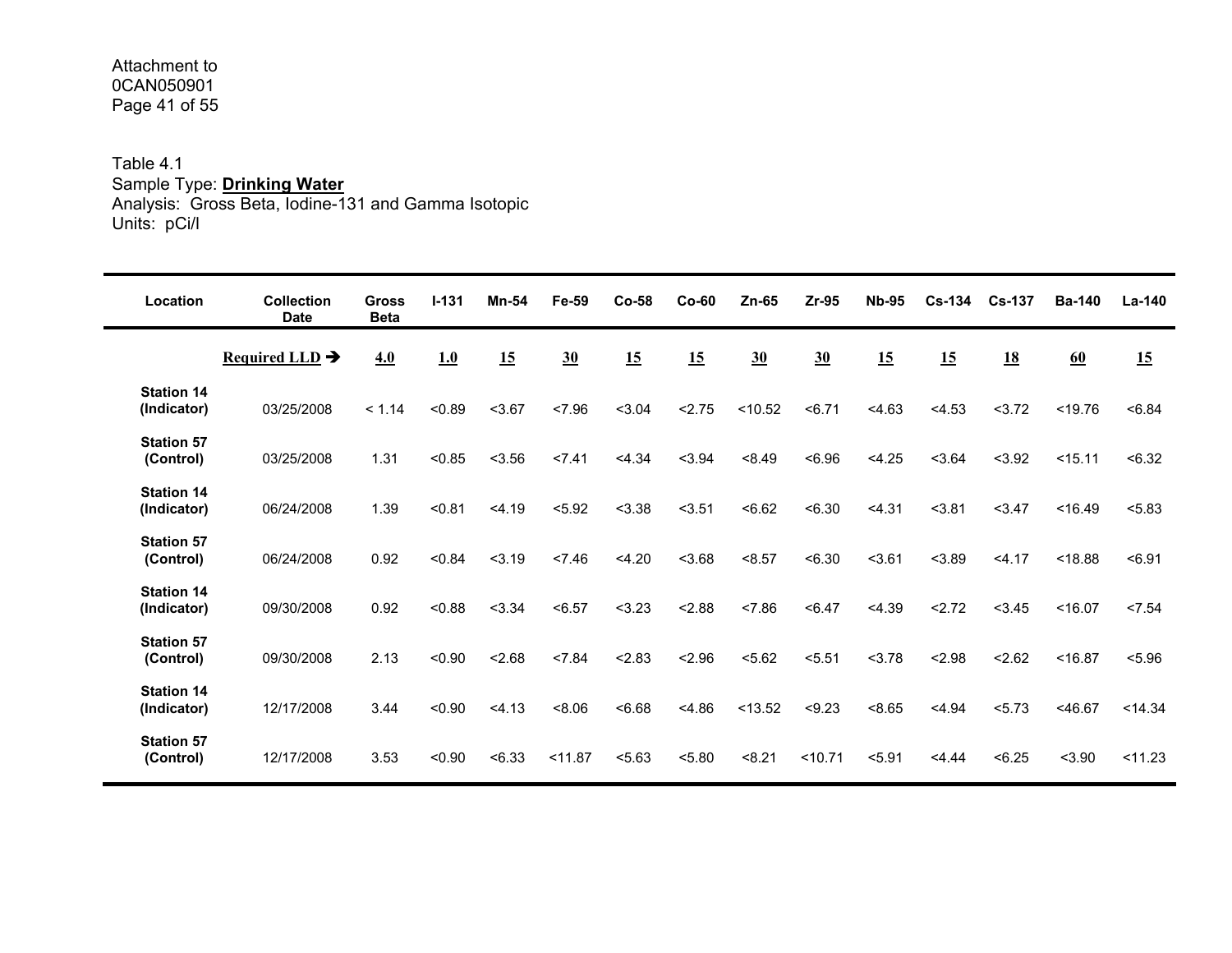Table 4.1
Sample Type: **Drinking Water**
Analysis: Gross Beta, Iodine-131 and Gamma Isotopic
Units: pCi/l

| Location | Collection Date | Gross Beta | I-131 | Mn-54 | Fe-59 | Co-58 | Co-60 | Zn-65 | Zr-95 | Nb-95 | Cs-134 | Cs-137 | Ba-140 | La-140 |
|---|---|---|---|---|---|---|---|---|---|---|---|---|---|---|
| | **Required LLD ➔** | **4.0** | **1.0** | **15** | **30** | **15** | **15** | **30** | **30** | **15** | **15** | **18** | **60** | **15** |
| **Station 14 (Indicator)** | 03/25/2008 | < 1.14 | <0.89 | <3.67 | <7.96 | <3.04 | <2.75 | <10.52 | <6.71 | <4.63 | <4.53 | <3.72 | <19.76 | <6.84 |
| **Station 57 (Control)** | 03/25/2008 | 1.31 | <0.85 | <3.56 | <7.41 | <4.34 | <3.94 | <8.49 | <6.96 | <4.25 | <3.64 | <3.92 | <15.11 | <6.32 |
| **Station 14 (Indicator)** | 06/24/2008 | 1.39 | <0.81 | <4.19 | <5.92 | <3.38 | <3.51 | <6.62 | <6.30 | <4.31 | <3.81 | <3.47 | <16.49 | <5.83 |
| **Station 57 (Control)** | 06/24/2008 | 0.92 | <0.84 | <3.19 | <7.46 | <4.20 | <3.68 | <8.57 | <6.30 | <3.61 | <3.89 | <4.17 | <18.88 | <6.91 |
| **Station 14 (Indicator)** | 09/30/2008 | 0.92 | <0.88 | <3.34 | <6.57 | <3.23 | <2.88 | <7.86 | <6.47 | <4.39 | <2.72 | <3.45 | <16.07 | <7.54 |
| **Station 57 (Control)** | 09/30/2008 | 2.13 | <0.90 | <2.68 | <7.84 | <2.83 | <2.96 | <5.62 | <5.51 | <3.78 | <2.98 | <2.62 | <16.87 | <5.96 |
| **Station 14 (Indicator)** | 12/17/2008 | 3.44 | <0.90 | <4.13 | <8.06 | <6.68 | <4.86 | <13.52 | <9.23 | <8.65 | <4.94 | <5.73 | <46.67 | <14.34 |
| **Station 57 (Control)** | 12/17/2008 | 3.53 | <0.90 | <6.33 | <11.87 | <5.63 | <5.80 | <8.21 | <10.71 | <5.91 | <4.44 | <6.25 | <3.90 | <11.23 |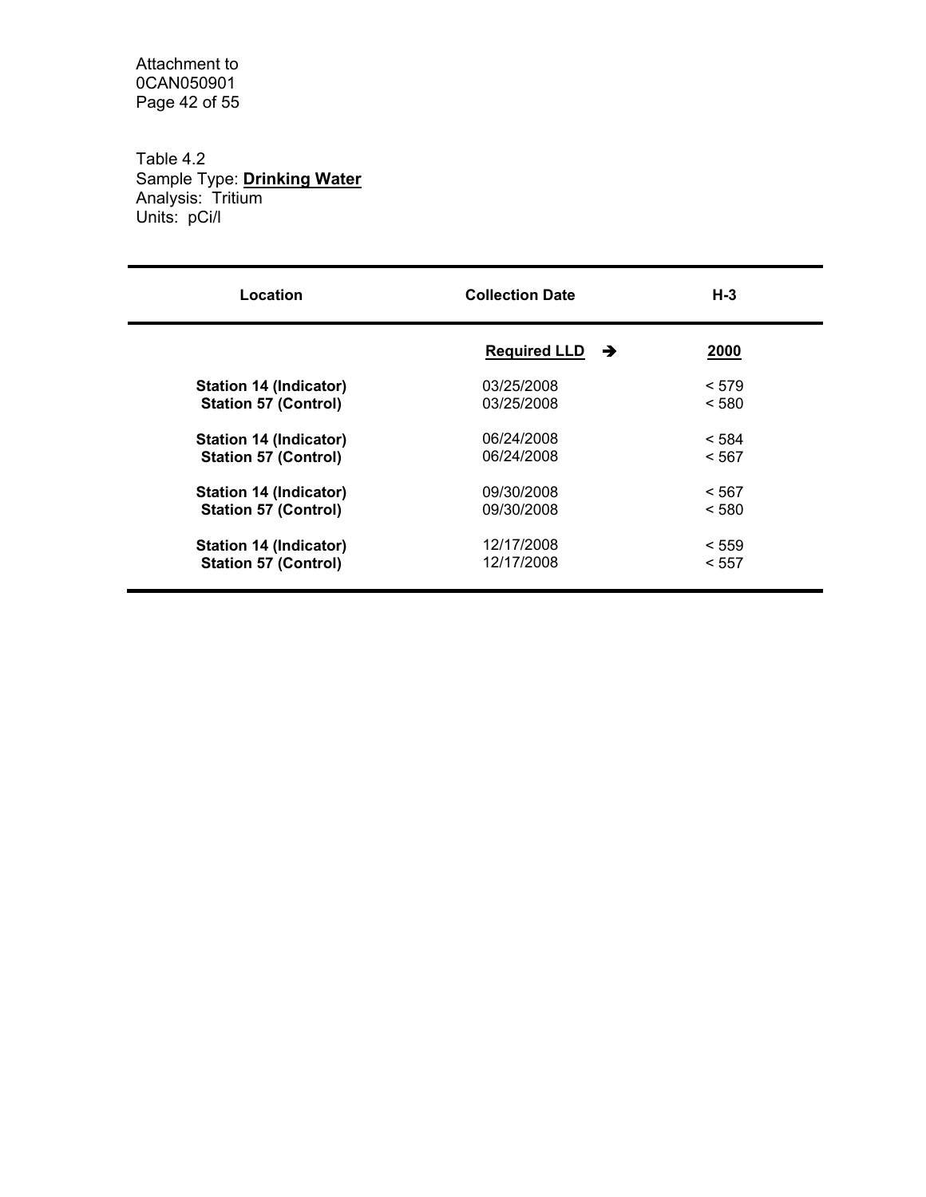Table 4.2
Sample Type: **Drinking Water**
Analysis: Tritium
Units: pCi/l

| Location | Collection Date | H-3 |
|---|---|---|
| | **Required LLD** ➔ | **2000** |
| **Station 14 (Indicator)** | 03/25/2008 | < 579 |
| **Station 57 (Control)** | 03/25/2008 | < 580 |
| **Station 14 (Indicator)** | 06/24/2008 | < 584 |
| **Station 57 (Control)** | 06/24/2008 | < 567 |
| **Station 14 (Indicator)** | 09/30/2008 | < 567 |
| **Station 57 (Control)** | 09/30/2008 | < 580 |
| **Station 14 (Indicator)** | 12/17/2008 | < 559 |
| **Station 57 (Control)** | 12/17/2008 | < 557 |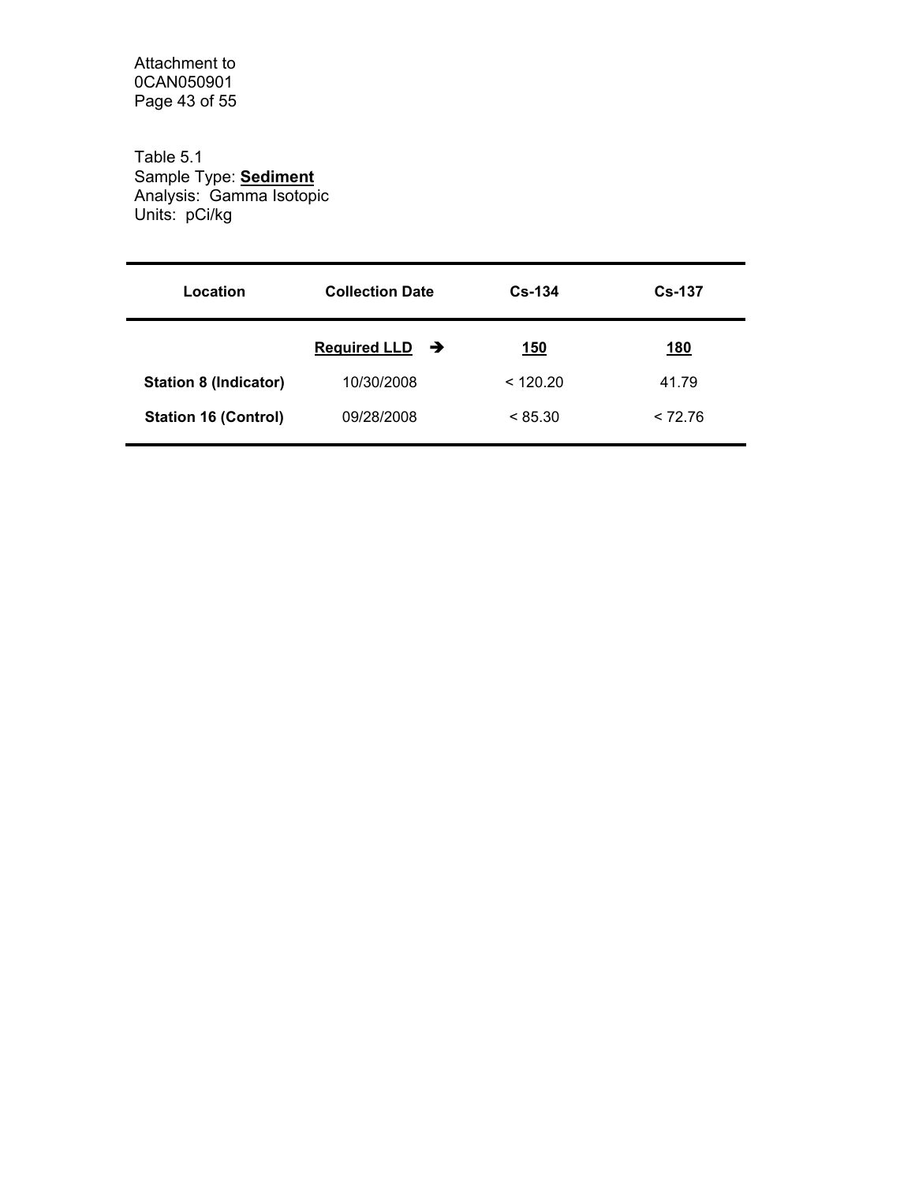Attachment to
0CAN050901

Table 5.1
Sample Type: **Sediment**
Analysis: Gamma Isotopic
Units: pCi/kg

| Location | Collection Date | Cs-134 | Cs-137 |
|---|---|---|---|
| | **Required LLD** ➔ | **150** | **180** |
| **Station 8 (Indicator)** | 10/30/2008 | < 120.20 | 41.79 |
| **Station 16 (Control)** | 09/28/2008 | < 85.30 | < 72.76 |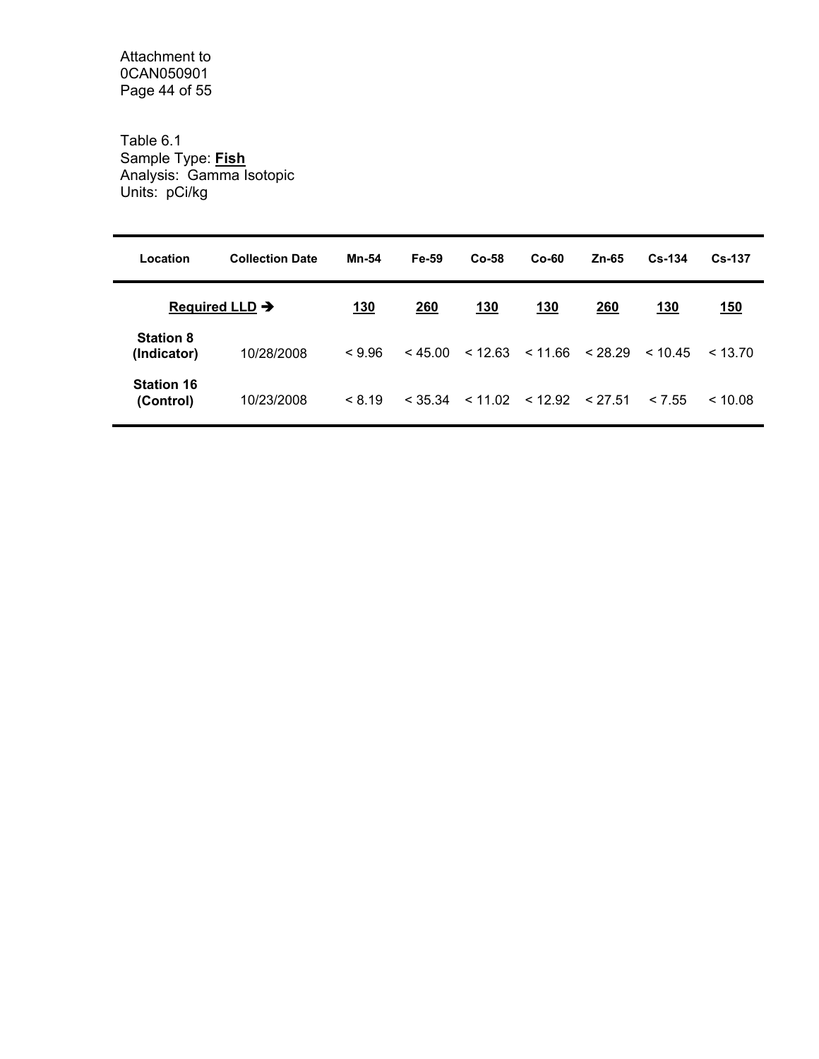Attachment to
0CAN050901

Table 6.1
Sample Type: **Fish**
Analysis: Gamma Isotopic
Units: pCi/kg

| Location | Collection Date | Mn-54 | Fe-59 | Co-58 | Co-60 | Zn-65 | Cs-134 | Cs-137 |
|---|---|---|---|---|---|---|---|---|
| **Required LLD →** | | **130** | **260** | **130** | **130** | **260** | **130** | **150** |
| **Station 8 (Indicator)** | 10/28/2008 | < 9.96 | < 45.00 | < 12.63 | < 11.66 | < 28.29 | < 10.45 | < 13.70 |
| **Station 16 (Control)** | 10/23/2008 | < 8.19 | < 35.34 | < 11.02 | < 12.92 | < 27.51 | < 7.55 | < 10.08 |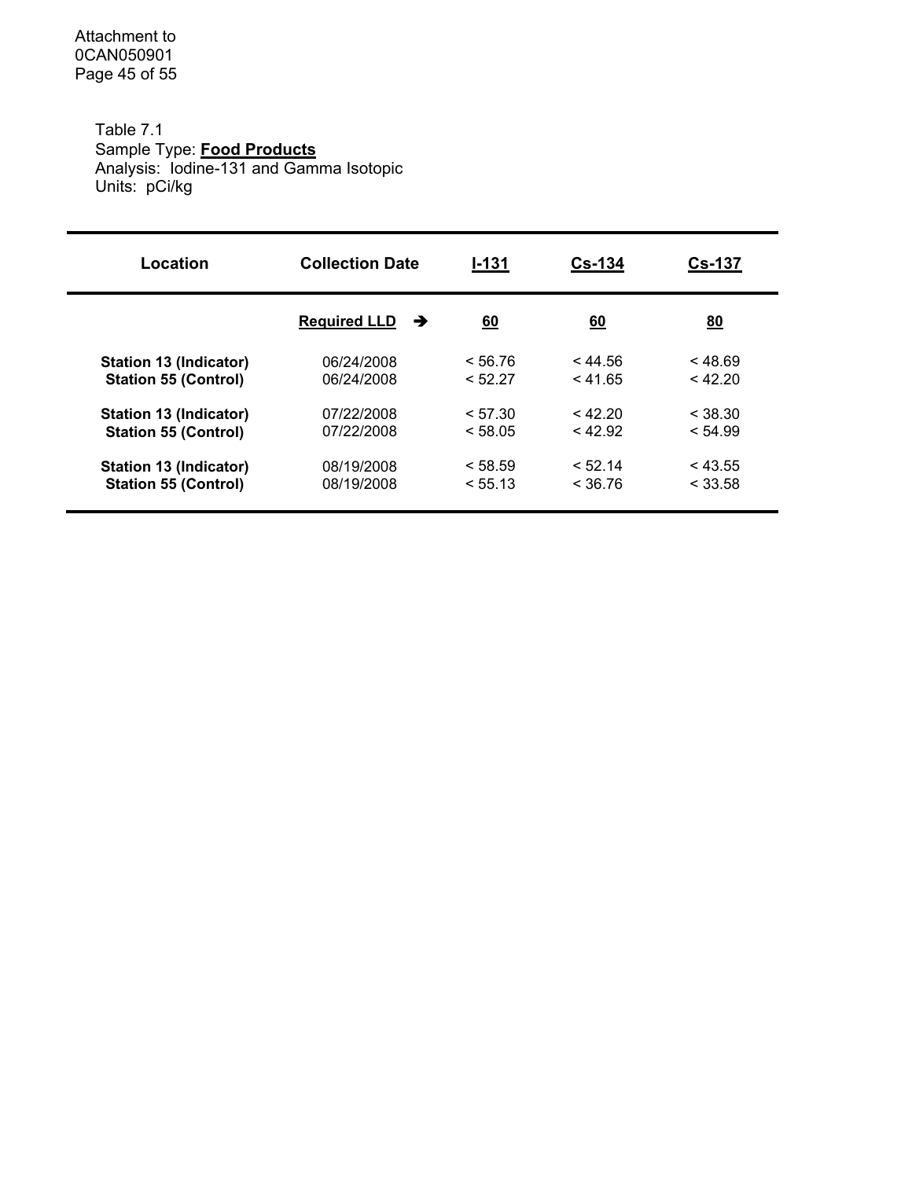Table 7.1
Sample Type: **Food Products**
Analysis: Iodine-131 and Gamma Isotopic
Units: pCi/kg

| Location | Collection Date | I-131 | Cs-134 | Cs-137 |
|---|---|---|---|---|
| | **Required LLD** ➔ | **60** | **60** | **80** |
| **Station 13 (Indicator)** | 06/24/2008 | < 56.76 | < 44.56 | < 48.69 |
| **Station 55 (Control)** | 06/24/2008 | < 52.27 | < 41.65 | < 42.20 |
| **Station 13 (Indicator)** | 07/22/2008 | < 57.30 | < 42.20 | < 38.30 |
| **Station 55 (Control)** | 07/22/2008 | < 58.05 | < 42.92 | < 54.99 |
| **Station 13 (Indicator)** | 08/19/2008 | < 58.59 | < 52.14 | < 43.55 |
| **Station 55 (Control)** | 08/19/2008 | < 55.13 | < 36.76 | < 33.58 |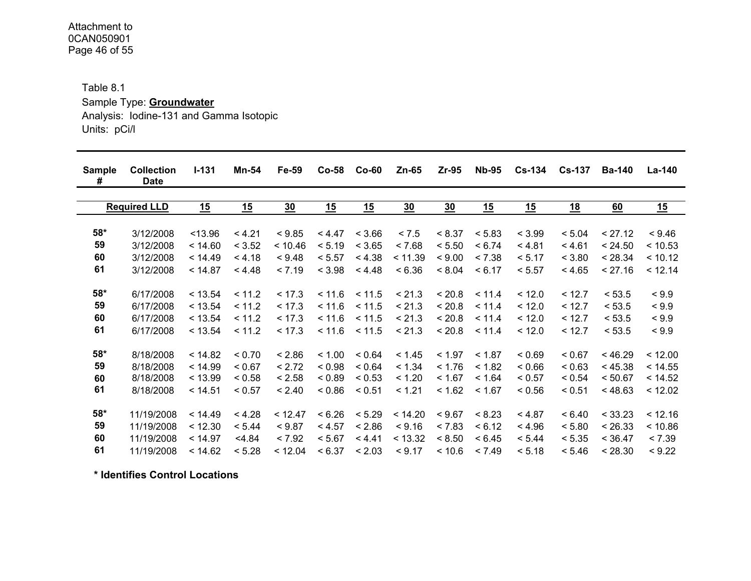Table 8.1

Sample Type: **Groundwater**

Analysis: Iodine-131 and Gamma Isotopic

Units: pCi/l

| Sample # | Collection Date | I-131 | Mn-54 | Fe-59 | Co-58 | Co-60 | Zn-65 | Zr-95 | Nb-95 | Cs-134 | Cs-137 | Ba-140 | La-140 |
|---|---|---|---|---|---|---|---|---|---|---|---|---|---|
| | **Required LLD** | **15** | **15** | **30** | **15** | **15** | **30** | **30** | **15** | **15** | **18** | **60** | **15** |
| **58*** | 3/12/2008 | <13.96 | < 4.21 | < 9.85 | < 4.47 | < 3.66 | < 7.5 | < 8.37 | < 5.83 | < 3.99 | < 5.04 | < 27.12 | < 9.46 |
| **59** | 3/12/2008 | < 14.60 | < 3.52 | < 10.46 | < 5.19 | < 3.65 | < 7.68 | < 5.50 | < 6.74 | < 4.81 | < 4.61 | < 24.50 | < 10.53 |
| **60** | 3/12/2008 | < 14.49 | < 4.18 | < 9.48 | < 5.57 | < 4.38 | < 11.39 | < 9.00 | < 7.38 | < 5.17 | < 3.80 | < 28.34 | < 10.12 |
| **61** | 3/12/2008 | < 14.87 | < 4.48 | < 7.19 | < 3.98 | < 4.48 | < 6.36 | < 8.04 | < 6.17 | < 5.57 | < 4.65 | < 27.16 | < 12.14 |
| **58*** | 6/17/2008 | < 13.54 | < 11.2 | < 17.3 | < 11.6 | < 11.5 | < 21.3 | < 20.8 | < 11.4 | < 12.0 | < 12.7 | < 53.5 | < 9.9 |
| **59** | 6/17/2008 | < 13.54 | < 11.2 | < 17.3 | < 11.6 | < 11.5 | < 21.3 | < 20.8 | < 11.4 | < 12.0 | < 12.7 | < 53.5 | < 9.9 |
| **60** | 6/17/2008 | < 13.54 | < 11.2 | < 17.3 | < 11.6 | < 11.5 | < 21.3 | < 20.8 | < 11.4 | < 12.0 | < 12.7 | < 53.5 | < 9.9 |
| **61** | 6/17/2008 | < 13.54 | < 11.2 | < 17.3 | < 11.6 | < 11.5 | < 21.3 | < 20.8 | < 11.4 | < 12.0 | < 12.7 | < 53.5 | < 9.9 |
| **58*** | 8/18/2008 | < 14.82 | < 0.70 | < 2.86 | < 1.00 | < 0.64 | < 1.45 | < 1.97 | < 1.87 | < 0.69 | < 0.67 | < 46.29 | < 12.00 |
| **59** | 8/18/2008 | < 14.99 | < 0.67 | < 2.72 | < 0.98 | < 0.64 | < 1.34 | < 1.76 | < 1.82 | < 0.66 | < 0.63 | < 45.38 | < 14.55 |
| **60** | 8/18/2008 | < 13.99 | < 0.58 | < 2.58 | < 0.89 | < 0.53 | < 1.20 | < 1.67 | < 1.64 | < 0.57 | < 0.54 | < 50.67 | < 14.52 |
| **61** | 8/18/2008 | < 14.51 | < 0.57 | < 2.40 | < 0.86 | < 0.51 | < 1.21 | < 1.62 | < 1.67 | < 0.56 | < 0.51 | < 48.63 | < 12.02 |
| **58*** | 11/19/2008 | < 14.49 | < 4.28 | < 12.47 | < 6.26 | < 5.29 | < 14.20 | < 9.67 | < 8.23 | < 4.87 | < 6.40 | < 33.23 | < 12.16 |
| **59** | 11/19/2008 | < 12.30 | < 5.44 | < 9.87 | < 4.57 | < 2.86 | < 9.16 | < 7.83 | < 6.12 | < 4.96 | < 5.80 | < 26.33 | < 10.86 |
| **60** | 11/19/2008 | < 14.97 | <4.84 | < 7.92 | < 5.67 | < 4.41 | < 13.32 | < 8.50 | < 6.45 | < 5.44 | < 5.35 | < 36.47 | < 7.39 |
| **61** | 11/19/2008 | < 14.62 | < 5.28 | < 12.04 | < 6.37 | < 2.03 | < 9.17 | < 10.6 | < 7.49 | < 5.18 | < 5.46 | < 28.30 | < 9.22 |

**\* Identifies Control Locations**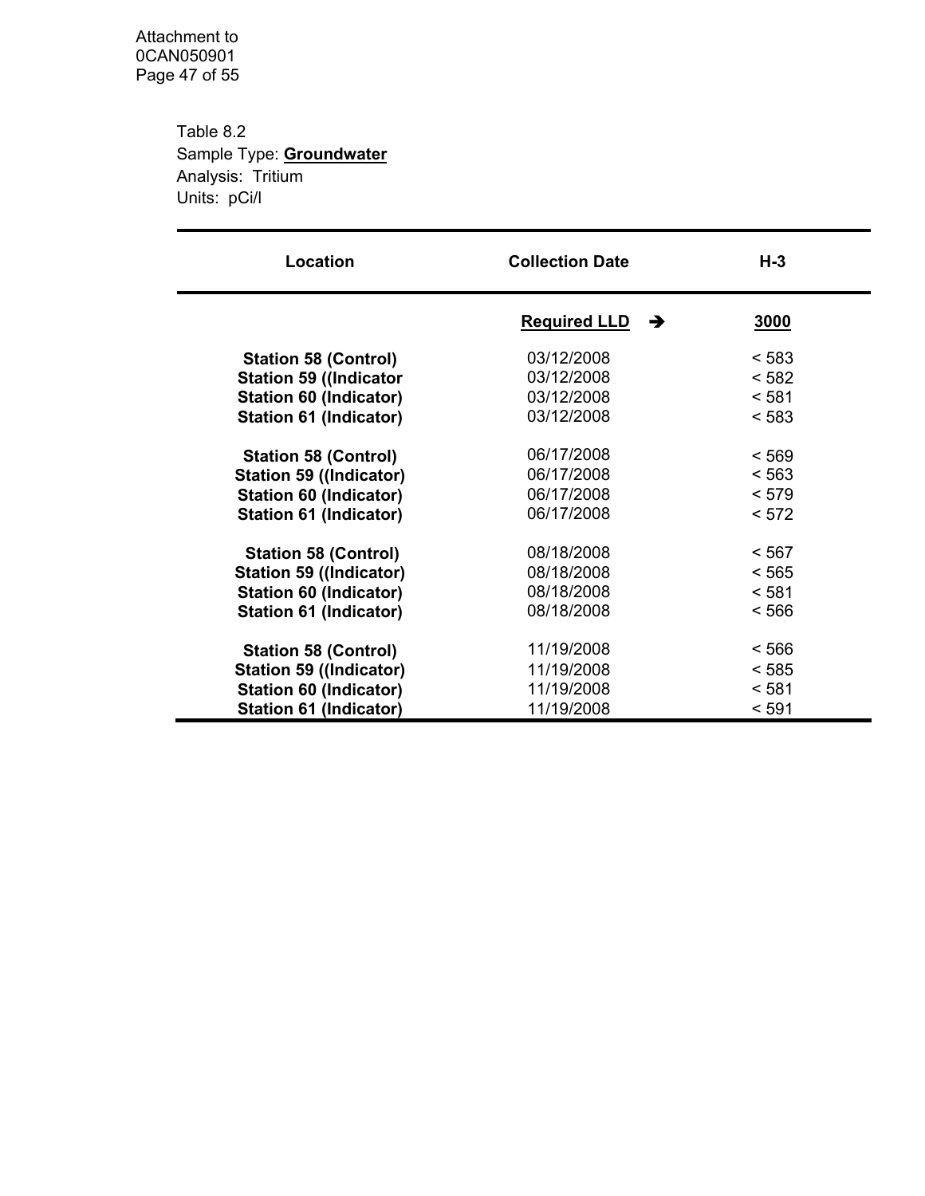Table 8.2
Sample Type: **Groundwater**
Analysis: Tritium
Units: pCi/l

| Location | Collection Date | H-3 |
|---|---|---|
| | **Required LLD** ➔ | **3000** |
| **Station 58 (Control)** | 03/12/2008 | < 583 |
| **Station 59 ((Indicator** | 03/12/2008 | < 582 |
| **Station 60 (Indicator)** | 03/12/2008 | < 581 |
| **Station 61 (Indicator)** | 03/12/2008 | < 583 |
| **Station 58 (Control)** | 06/17/2008 | < 569 |
| **Station 59 ((Indicator)** | 06/17/2008 | < 563 |
| **Station 60 (Indicator)** | 06/17/2008 | < 579 |
| **Station 61 (Indicator)** | 06/17/2008 | < 572 |
| **Station 58 (Control)** | 08/18/2008 | < 567 |
| **Station 59 ((Indicator)** | 08/18/2008 | < 565 |
| **Station 60 (Indicator)** | 08/18/2008 | < 581 |
| **Station 61 (Indicator)** | 08/18/2008 | < 566 |
| **Station 58 (Control)** | 11/19/2008 | < 566 |
| **Station 59 ((Indicator)** | 11/19/2008 | < 585 |
| **Station 60 (Indicator)** | 11/19/2008 | < 581 |
| **Station 61 (Indicator)** | 11/19/2008 | < 591 |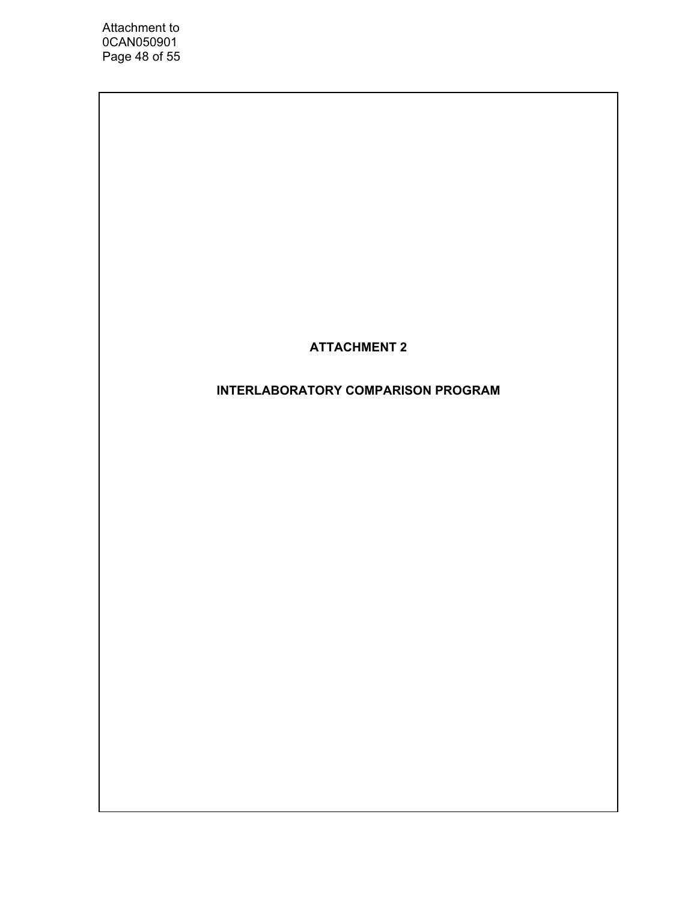# ATTACHMENT 2

## INTERLABORATORY COMPARISON PROGRAM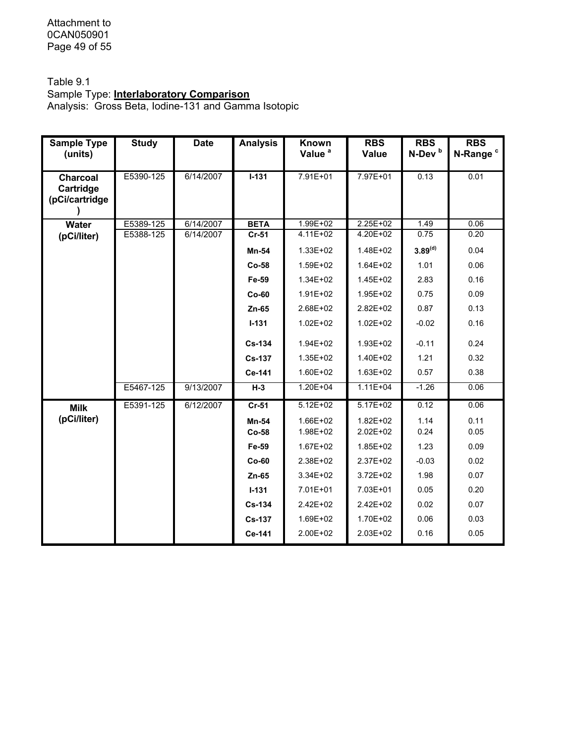Table 9.1
Sample Type: **Interlaboratory Comparison**
Analysis: Gross Beta, Iodine-131 and Gamma Isotopic

| Sample Type (units) | Study | Date | Analysis | Known Value [a] | RBS Value | RBS N-Dev [b] | RBS N-Range [c] |
|---|---|---|---|---|---|---|---|
| **Charcoal Cartridge (pCi/cartridge)** | E5390-125 | 6/14/2007 | **I-131** | 7.91E+01 | 7.97E+01 | 0.13 | 0.01 |
| **Water (pCi/liter)** | E5389-125 | 6/14/2007 | **BETA** | 1.99E+02 | 2.25E+02 | 1.49 | 0.06 |
| | E5388-125 | 6/14/2007 | **Cr-51** | 4.11E+02 | 4.20E+02 | 0.75 | 0.20 |
| | | | **Mn-54** | 1.33E+02 | 1.48E+02 | **3.89[(d)]** | 0.04 |
| | | | **Co-58** | 1.59E+02 | 1.64E+02 | 1.01 | 0.06 |
| | | | **Fe-59** | 1.34E+02 | 1.45E+02 | 2.83 | 0.16 |
| | | | **Co-60** | 1.91E+02 | 1.95E+02 | 0.75 | 0.09 |
| | | | **Zn-65** | 2.68E+02 | 2.82E+02 | 0.87 | 0.13 |
| | | | **I-131** | 1.02E+02 | 1.02E+02 | -0.02 | 0.16 |
| | | | **Cs-134** | 1.94E+02 | 1.93E+02 | -0.11 | 0.24 |
| | | | **Cs-137** | 1.35E+02 | 1.40E+02 | 1.21 | 0.32 |
| | | | **Ce-141** | 1.60E+02 | 1.63E+02 | 0.57 | 0.38 |
| | E5467-125 | 9/13/2007 | **H-3** | 1.20E+04 | 1.11E+04 | -1.26 | 0.06 |
| **Milk (pCi/liter)** | E5391-125 | 6/12/2007 | **Cr-51** | 5.12E+02 | 5.17E+02 | 0.12 | 0.06 |
| | | | **Mn-54** | 1.66E+02 | 1.82E+02 | 1.14 | 0.11 |
| | | | **Co-58** | 1.98E+02 | 2.02E+02 | 0.24 | 0.05 |
| | | | **Fe-59** | 1.67E+02 | 1.85E+02 | 1.23 | 0.09 |
| | | | **Co-60** | 2.38E+02 | 2.37E+02 | -0.03 | 0.02 |
| | | | **Zn-65** | 3.34E+02 | 3.72E+02 | 1.98 | 0.07 |
| | | | **I-131** | 7.01E+01 | 7.03E+01 | 0.05 | 0.20 |
| | | | **Cs-134** | 2.42E+02 | 2.42E+02 | 0.02 | 0.07 |
| | | | **Cs-137** | 1.69E+02 | 1.70E+02 | 0.06 | 0.03 |
| | | | **Ce-141** | 2.00E+02 | 2.03E+02 | 0.16 | 0.05 |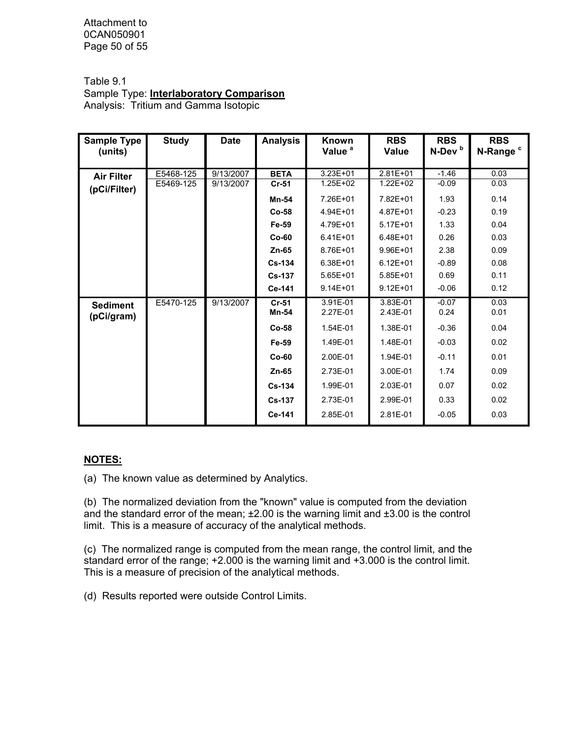Table 9.1
Sample Type: **Interlaboratory Comparison**
Analysis: Tritium and Gamma Isotopic

| Sample Type (units) | Study | Date | Analysis | Known Value [a] | RBS Value | RBS N-Dev [b] | RBS N-Range [c] |
|---|---|---|---|---|---|---|---|
| **Air Filter (pCi/Filter)** | E5468-125 | 9/13/2007 | **BETA** | 3.23E+01 | 2.81E+01 | -1.46 | 0.03 |
| | E5469-125 | 9/13/2007 | **Cr-51** | 1.25E+02 | 1.22E+02 | -0.09 | 0.03 |
| | | | **Mn-54** | 7.26E+01 | 7.82E+01 | 1.93 | 0.14 |
| | | | **Co-58** | 4.94E+01 | 4.87E+01 | -0.23 | 0.19 |
| | | | **Fe-59** | 4.79E+01 | 5.17E+01 | 1.33 | 0.04 |
| | | | **Co-60** | 6.41E+01 | 6.48E+01 | 0.26 | 0.03 |
| | | | **Zn-65** | 8.76E+01 | 9.96E+01 | 2.38 | 0.09 |
| | | | **Cs-134** | 6.38E+01 | 6.12E+01 | -0.89 | 0.08 |
| | | | **Cs-137** | 5.65E+01 | 5.85E+01 | 0.69 | 0.11 |
| | | | **Ce-141** | 9.14E+01 | 9.12E+01 | -0.06 | 0.12 |
| **Sediment (pCi/gram)** | E5470-125 | 9/13/2007 | **Cr-51** | 3.91E-01 | 3.83E-01 | -0.07 | 0.03 |
| | | | **Mn-54** | 2.27E-01 | 2.43E-01 | 0.24 | 0.01 |
| | | | **Co-58** | 1.54E-01 | 1.38E-01 | -0.36 | 0.04 |
| | | | **Fe-59** | 1.49E-01 | 1.48E-01 | -0.03 | 0.02 |
| | | | **Co-60** | 2.00E-01 | 1.94E-01 | -0.11 | 0.01 |
| | | | **Zn-65** | 2.73E-01 | 3.00E-01 | 1.74 | 0.09 |
| | | | **Cs-134** | 1.99E-01 | 2.03E-01 | 0.07 | 0.02 |
| | | | **Cs-137** | 2.73E-01 | 2.99E-01 | 0.33 | 0.02 |
| | | | **Ce-141** | 2.85E-01 | 2.81E-01 | -0.05 | 0.03 |

**NOTES:**

(a) The known value as determined by Analytics.

(b) The normalized deviation from the "known" value is computed from the deviation and the standard error of the mean; ±2.00 is the warning limit and ±3.00 is the control limit. This is a measure of accuracy of the analytical methods.

(c) The normalized range is computed from the mean range, the control limit, and the standard error of the range; +2.000 is the warning limit and +3.000 is the control limit. This is a measure of precision of the analytical methods.

(d) Results reported were outside Control Limits.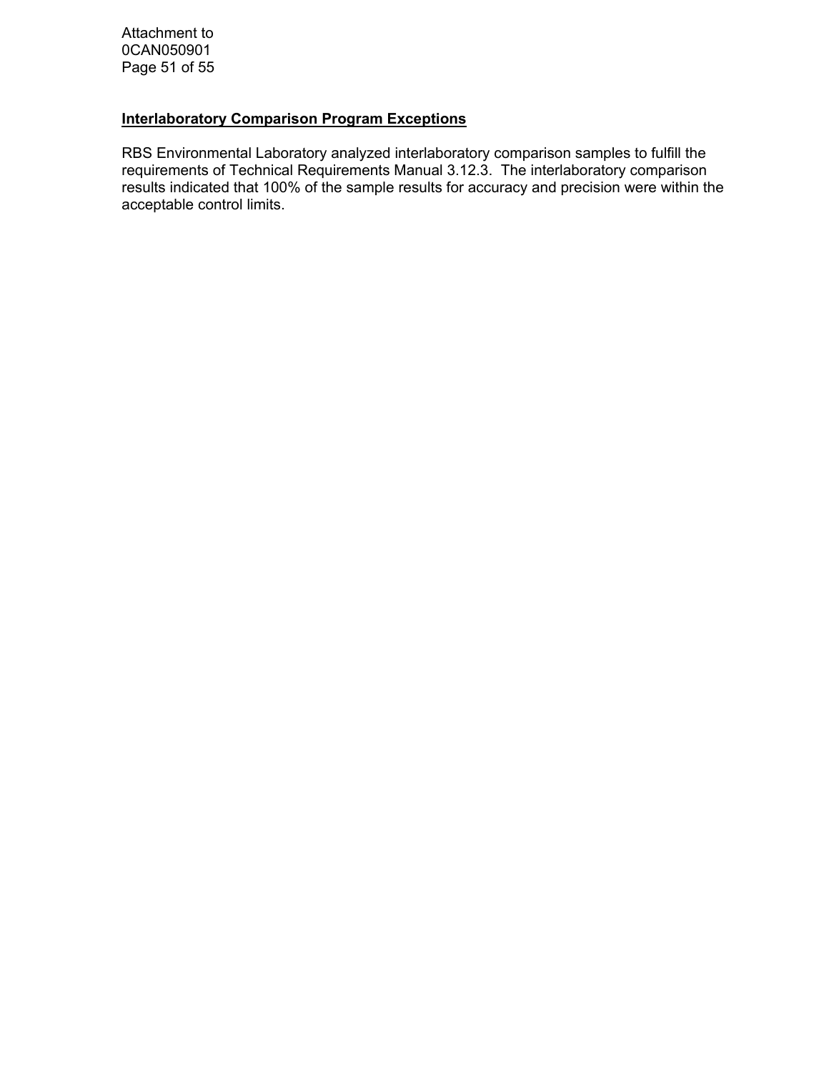**Interlaboratory Comparison Program Exceptions**

RBS Environmental Laboratory analyzed interlaboratory comparison samples to fulfill the requirements of Technical Requirements Manual 3.12.3. The interlaboratory comparison results indicated that 100% of the sample results for accuracy and precision were within the acceptable control limits.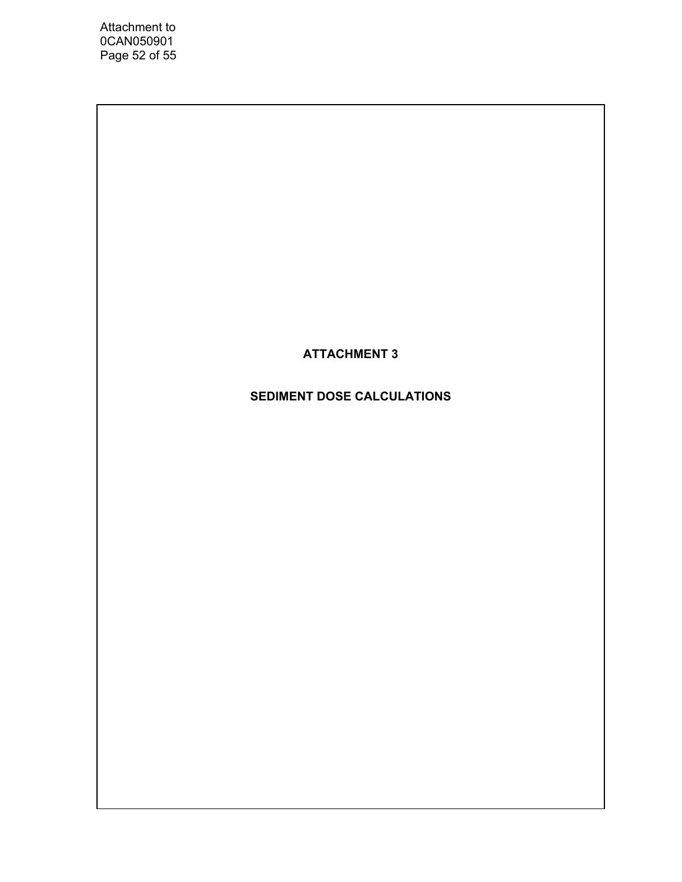# ATTACHMENT 3

## SEDIMENT DOSE CALCULATIONS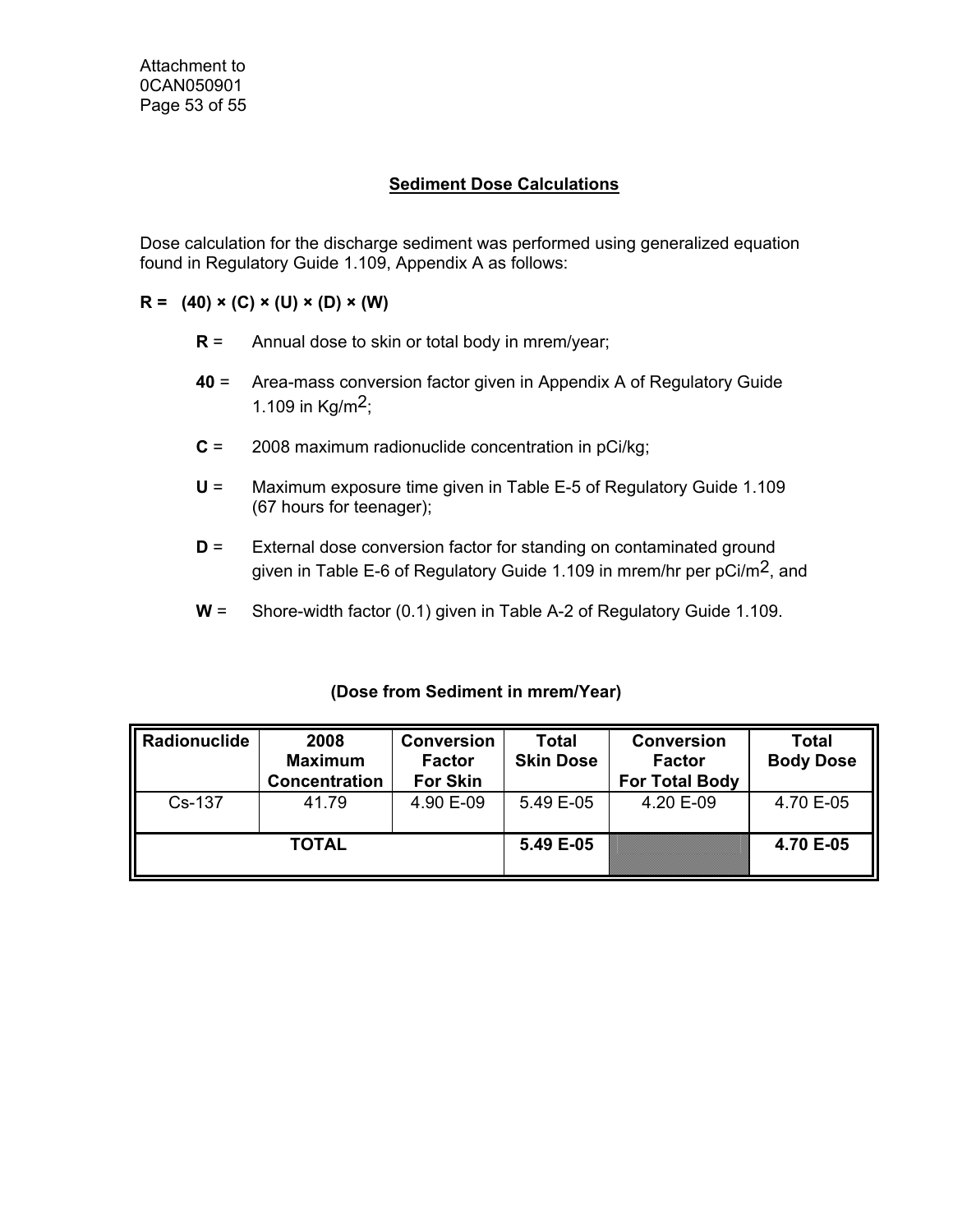## Sediment Dose Calculations

Dose calculation for the discharge sediment was performed using generalized equation found in Regulatory Guide 1.109, Appendix A as follows:

**R = (40) × (C) × (U) × (D) × (W)**

- **R** = Annual dose to skin or total body in mrem/year;
- **40** = Area-mass conversion factor given in Appendix A of Regulatory Guide 1.109 in Kg/m$^2$;
- **C** = 2008 maximum radionuclide concentration in pCi/kg;
- **U** = Maximum exposure time given in Table E-5 of Regulatory Guide 1.109 (67 hours for teenager);
- **D** = External dose conversion factor for standing on contaminated ground given in Table E-6 of Regulatory Guide 1.109 in mrem/hr per pCi/m$^2$, and
- **W** = Shore-width factor (0.1) given in Table A-2 of Regulatory Guide 1.109.

**(Dose from Sediment in mrem/Year)**

| Radionuclide | 2008 Maximum Concentration | Conversion Factor For Skin | Total Skin Dose | Conversion Factor For Total Body | Total Body Dose |
|---|---|---|---|---|---|
| Cs-137 | 41.79 | 4.90 E-09 | 5.49 E-05 | 4.20 E-09 | 4.70 E-05 |
| **TOTAL** | | | **5.49 E-05** | | **4.70 E-05** |